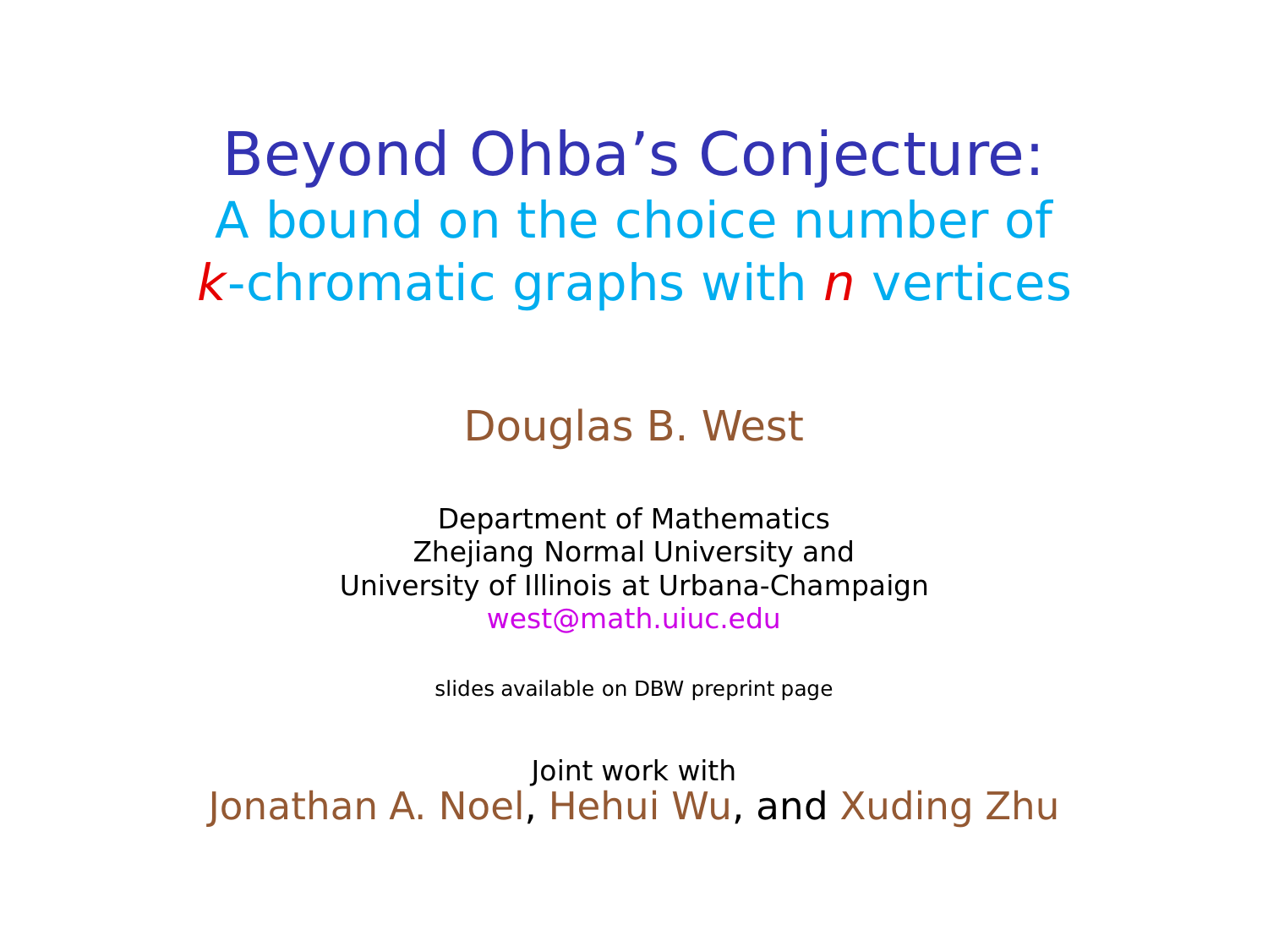# Beyond Ohba's Conjecture:

## A bound on the choice number of $k$-chromatic graphs with $n$ vertices

Douglas B. West

Department of Mathematics
Zhejiang Normal University and
University of Illinois at Urbana-Champaign
west@math.uiuc.edu

slides available on DBW preprint page

Joint work with
Jonathan A. Noel, Hehui Wu, and Xuding Zhu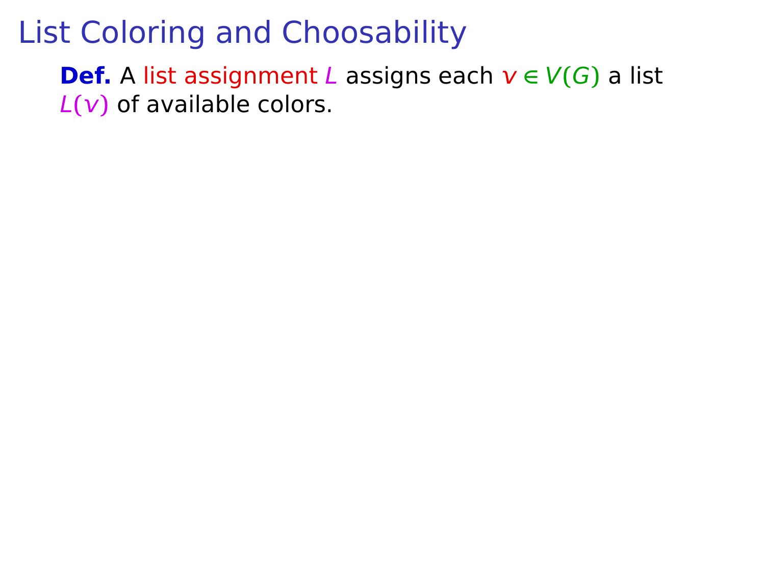# List Coloring and Choosability

**Def.** A list assignment $L$ assigns each $v \in V(G)$ a list $L(v)$ of available colors.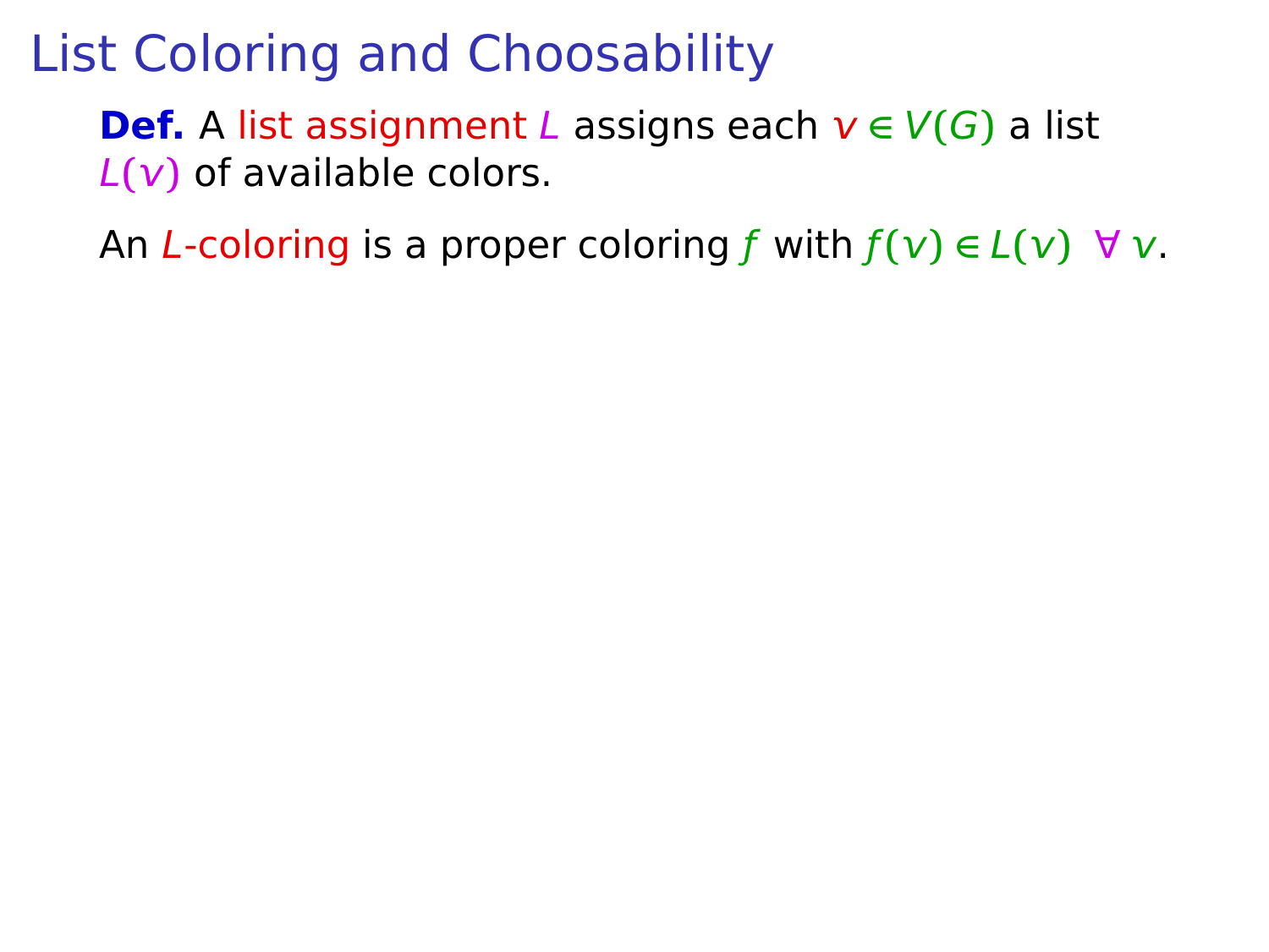# List Coloring and Choosability

**Def.** A list assignment $L$ assigns each $v \in V(G)$ a list $L(v)$ of available colors.

An $L$-coloring is a proper coloring $f$ with $f(v) \in L(v) \;\; \forall \, v$.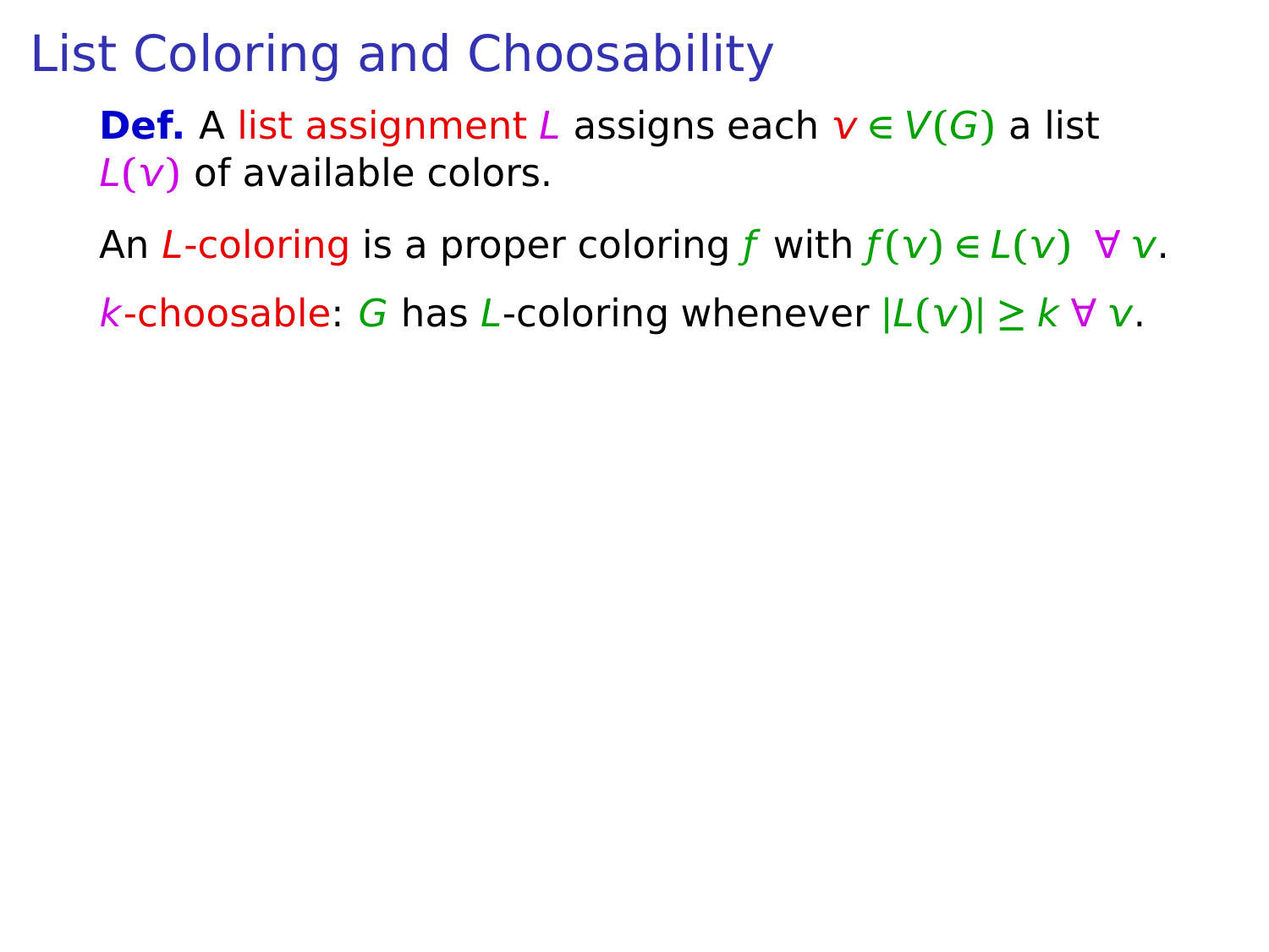# List Coloring and Choosability

**Def.** A list assignment $L$ assigns each $v \in V(G)$ a list $L(v)$ of available colors.

An $L$-coloring is a proper coloring $f$ with $f(v) \in L(v)\ \ \forall\, v$.

$k$-choosable: $G$ has $L$-coloring whenever $|L(v)| \geq k\ \forall\, v$.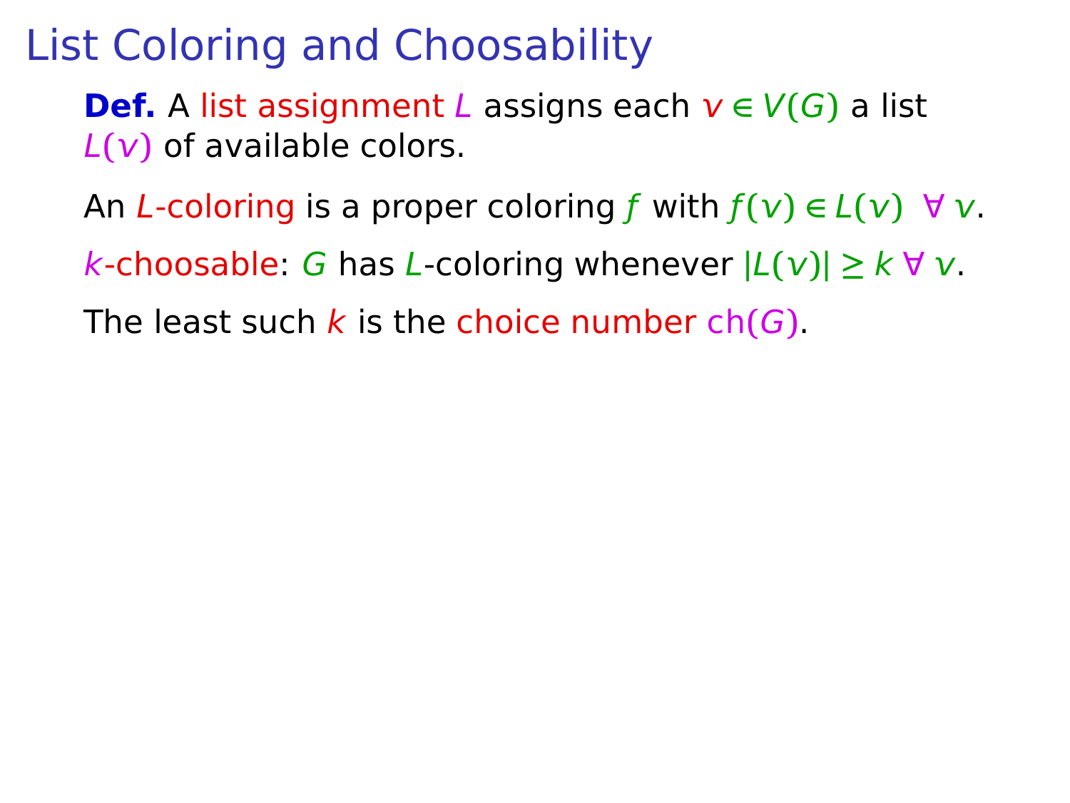# List Coloring and Choosability

**Def.** A list assignment $L$ assigns each $v \in V(G)$ a list $L(v)$ of available colors.

An $L$-coloring is a proper coloring $f$ with $f(v) \in L(v) \;\; \forall\, v$.

$k$-choosable: $G$ has $L$-coloring whenever $|L(v)| \geq k \;\forall\, v$.

The least such $k$ is the choice number $\text{ch}(G)$.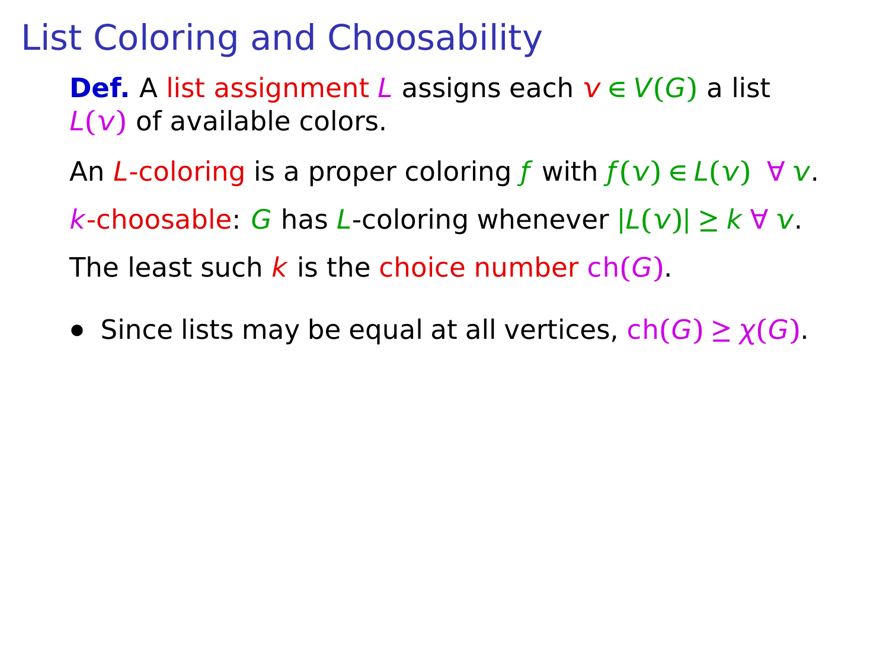# List Coloring and Choosability

**Def.** A list assignment $L$ assigns each $v \in V(G)$ a list $L(v)$ of available colors.

An $L$-coloring is a proper coloring $f$ with $f(v) \in L(v)\ \ \forall\, v$.

$k$-choosable: $G$ has $L$-coloring whenever $|L(v)| \geq k\ \forall\, v$.

The least such $k$ is the choice number $\text{ch}(G)$.

- Since lists may be equal at all vertices, $\text{ch}(G) \geq \chi(G)$.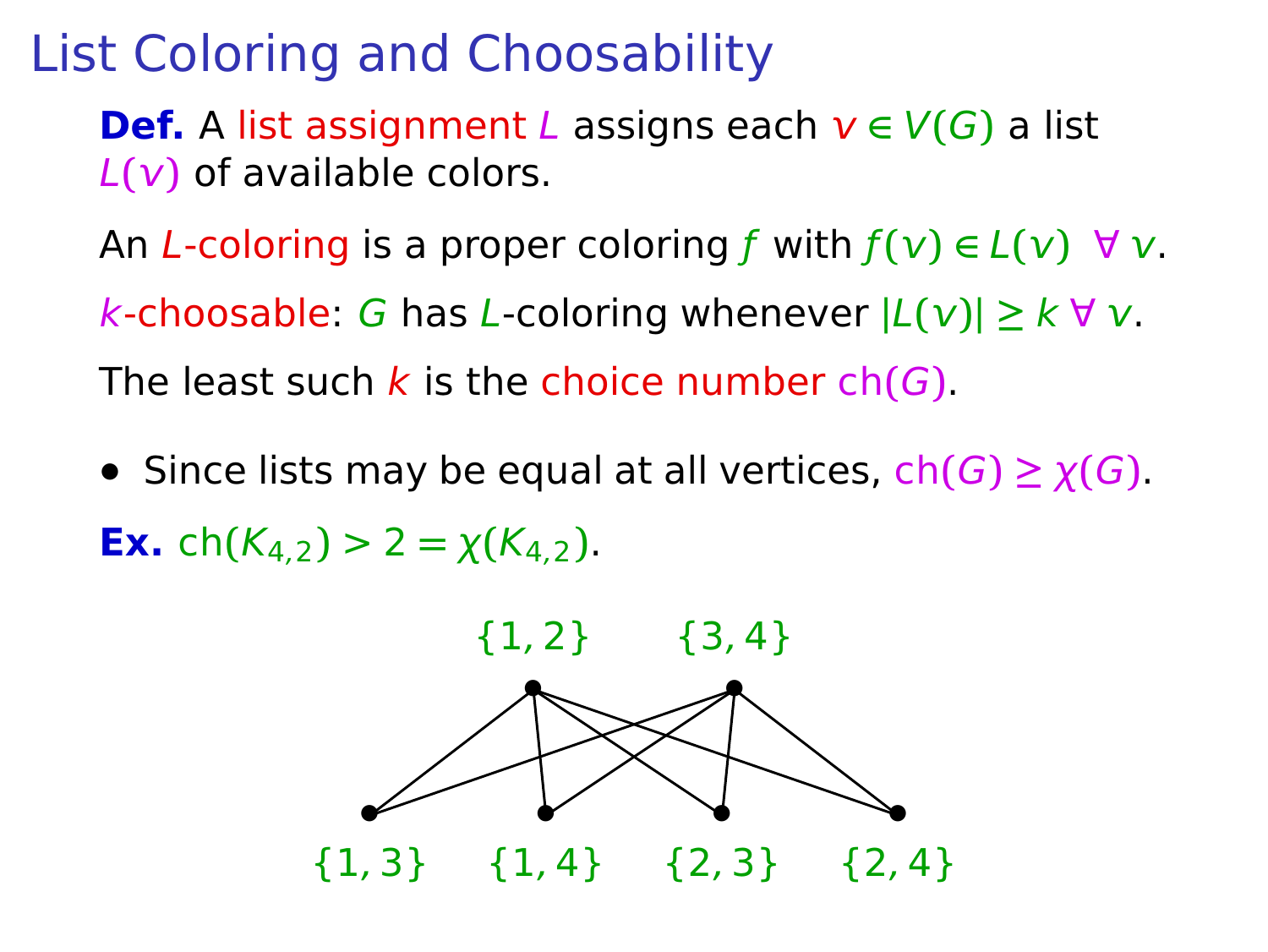# List Coloring and Choosability

**Def.** A list assignment $L$ assigns each $v \in V(G)$ a list $L(v)$ of available colors.

An $L$-coloring is a proper coloring $f$ with $f(v) \in L(v) \ \forall\, v$.

$k$-choosable: $G$ has $L$-coloring whenever $|L(v)| \geq k \ \forall\, v$.

The least such $k$ is the choice number $\text{ch}(G)$.

- Since lists may be equal at all vertices, $\text{ch}(G) \geq \chi(G)$.

**Ex.** $\text{ch}(K_{4,2}) > 2 = \chi(K_{4,2})$.

$\{1, 2\}$ $\{3, 4\}$

$\{1, 3\}$ $\{1, 4\}$ $\{2, 3\}$ $\{2, 4\}$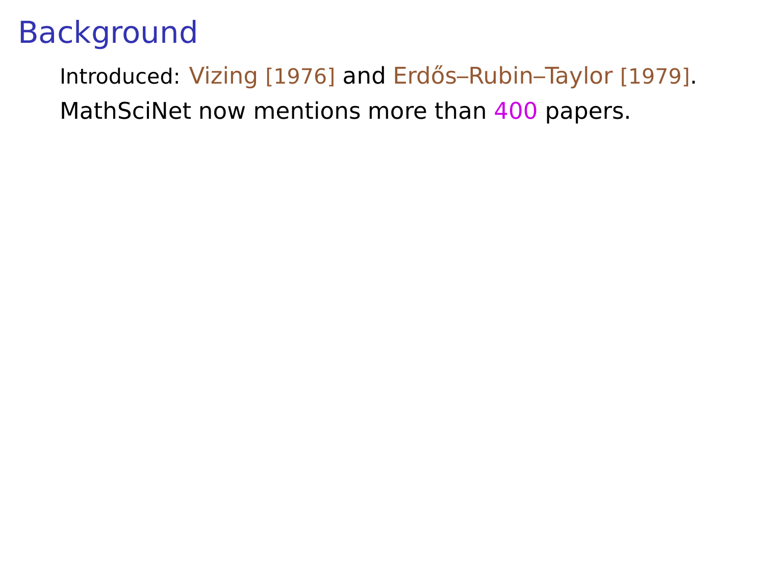# Background

Introduced: Vizing [1976] and Erdős–Rubin–Taylor [1979].

MathSciNet now mentions more than 400 papers.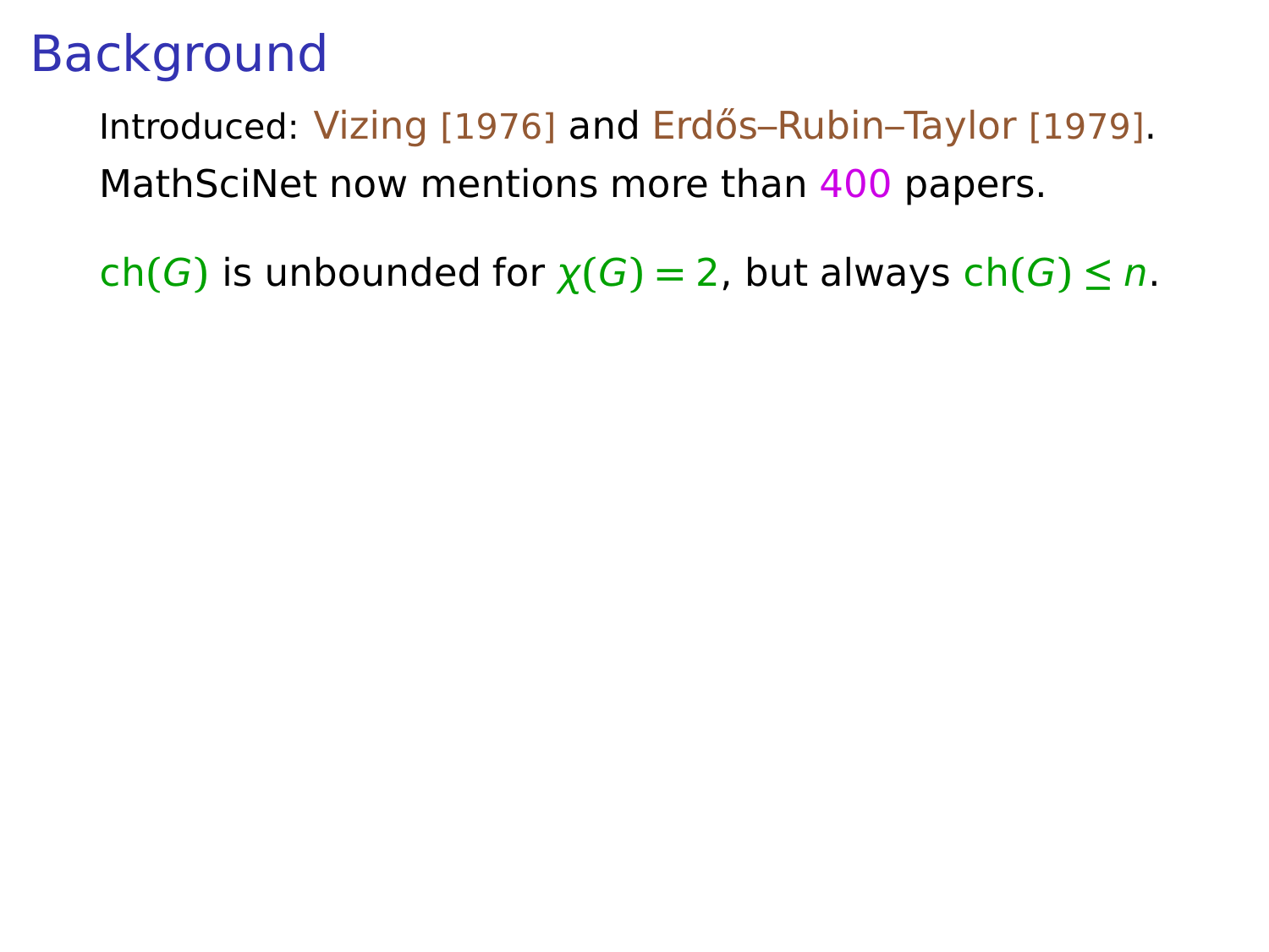# Background

Introduced: Vizing [1976] and Erdős–Rubin–Taylor [1979].

MathSciNet now mentions more than 400 papers.

$\text{ch}(G)$ is unbounded for $\chi(G) = 2$, but always $\text{ch}(G) \leq n$.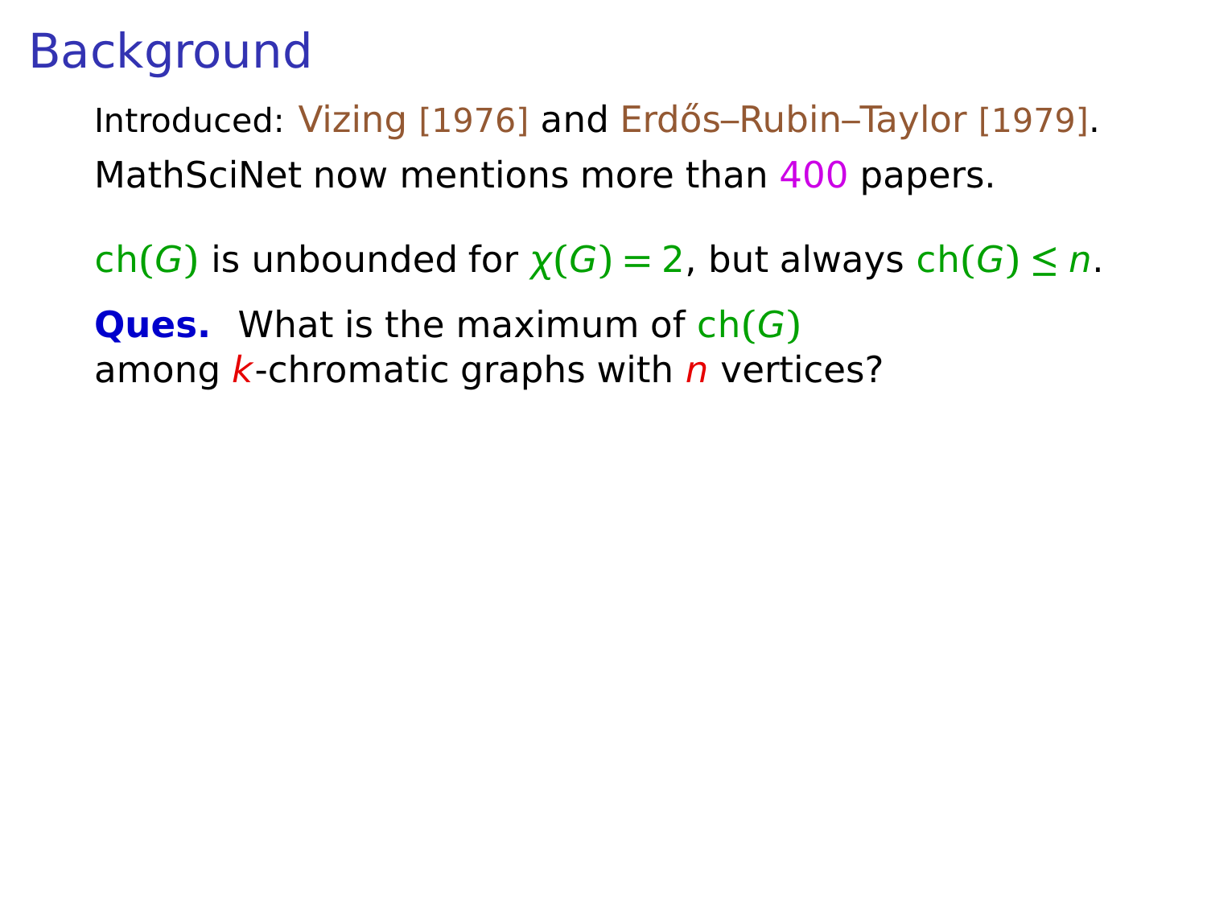# Background

Introduced: Vizing [1976] and Erdős–Rubin–Taylor [1979].

MathSciNet now mentions more than 400 papers.

$\mathrm{ch}(G)$ is unbounded for $\chi(G) = 2$, but always $\mathrm{ch}(G) \le n$.

**Ques.** What is the maximum of $\mathrm{ch}(G)$ among $k$-chromatic graphs with $n$ vertices?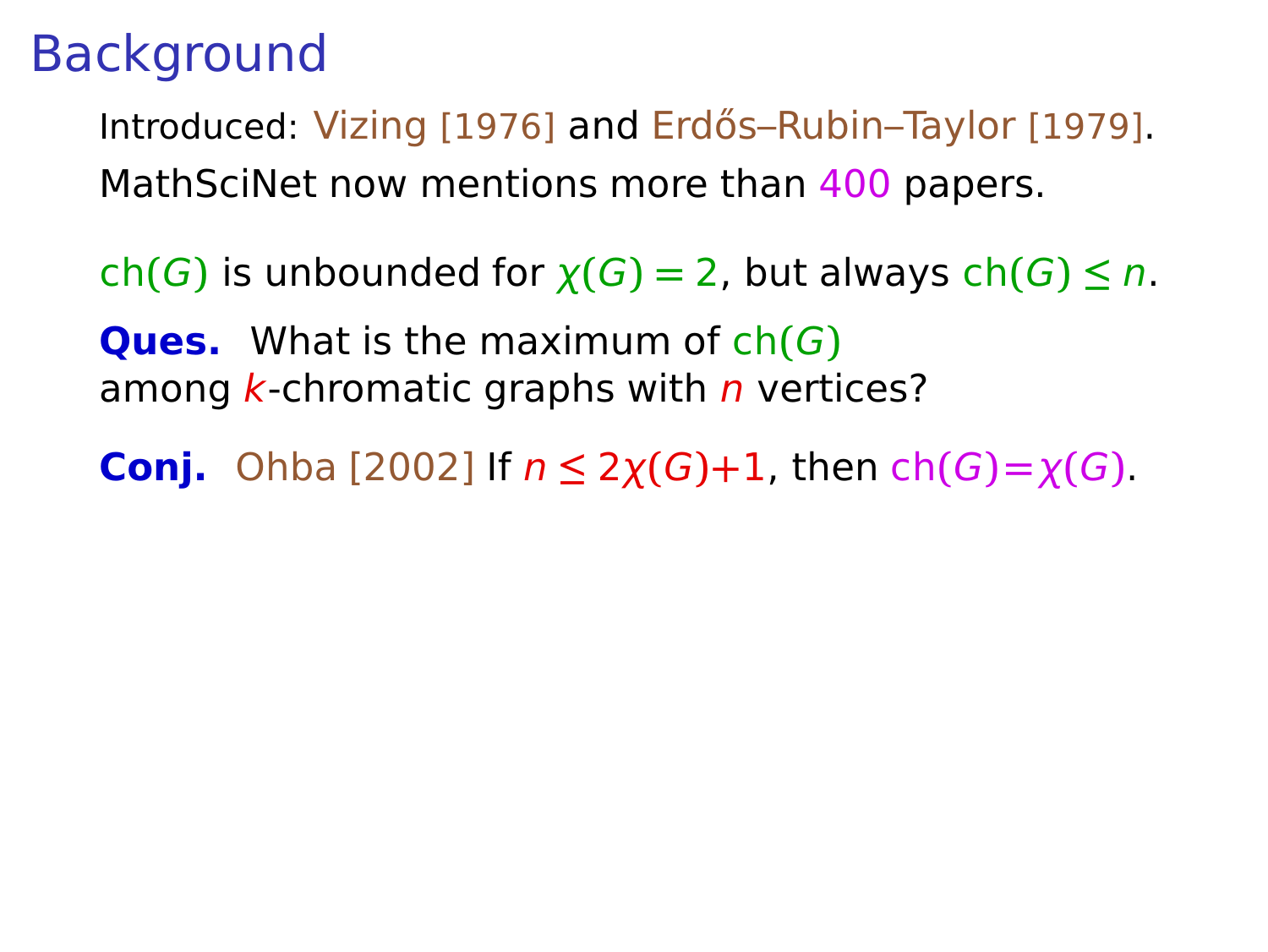# Background

Introduced: Vizing [1976] and Erdős–Rubin–Taylor [1979].

MathSciNet now mentions more than 400 papers.

$\mathrm{ch}(G)$ is unbounded for $\chi(G) = 2$, but always $\mathrm{ch}(G) \leq n$.

**Ques.** What is the maximum of $\mathrm{ch}(G)$ among $k$-chromatic graphs with $n$ vertices?

**Conj.** Ohba [2002] If $n \leq 2\chi(G)+1$, then $\mathrm{ch}(G)=\chi(G)$.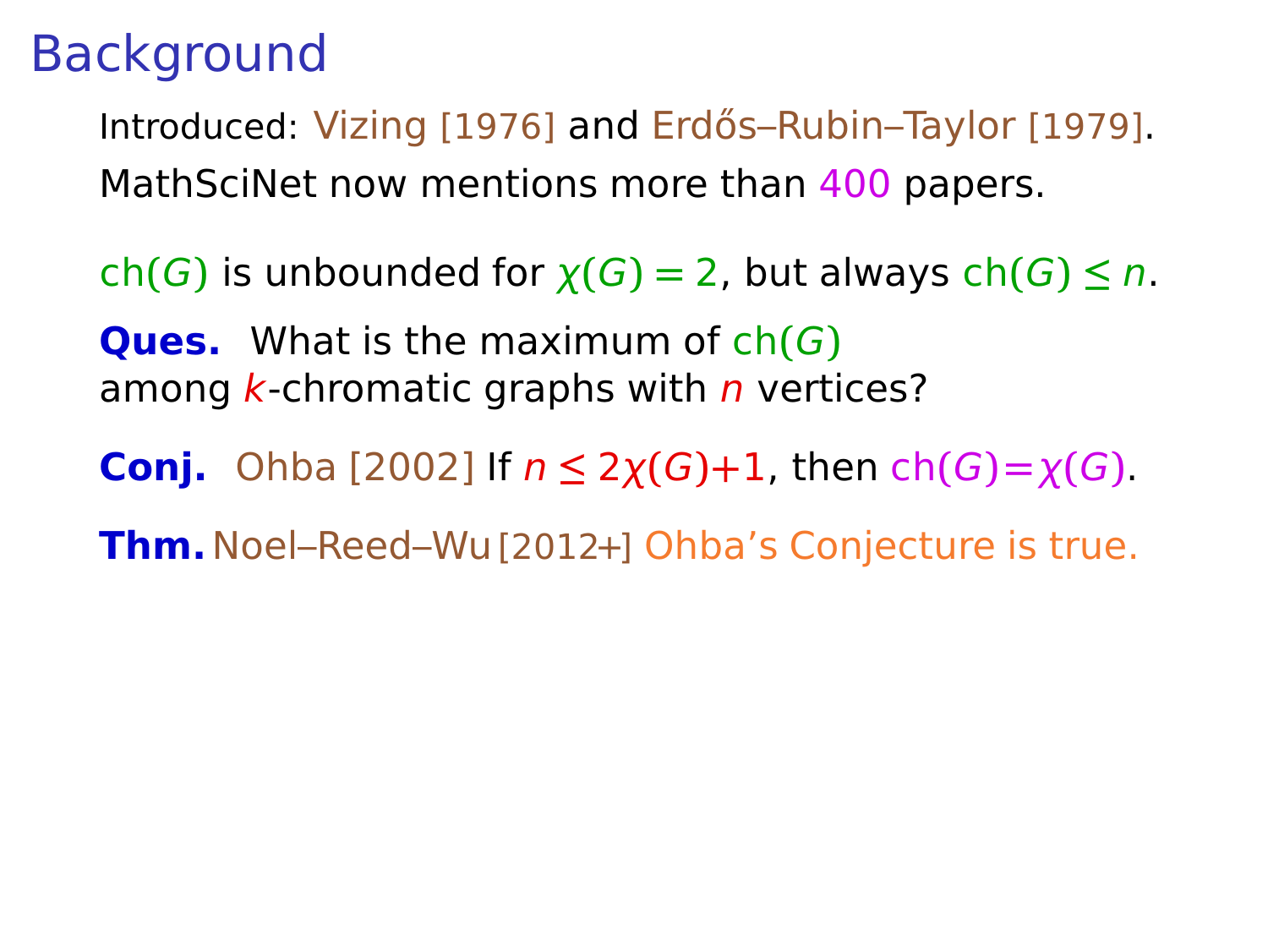# Background

Introduced: Vizing [1976] and Erdős–Rubin–Taylor [1979].

MathSciNet now mentions more than 400 papers.

$\text{ch}(G)$ is unbounded for $\chi(G) = 2$, but always $\text{ch}(G) \leq n$.

**Ques.** What is the maximum of $\text{ch}(G)$ among $k$-chromatic graphs with $n$ vertices?

**Conj.** Ohba [2002] If $n \leq 2\chi(G)+1$, then $\text{ch}(G)=\chi(G)$.

**Thm.** Noel–Reed–Wu [2012+] Ohba's Conjecture is true.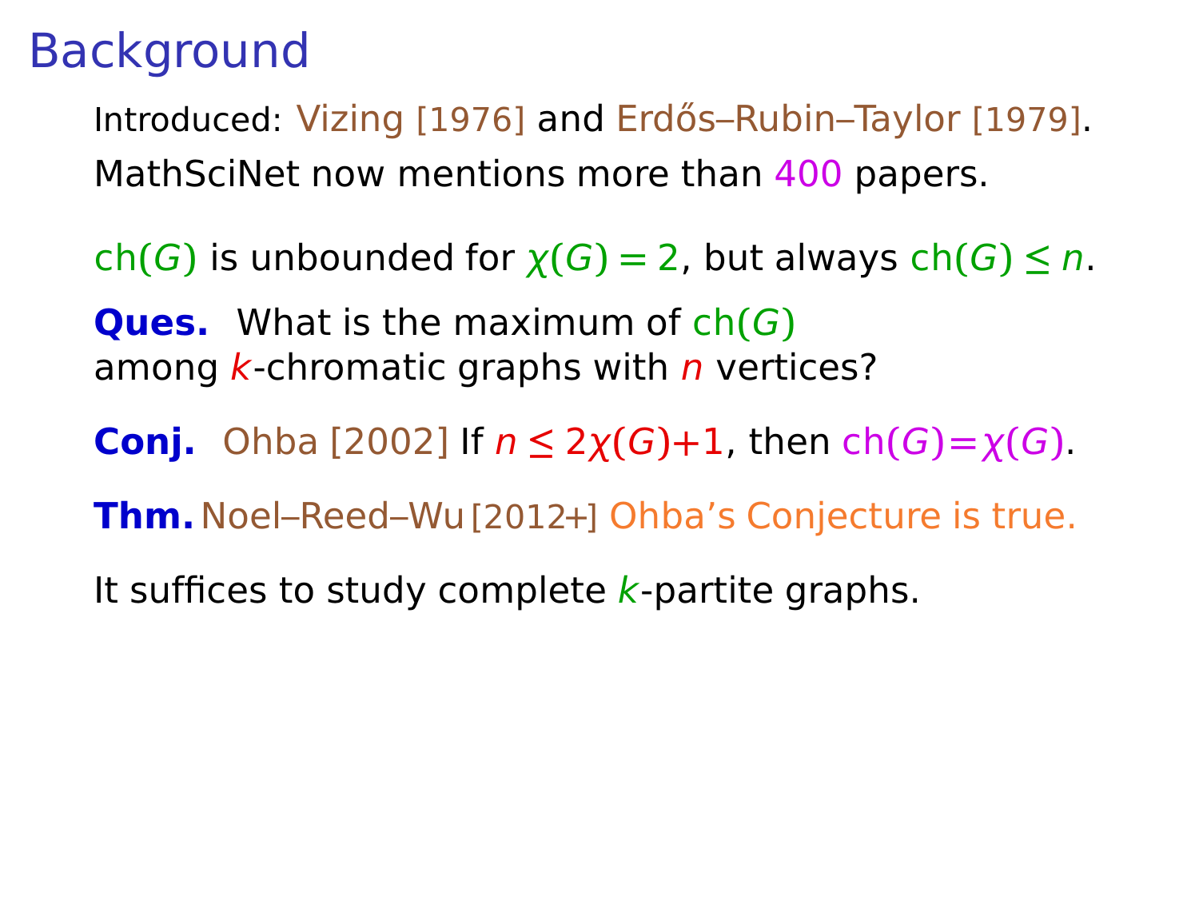# Background

Introduced: Vizing [1976] and Erdős–Rubin–Taylor [1979].

MathSciNet now mentions more than 400 papers.

$\mathrm{ch}(G)$ is unbounded for $\chi(G) = 2$, but always $\mathrm{ch}(G) \leq n$.

**Ques.** What is the maximum of $\mathrm{ch}(G)$ among $k$-chromatic graphs with $n$ vertices?

**Conj.** Ohba [2002] If $n \leq 2\chi(G)+1$, then $\mathrm{ch}(G)=\chi(G)$.

**Thm.** Noel–Reed–Wu [2012+] Ohba's Conjecture is true.

It suffices to study complete $k$-partite graphs.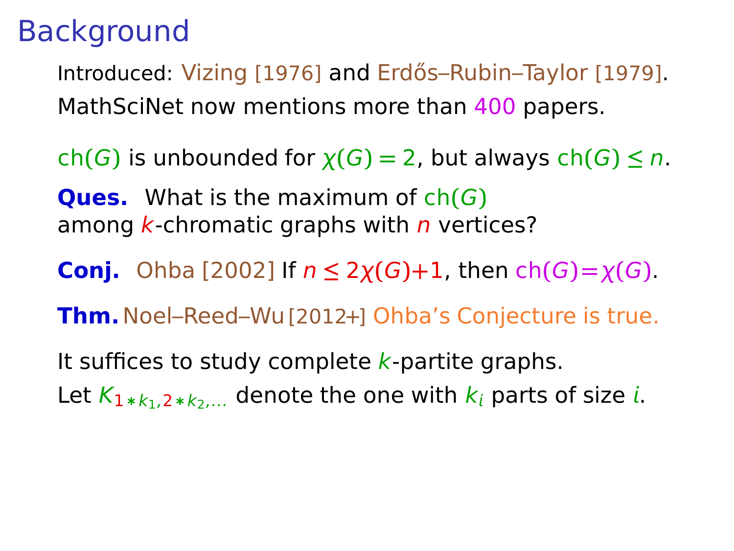# Background

Introduced: Vizing [1976] and Erdős–Rubin–Taylor [1979].

MathSciNet now mentions more than 400 papers.

$\mathrm{ch}(G)$ is unbounded for $\chi(G) = 2$, but always $\mathrm{ch}(G) \leq n$.

**Ques.** What is the maximum of $\mathrm{ch}(G)$ among $k$-chromatic graphs with $n$ vertices?

**Conj.** Ohba [2002] If $n \leq 2\chi(G)+1$, then $\mathrm{ch}(G)=\chi(G)$.

**Thm.** Noel–Reed–Wu [2012+] Ohba's Conjecture is true.

It suffices to study complete $k$-partite graphs.

Let $K_{1*k_1,2*k_2,\ldots}$ denote the one with $k_i$ parts of size $i$.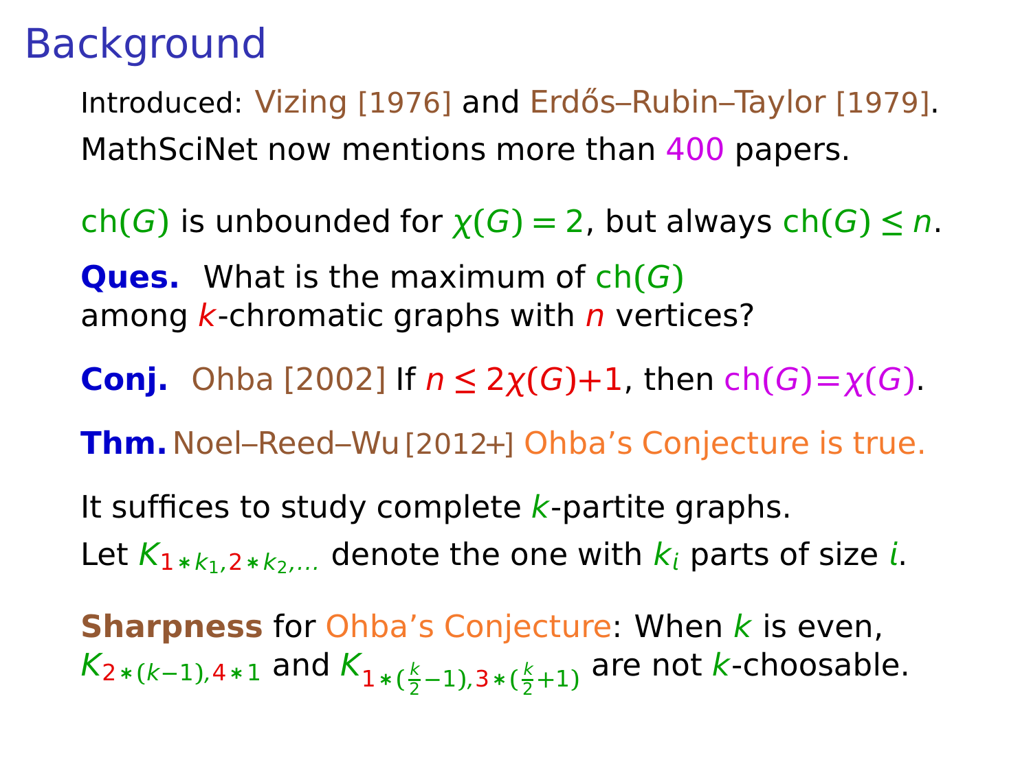# Background

Introduced: Vizing [1976] and Erdős–Rubin–Taylor [1979].

MathSciNet now mentions more than 400 papers.

$\mathrm{ch}(G)$ is unbounded for $\chi(G) = 2$, but always $\mathrm{ch}(G) \leq n$.

**Ques.** What is the maximum of $\mathrm{ch}(G)$ among $k$-chromatic graphs with $n$ vertices?

**Conj.** Ohba [2002] If $n \leq 2\chi(G)+1$, then $\mathrm{ch}(G)=\chi(G)$.

**Thm.** Noel–Reed–Wu [2012+] Ohba's Conjecture is true.

It suffices to study complete $k$-partite graphs.

Let $K_{1*k_1,2*k_2,\ldots}$ denote the one with $k_i$ parts of size $i$.

**Sharpness** for Ohba's Conjecture: When $k$ is even, $K_{2*(k-1),4*1}$ and $K_{1*(\frac{k}{2}-1),3*(\frac{k}{2}+1)}$ are not $k$-choosable.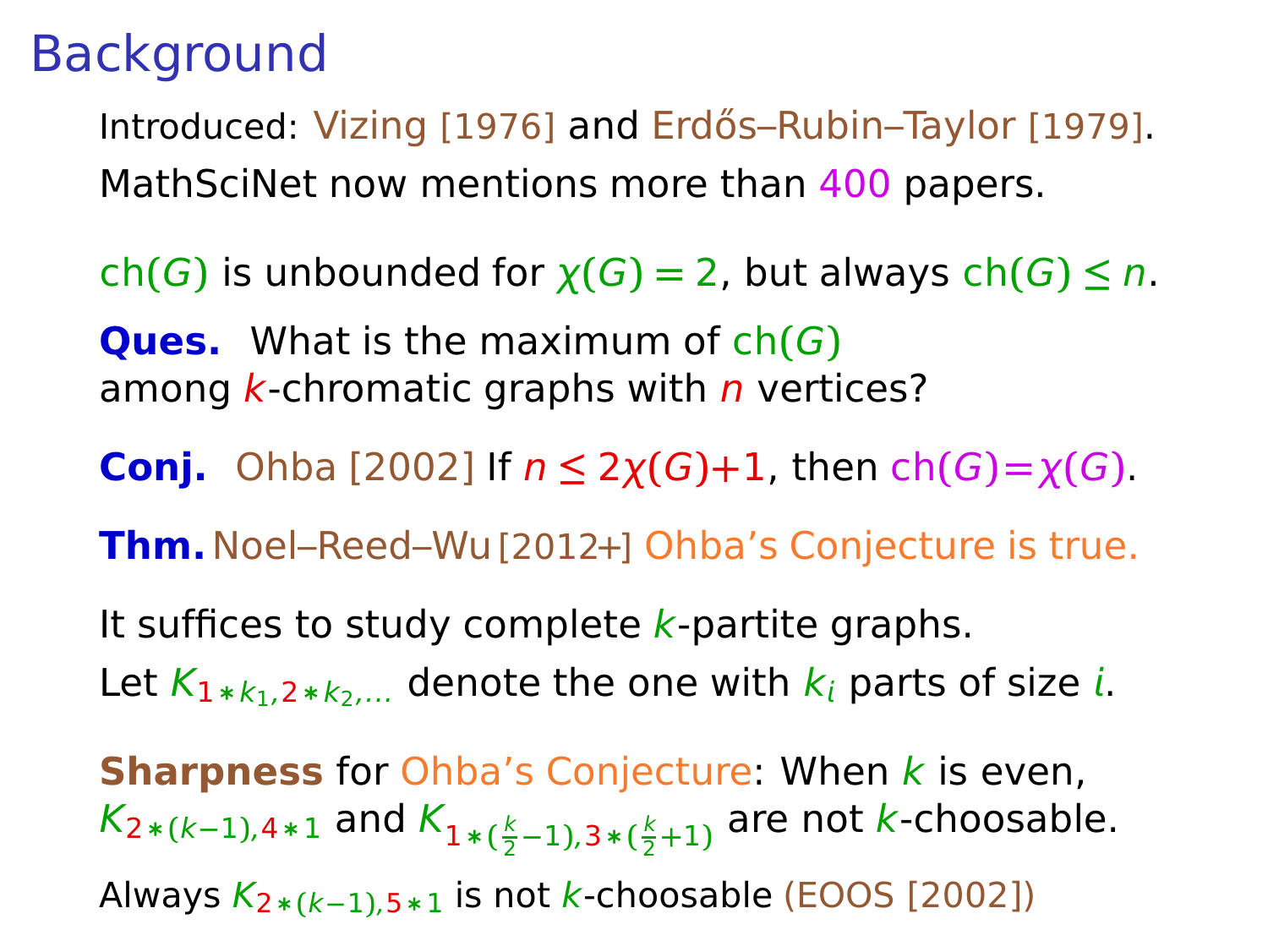# Background

Introduced: Vizing [1976] and Erdős–Rubin–Taylor [1979].

MathSciNet now mentions more than 400 papers.

$\mathrm{ch}(G)$ is unbounded for $\chi(G) = 2$, but always $\mathrm{ch}(G) \le n$.

**Ques.** What is the maximum of $\mathrm{ch}(G)$ among $k$-chromatic graphs with $n$ vertices?

**Conj.** Ohba [2002] If $n \le 2\chi(G)+1$, then $\mathrm{ch}(G) = \chi(G)$.

**Thm.** Noel–Reed–Wu [2012+] Ohba's Conjecture is true.

It suffices to study complete $k$-partite graphs.

Let $K_{1*k_1, 2*k_2, \ldots}$ denote the one with $k_i$ parts of size $i$.

**Sharpness** for Ohba's Conjecture: When $k$ is even, $K_{2*(k-1), 4*1}$ and $K_{1*(\frac{k}{2}-1), 3*(\frac{k}{2}+1)}$ are not $k$-choosable.

Always $K_{2*(k-1), 5*1}$ is not $k$-choosable (EOOS [2002])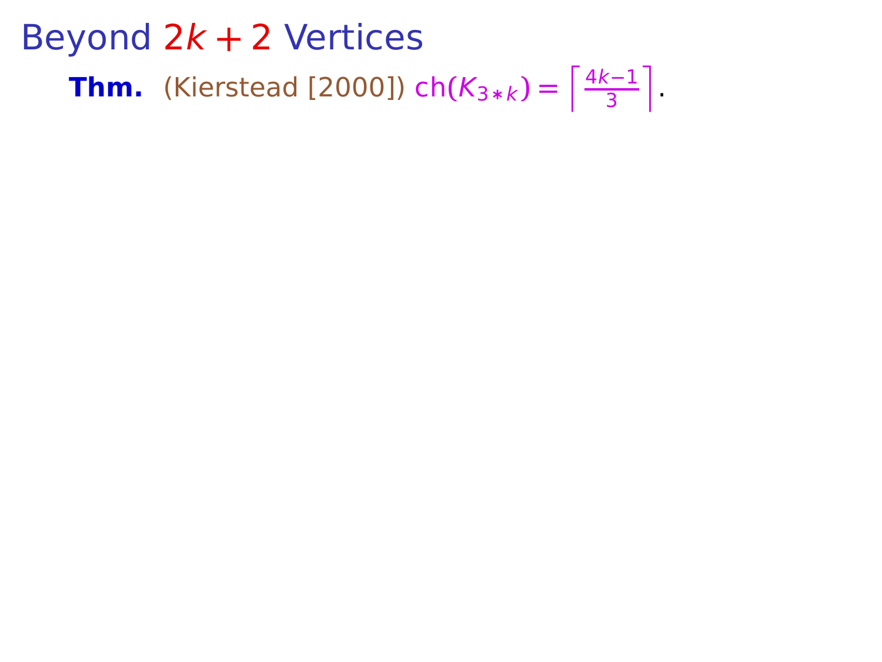# Beyond $2k+2$ Vertices

**Thm.** (Kierstead [2000]) $\mathrm{ch}(K_{3*k}) = \left\lceil \frac{4k-1}{3} \right\rceil$.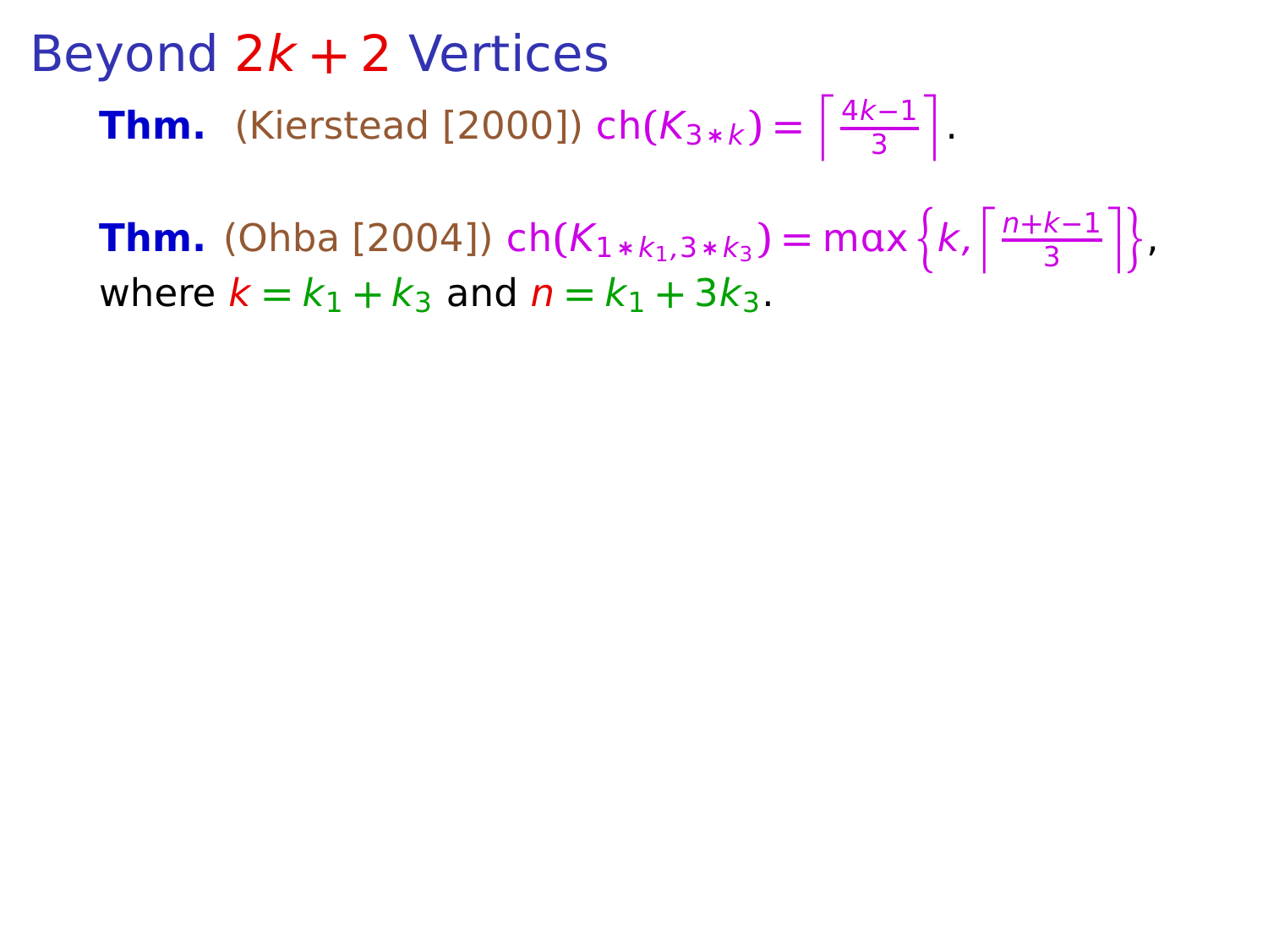# Beyond $2k+2$ Vertices

**Thm.** (Kierstead [2000]) $\text{ch}(K_{3*k}) = \left\lceil \frac{4k-1}{3} \right\rceil$.

**Thm.** (Ohba [2004]) $\text{ch}(K_{1*k_1,3*k_3}) = \max\left\{k, \left\lceil \frac{n+k-1}{3} \right\rceil\right\}$, where $k = k_1 + k_3$ and $n = k_1 + 3k_3$.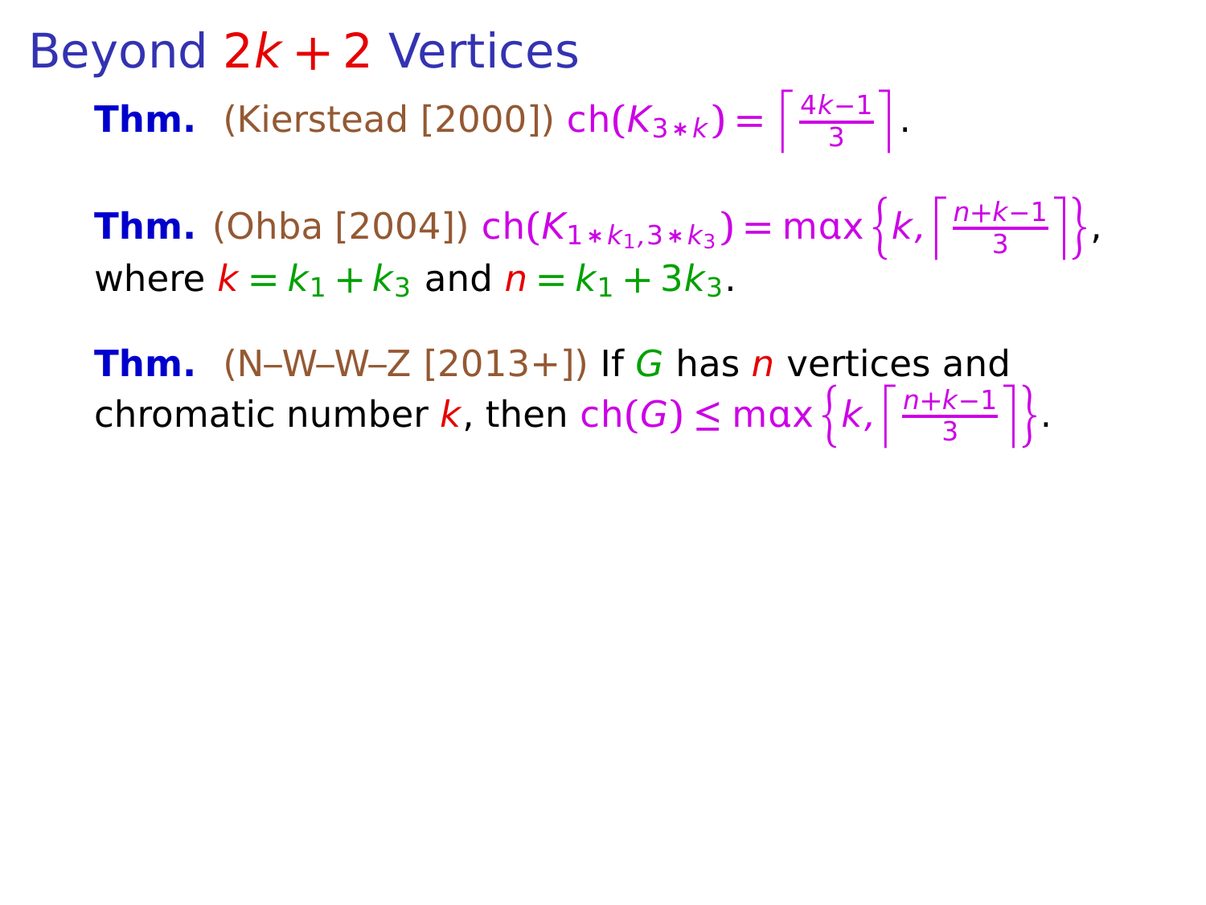# Beyond $2k+2$ Vertices

**Thm.** (Kierstead [2000]) $\text{ch}(K_{3*k}) = \left\lceil \frac{4k-1}{3} \right\rceil$.

**Thm.** (Ohba [2004]) $\text{ch}(K_{1*k_1,3*k_3}) = \max\left\{k, \left\lceil \frac{n+k-1}{3} \right\rceil\right\}$, where $k = k_1 + k_3$ and $n = k_1 + 3k_3$.

**Thm.** (N–W–W–Z [2013+]) If $G$ has $n$ vertices and chromatic number $k$, then $\text{ch}(G) \leq \max\left\{k, \left\lceil \frac{n+k-1}{3} \right\rceil\right\}$.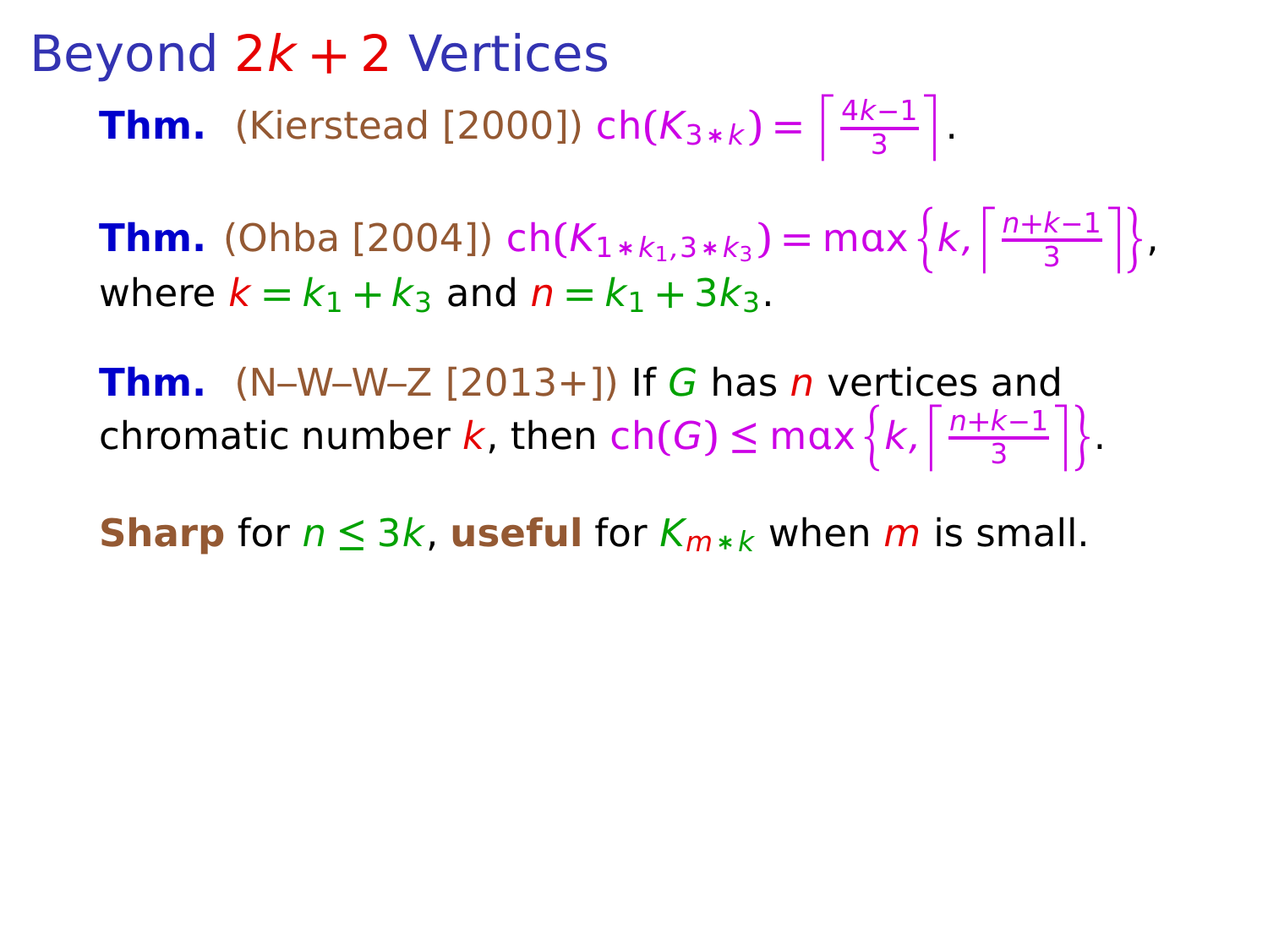# Beyond $2k+2$ Vertices

**Thm.** (Kierstead [2000]) $\mathrm{ch}(K_{3*k}) = \left\lceil \frac{4k-1}{3} \right\rceil$.

**Thm.** (Ohba [2004]) $\mathrm{ch}(K_{1*k_1,3*k_3}) = \max\left\{k, \left\lceil \frac{n+k-1}{3} \right\rceil\right\}$, where $k = k_1 + k_3$ and $n = k_1 + 3k_3$.

**Thm.** (N–W–W–Z [2013+]) If $G$ has $n$ vertices and chromatic number $k$, then $\mathrm{ch}(G) \le \max\left\{k, \left\lceil \frac{n+k-1}{3} \right\rceil\right\}$.

**Sharp** for $n \le 3k$, **useful** for $K_{m*k}$ when $m$ is small.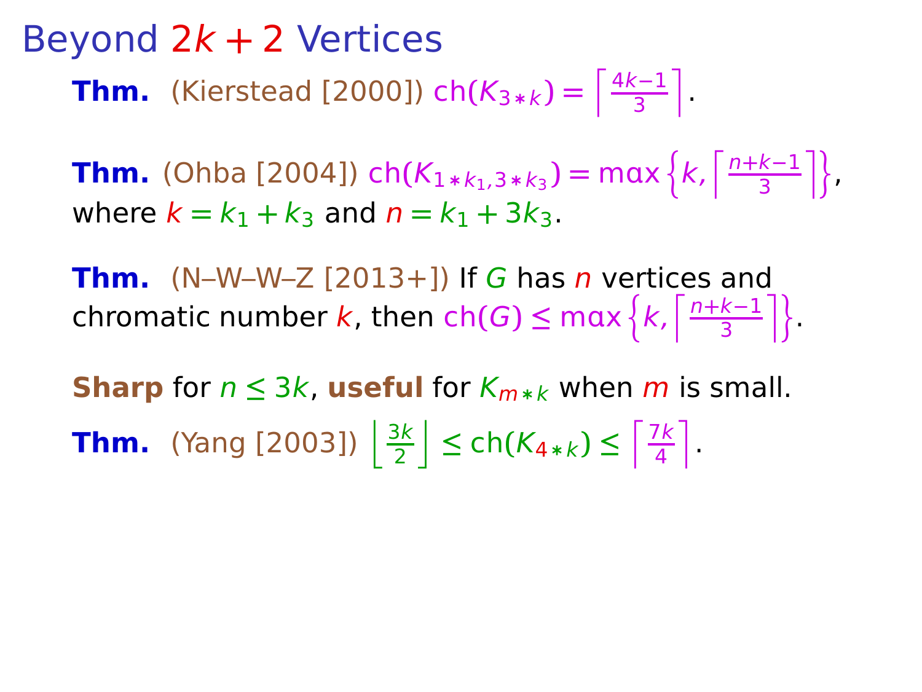# Beyond $2k+2$ Vertices

**Thm.** (Kierstead [2000]) $\text{ch}(K_{3*k}) = \left\lceil \frac{4k-1}{3} \right\rceil$.

**Thm.** (Ohba [2004]) $\text{ch}(K_{1*k_1,3*k_3}) = \max\left\{k, \left\lceil \frac{n+k-1}{3} \right\rceil\right\}$, where $k = k_1 + k_3$ and $n = k_1 + 3k_3$.

**Thm.** (N–W–W–Z [2013+]) If $G$ has $n$ vertices and chromatic number $k$, then $\text{ch}(G) \le \max\left\{k, \left\lceil \frac{n+k-1}{3} \right\rceil\right\}$.

**Sharp** for $n \le 3k$, **useful** for $K_{m*k}$ when $m$ is small.

**Thm.** (Yang [2003]) $\left\lfloor \frac{3k}{2} \right\rfloor \le \text{ch}(K_{4*k}) \le \left\lceil \frac{7k}{4} \right\rceil$.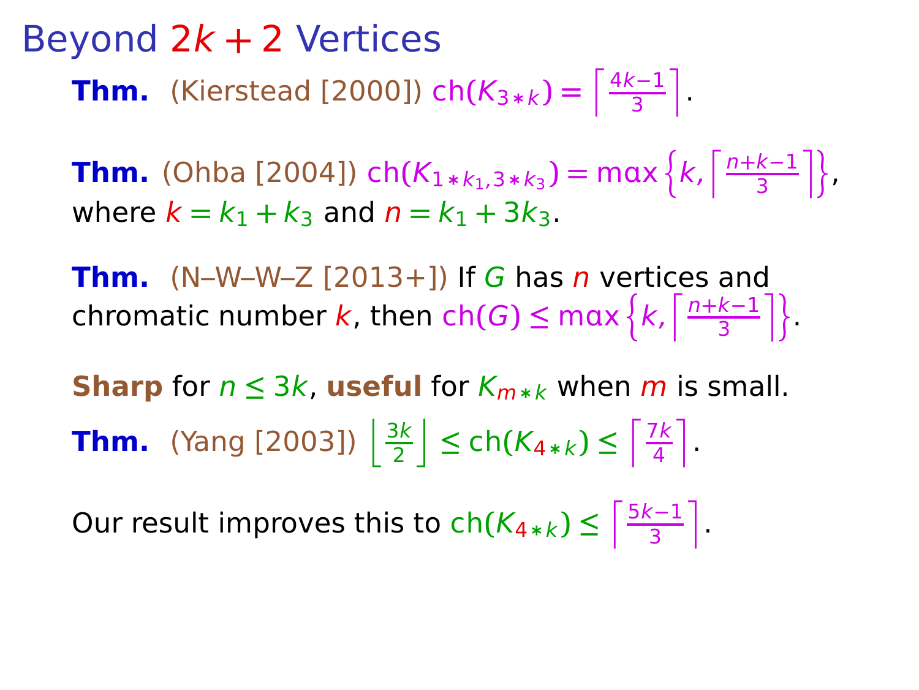# Beyond $2k+2$ Vertices

**Thm.** (Kierstead [2000]) $\mathrm{ch}(K_{3*k}) = \left\lceil \frac{4k-1}{3} \right\rceil$.

**Thm.** (Ohba [2004]) $\mathrm{ch}(K_{1*k_1,3*k_3}) = \max\left\{k, \left\lceil \frac{n+k-1}{3} \right\rceil\right\}$, where $k = k_1 + k_3$ and $n = k_1 + 3k_3$.

**Thm.** (N–W–W–Z [2013+]) If $G$ has $n$ vertices and chromatic number $k$, then $\mathrm{ch}(G) \le \max\left\{k, \left\lceil \frac{n+k-1}{3} \right\rceil\right\}$.

**Sharp** for $n \le 3k$, **useful** for $K_{m*k}$ when $m$ is small.

**Thm.** (Yang [2003]) $\left\lfloor \frac{3k}{2} \right\rfloor \le \mathrm{ch}(K_{4*k}) \le \left\lceil \frac{7k}{4} \right\rceil$.

Our result improves this to $\mathrm{ch}(K_{4*k}) \le \left\lceil \frac{5k-1}{3} \right\rceil$.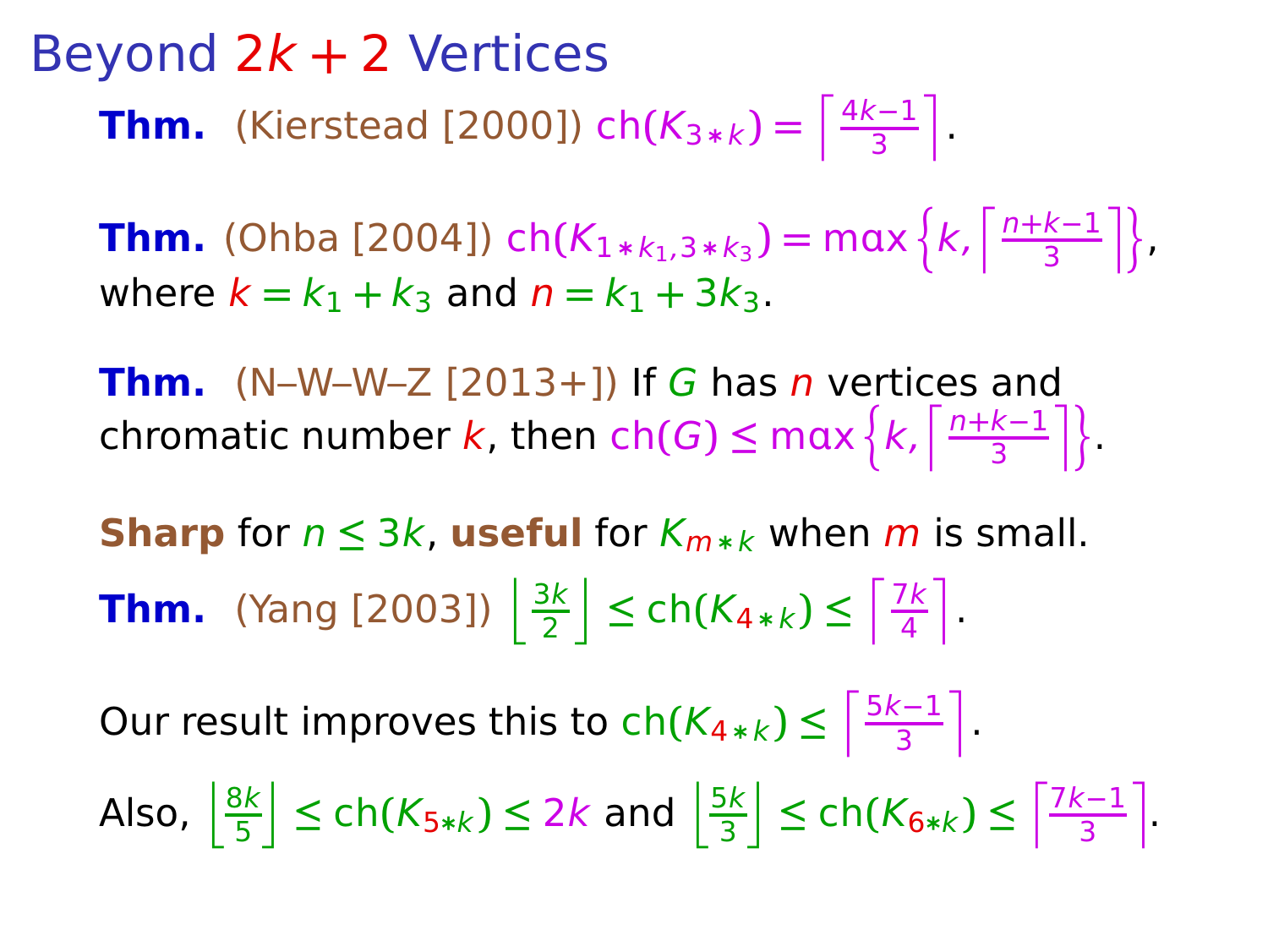# Beyond $2k+2$ Vertices

**Thm.** (Kierstead [2000]) $\text{ch}(K_{3*k}) = \left\lceil \frac{4k-1}{3} \right\rceil$.

**Thm.** (Ohba [2004]) $\text{ch}(K_{1*k_1,3*k_3}) = \max\left\{k, \left\lceil \frac{n+k-1}{3} \right\rceil\right\}$, where $k = k_1 + k_3$ and $n = k_1 + 3k_3$.

**Thm.** (N–W–W–Z [2013+]) If $G$ has $n$ vertices and chromatic number $k$, then $\text{ch}(G) \le \max\left\{k, \left\lceil \frac{n+k-1}{3} \right\rceil\right\}$.

**Sharp** for $n \le 3k$, **useful** for $K_{m*k}$ when $m$ is small.

**Thm.** (Yang [2003]) $\left\lfloor \frac{3k}{2} \right\rfloor \le \text{ch}(K_{4*k}) \le \left\lceil \frac{7k}{4} \right\rceil$.

Our result improves this to $\text{ch}(K_{4*k}) \le \left\lceil \frac{5k-1}{3} \right\rceil$.

Also, $\left\lfloor \frac{8k}{5} \right\rfloor \le \text{ch}(K_{5*k}) \le 2k$ and $\left\lfloor \frac{5k}{3} \right\rfloor \le \text{ch}(K_{6*k}) \le \left\lceil \frac{7k-1}{3} \right\rceil$.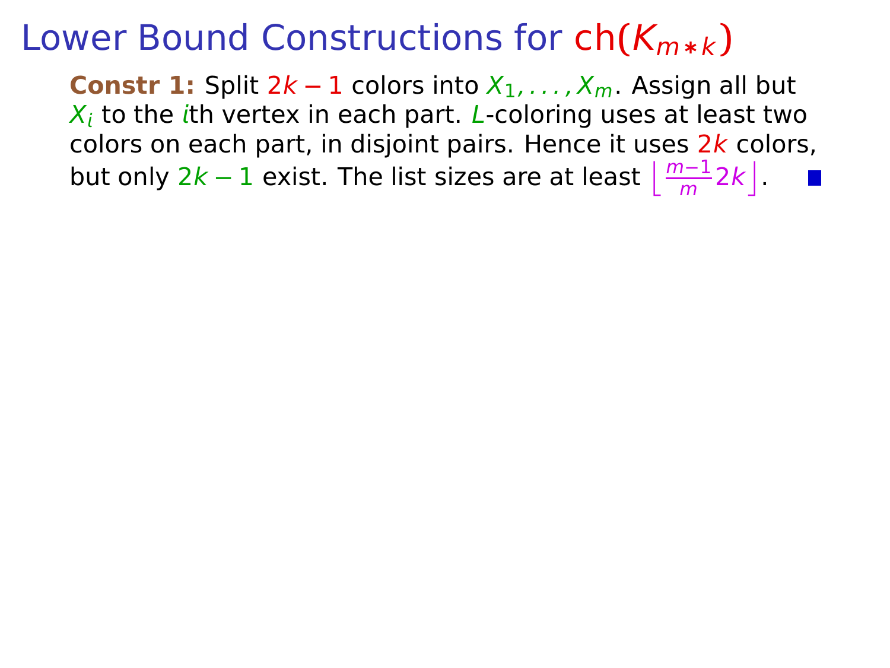# Lower Bound Constructions for $\text{ch}(K_{m*k})$

**Constr 1:** Split $2k-1$ colors into $X_1, \ldots, X_m$. Assign all but $X_i$ to the $i$th vertex in each part. $L$-coloring uses at least two colors on each part, in disjoint pairs. Hence it uses $2k$ colors, but only $2k-1$ exist. The list sizes are at least $\left\lfloor \frac{m-1}{m} 2k \right\rfloor$. ■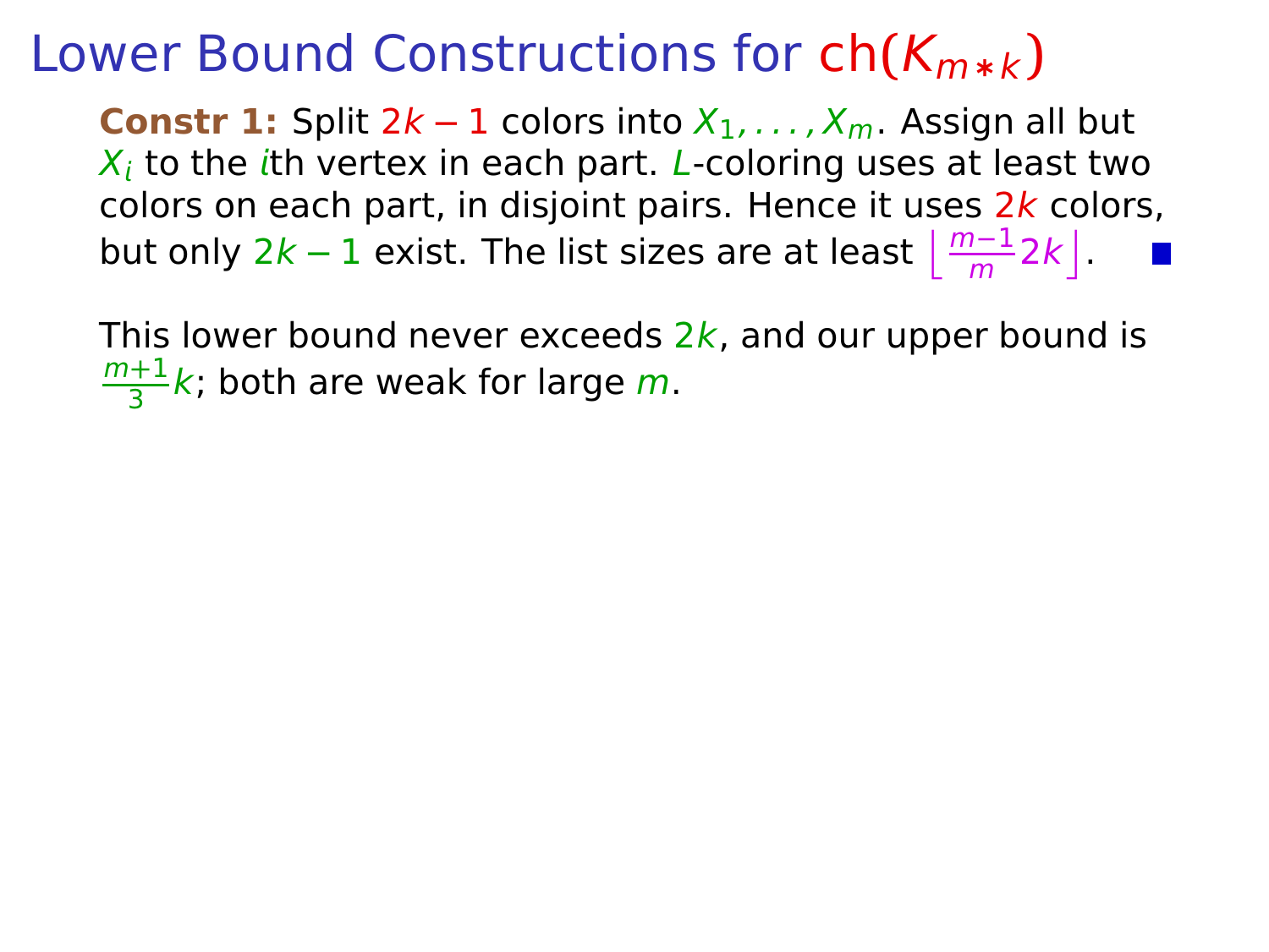# Lower Bound Constructions for $\mathrm{ch}(K_{m*k})$

**Constr 1:** Split $2k-1$ colors into $X_1, \ldots, X_m$. Assign all but $X_i$ to the $i$th vertex in each part. $L$-coloring uses at least two colors on each part, in disjoint pairs. Hence it uses $2k$ colors, but only $2k-1$ exist. The list sizes are at least $\left\lfloor \frac{m-1}{m} 2k \right\rfloor$. ■

This lower bound never exceeds $2k$, and our upper bound is $\frac{m+1}{3}k$; both are weak for large $m$.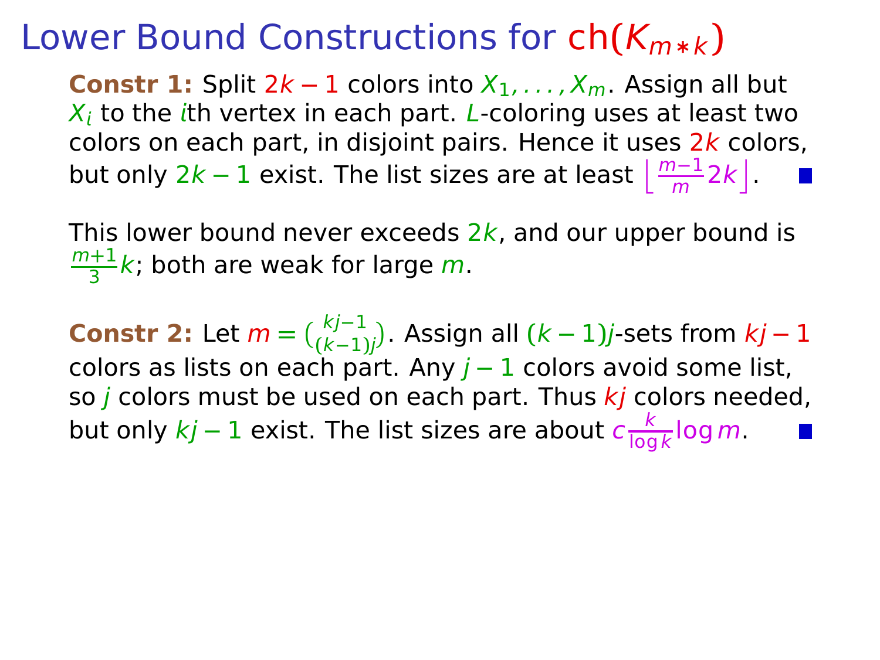# Lower Bound Constructions for $\mathrm{ch}(K_{m*k})$

**Constr 1:** Split $2k-1$ colors into $X_1, \ldots, X_m$. Assign all but $X_i$ to the $i$th vertex in each part. $L$-coloring uses at least two colors on each part, in disjoint pairs. Hence it uses $2k$ colors, but only $2k-1$ exist. The list sizes are at least $\left\lfloor \frac{m-1}{m} 2k \right\rfloor$. ■

This lower bound never exceeds $2k$, and our upper bound is $\frac{m+1}{3}k$; both are weak for large $m$.

**Constr 2:** Let $m = \binom{kj-1}{(k-1)j}$. Assign all $(k-1)j$-sets from $kj-1$ colors as lists on each part. Any $j-1$ colors avoid some list, so $j$ colors must be used on each part. Thus $kj$ colors needed, but only $kj-1$ exist. The list sizes are about $c\frac{k}{\log k}\log m$. ■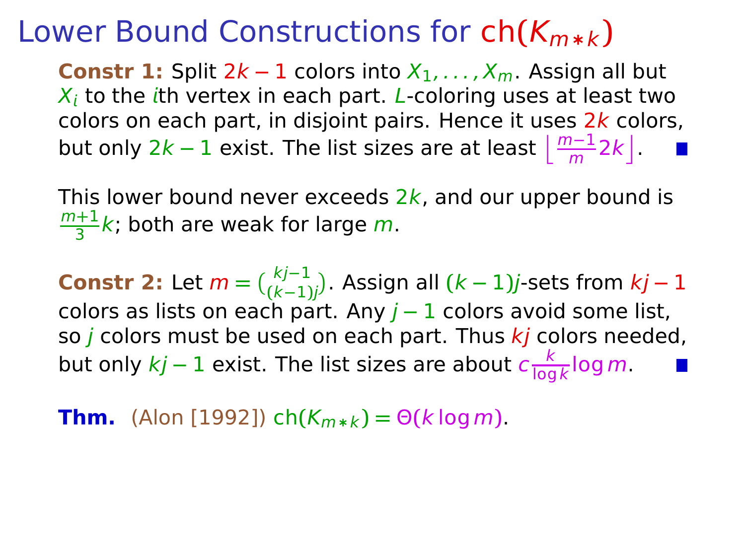# Lower Bound Constructions for $\mathrm{ch}(K_{m*k})$

**Constr 1:** Split $2k-1$ colors into $X_1, \ldots, X_m$. Assign all but $X_i$ to the $i$th vertex in each part. $L$-coloring uses at least two colors on each part, in disjoint pairs. Hence it uses $2k$ colors, but only $2k-1$ exist. The list sizes are at least $\left\lfloor \frac{m-1}{m} 2k \right\rfloor$. ∎

This lower bound never exceeds $2k$, and our upper bound is $\frac{m+1}{3}k$; both are weak for large $m$.

**Constr 2:** Let $m = \binom{kj-1}{(k-1)j}$. Assign all $(k-1)j$-sets from $kj-1$ colors as lists on each part. Any $j-1$ colors avoid some list, so $j$ colors must be used on each part. Thus $kj$ colors needed, but only $kj-1$ exist. The list sizes are about $c\frac{k}{\log k}\log m$. ∎

**Thm.** (Alon [1992]) $\mathrm{ch}(K_{m*k}) = \Theta(k \log m)$.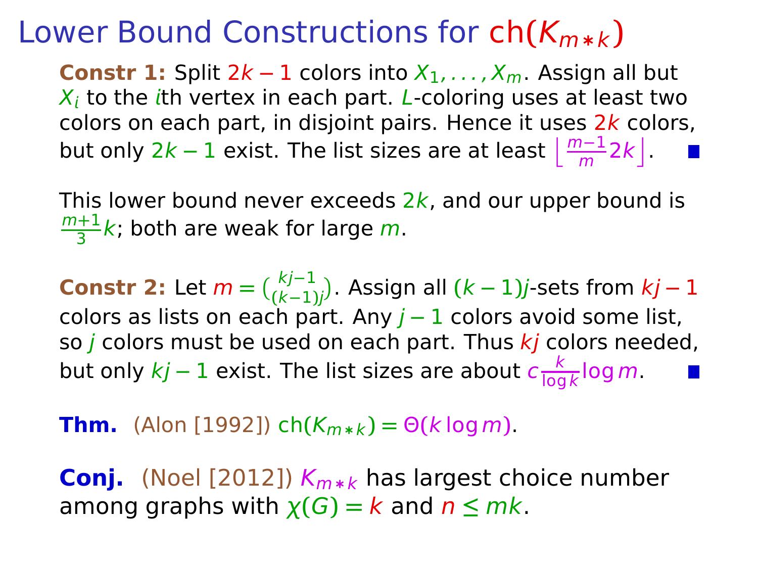# Lower Bound Constructions for $\mathrm{ch}(K_{m*k})$

**Constr 1:** Split $2k-1$ colors into $X_1, \ldots, X_m$. Assign all but $X_i$ to the $i$th vertex in each part. $L$-coloring uses at least two colors on each part, in disjoint pairs. Hence it uses $2k$ colors, but only $2k-1$ exist. The list sizes are at least $\left\lfloor \frac{m-1}{m} 2k \right\rfloor$. ■

This lower bound never exceeds $2k$, and our upper bound is $\frac{m+1}{3}k$; both are weak for large $m$.

**Constr 2:** Let $m = \binom{kj-1}{(k-1)j}$. Assign all $(k-1)j$-sets from $kj-1$ colors as lists on each part. Any $j-1$ colors avoid some list, so $j$ colors must be used on each part. Thus $kj$ colors needed, but only $kj-1$ exist. The list sizes are about $c\frac{k}{\log k}\log m$. ■

**Thm.** (Alon [1992]) $\mathrm{ch}(K_{m*k}) = \Theta(k \log m)$.

**Conj.** (Noel [2012]) $K_{m*k}$ has largest choice number among graphs with $\chi(G) = k$ and $n \le mk$.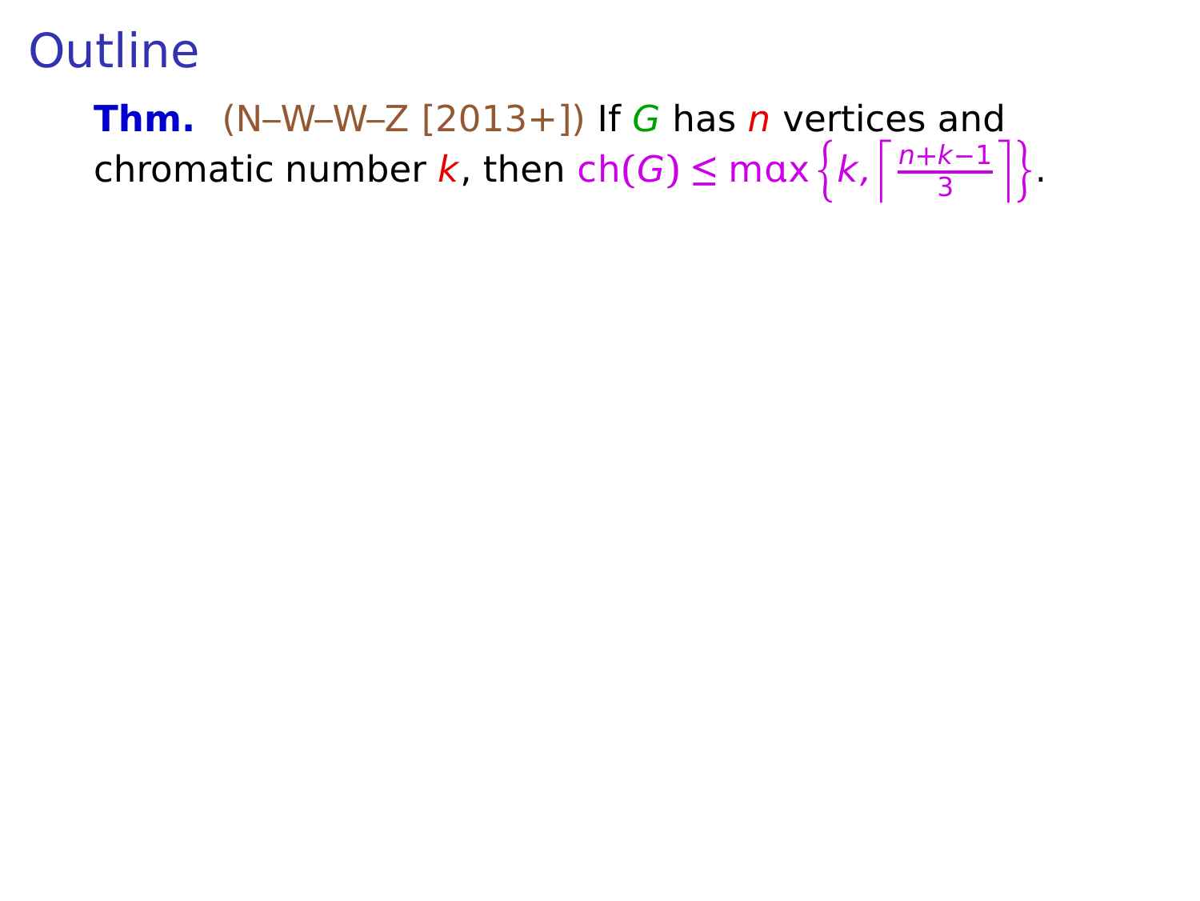# Outline

**Thm.** (N–W–W–Z [2013+]) If $G$ has $n$ vertices and chromatic number $k$, then $\mathrm{ch}(G) \leq \max\left\{k, \left\lceil \frac{n+k-1}{3} \right\rceil\right\}$.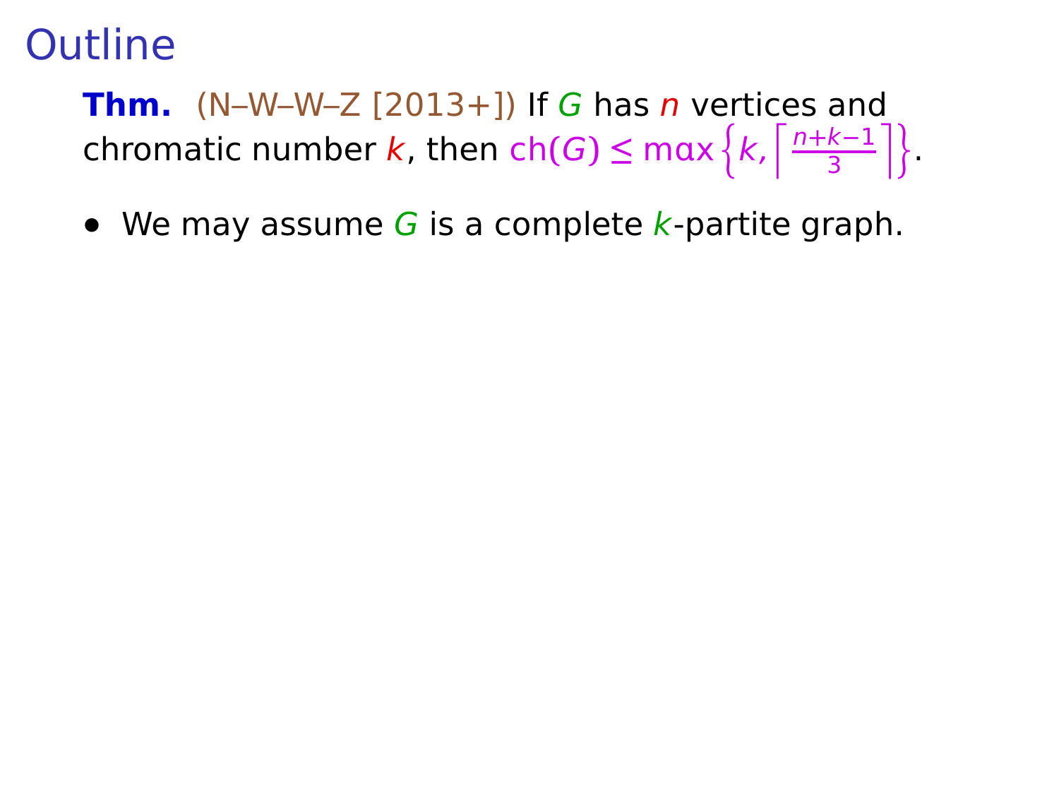# Outline

**Thm.** (N–W–W–Z [2013+]) If $G$ has $n$ vertices and chromatic number $k$, then $\mathrm{ch}(G) \leq \max\left\{k, \left\lceil \frac{n+k-1}{3} \right\rceil\right\}$.

- We may assume $G$ is a complete $k$-partite graph.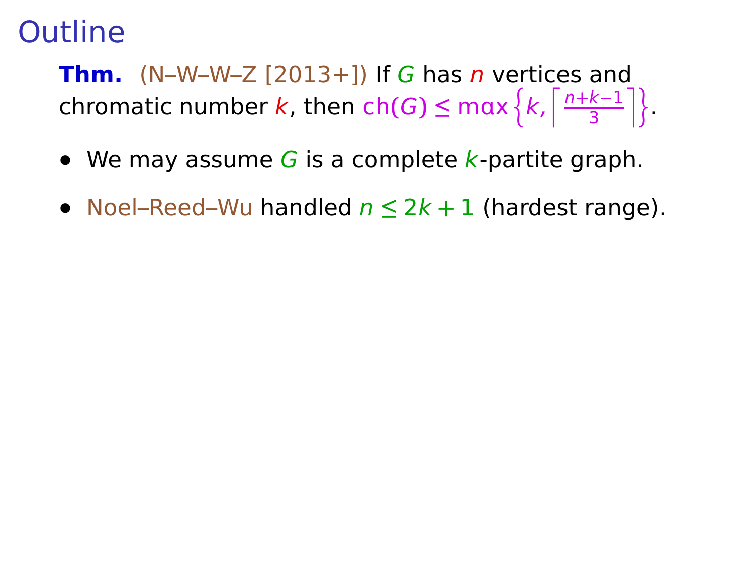# Outline

**Thm.** (N–W–W–Z [2013+]) If $G$ has $n$ vertices and chromatic number $k$, then $\mathrm{ch}(G) \le \max\left\{k, \left\lceil \frac{n+k-1}{3} \right\rceil\right\}$.

- We may assume $G$ is a complete $k$-partite graph.
- Noel–Reed–Wu handled $n \le 2k+1$ (hardest range).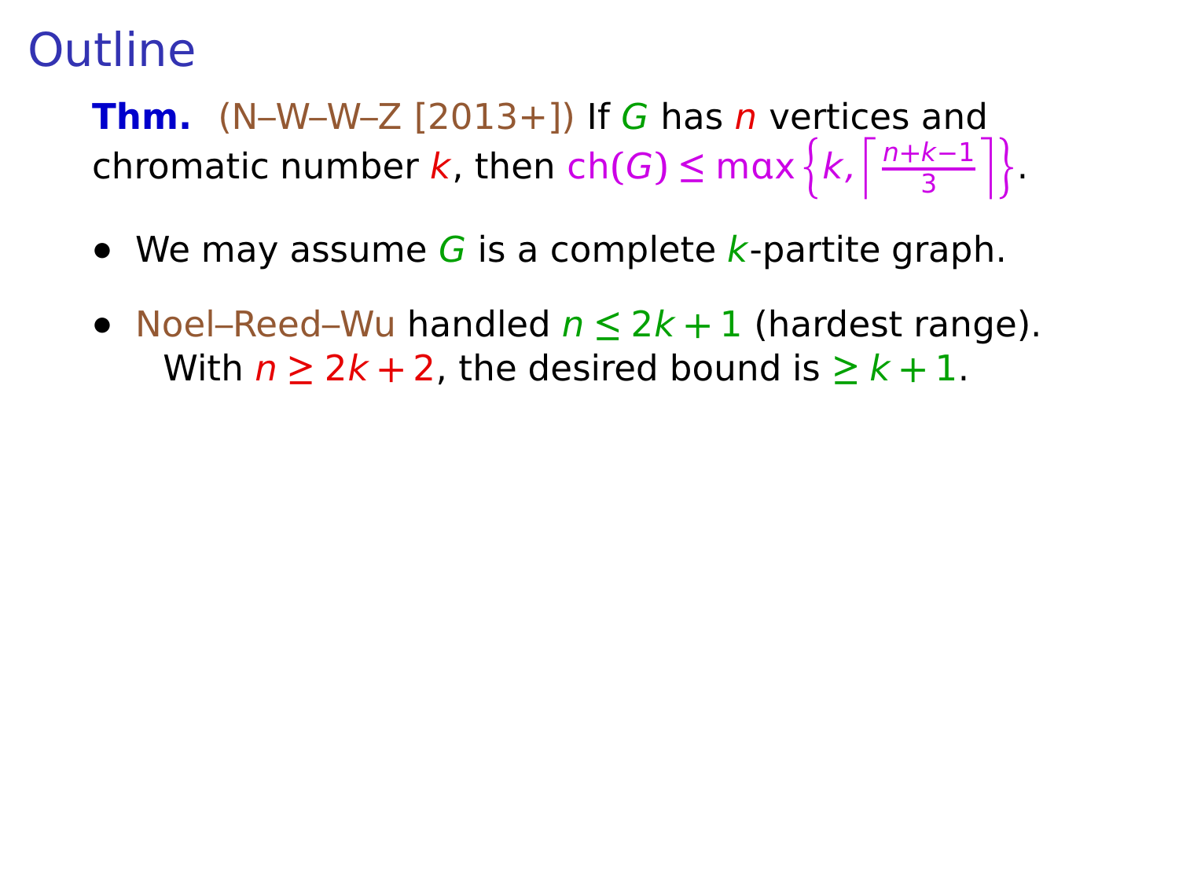# Outline

**Thm.** (N–W–W–Z [2013+]) If $G$ has $n$ vertices and chromatic number $k$, then $\mathrm{ch}(G) \leq \max\left\{k, \left\lceil \frac{n+k-1}{3} \right\rceil\right\}$.

- We may assume $G$ is a complete $k$-partite graph.
- Noel–Reed–Wu handled $n \leq 2k+1$ (hardest range). With $n \geq 2k+2$, the desired bound is $\geq k+1$.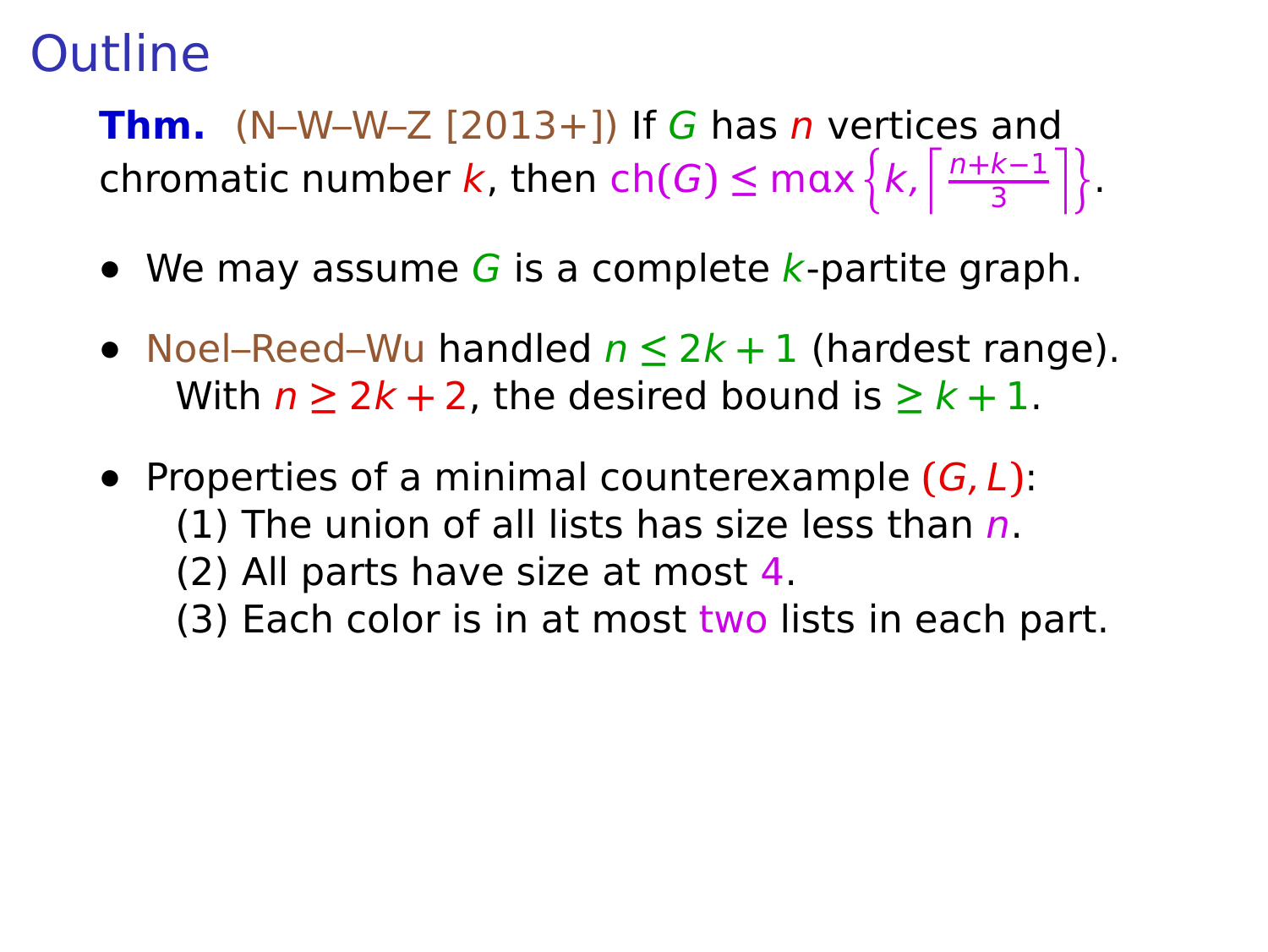# Outline

**Thm.** (N–W–W–Z [2013+]) If $G$ has $n$ vertices and chromatic number $k$, then $\mathrm{ch}(G) \le \max\left\{k, \left\lceil \frac{n+k-1}{3} \right\rceil\right\}$.

- We may assume $G$ is a complete $k$-partite graph.
- Noel–Reed–Wu handled $n \le 2k+1$ (hardest range).
  With $n \ge 2k+2$, the desired bound is $\ge k+1$.
- Properties of a minimal counterexample $(G, L)$:
  (1) The union of all lists has size less than $n$.
  (2) All parts have size at most 4.
  (3) Each color is in at most two lists in each part.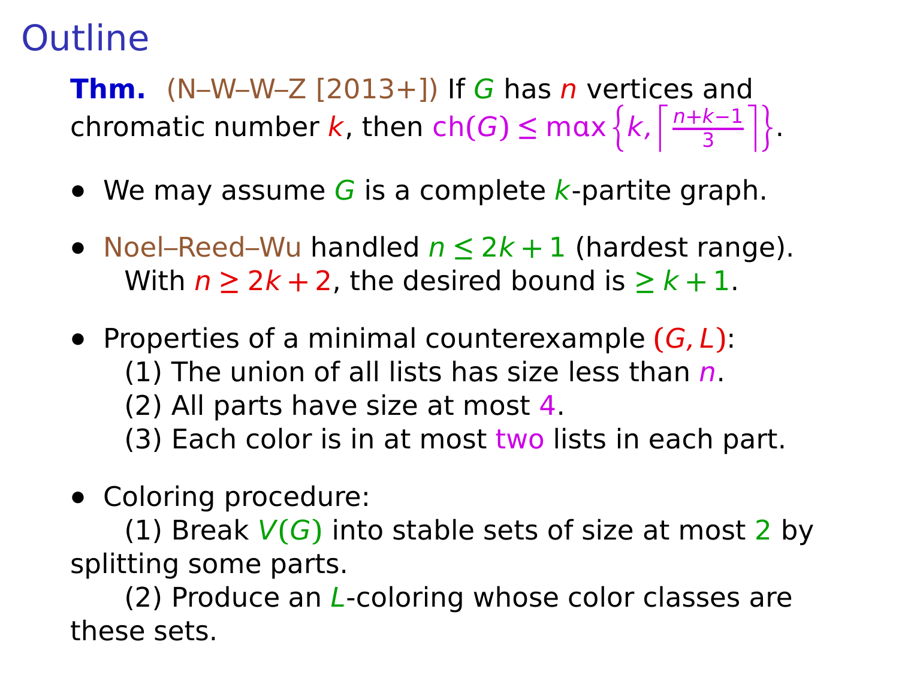# Outline

**Thm.** (N–W–W–Z [2013+]) If $G$ has $n$ vertices and chromatic number $k$, then $\mathrm{ch}(G) \le \max\left\{k, \left\lceil \frac{n+k-1}{3} \right\rceil\right\}$.

- We may assume $G$ is a complete $k$-partite graph.
- Noel–Reed–Wu handled $n \le 2k+1$ (hardest range).
  With $n \ge 2k+2$, the desired bound is $\ge k+1$.
- Properties of a minimal counterexample $(G, L)$:
  (1) The union of all lists has size less than $n$.
  (2) All parts have size at most 4.
  (3) Each color is in at most two lists in each part.
- Coloring procedure:
  (1) Break $V(G)$ into stable sets of size at most 2 by splitting some parts.
  (2) Produce an $L$-coloring whose color classes are these sets.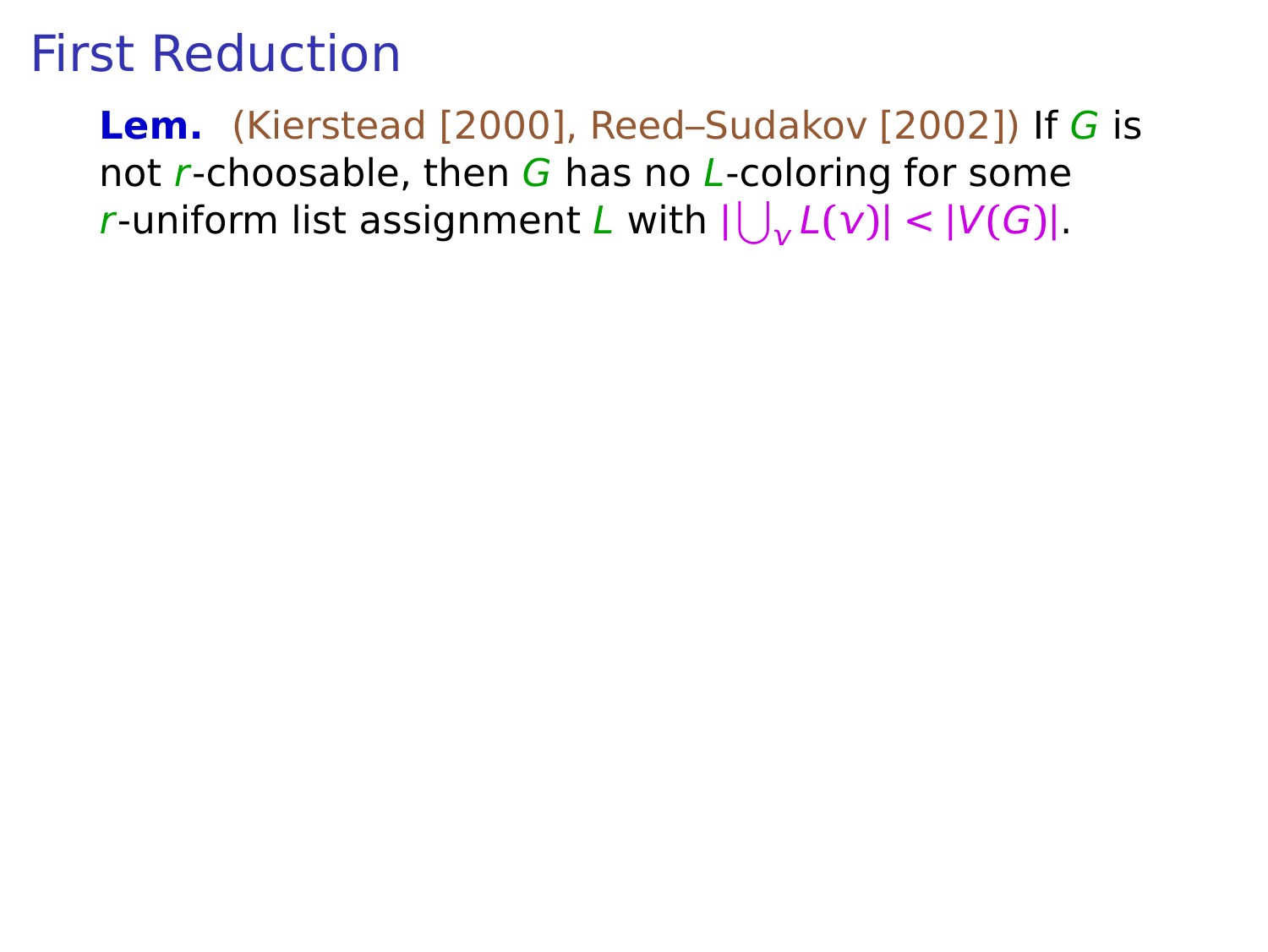# First Reduction

**Lem.** (Kierstead [2000], Reed–Sudakov [2002]) If $G$ is not $r$-choosable, then $G$ has no $L$-coloring for some $r$-uniform list assignment $L$ with $|\bigcup_v L(v)| < |V(G)|$.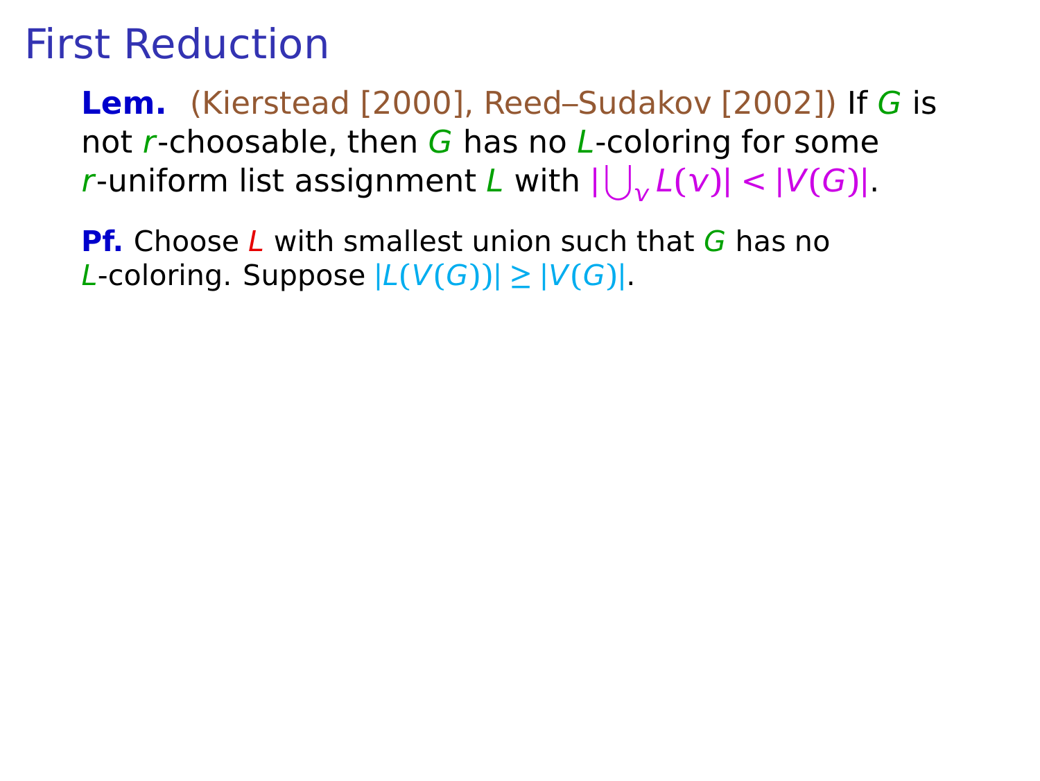# First Reduction

**Lem.** (Kierstead [2000], Reed–Sudakov [2002]) If $G$ is not $r$-choosable, then $G$ has no $L$-coloring for some $r$-uniform list assignment $L$ with $|\bigcup_v L(v)| < |V(G)|$.

**Pf.** Choose $L$ with smallest union such that $G$ has no $L$-coloring. Suppose $|L(V(G))| \geq |V(G)|$.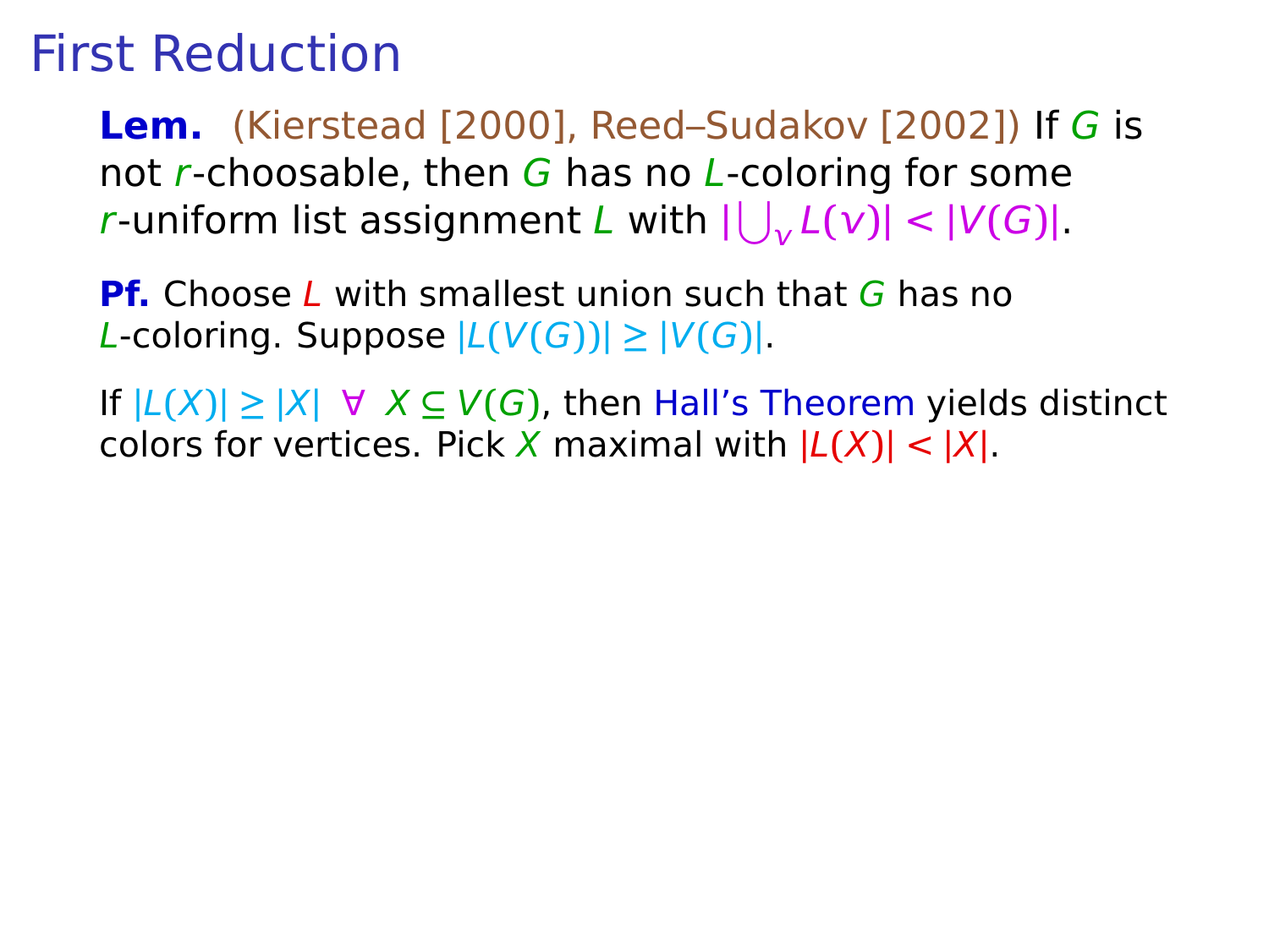# First Reduction

**Lem.** (Kierstead [2000], Reed–Sudakov [2002]) If $G$ is not $r$-choosable, then $G$ has no $L$-coloring for some $r$-uniform list assignment $L$ with $|\bigcup_v L(v)| < |V(G)|$.

**Pf.** Choose $L$ with smallest union such that $G$ has no $L$-coloring. Suppose $|L(V(G))| \geq |V(G)|$.

If $|L(X)| \geq |X| \;\; \forall \;\; X \subseteq V(G)$, then Hall's Theorem yields distinct colors for vertices. Pick $X$ maximal with $|L(X)| < |X|$.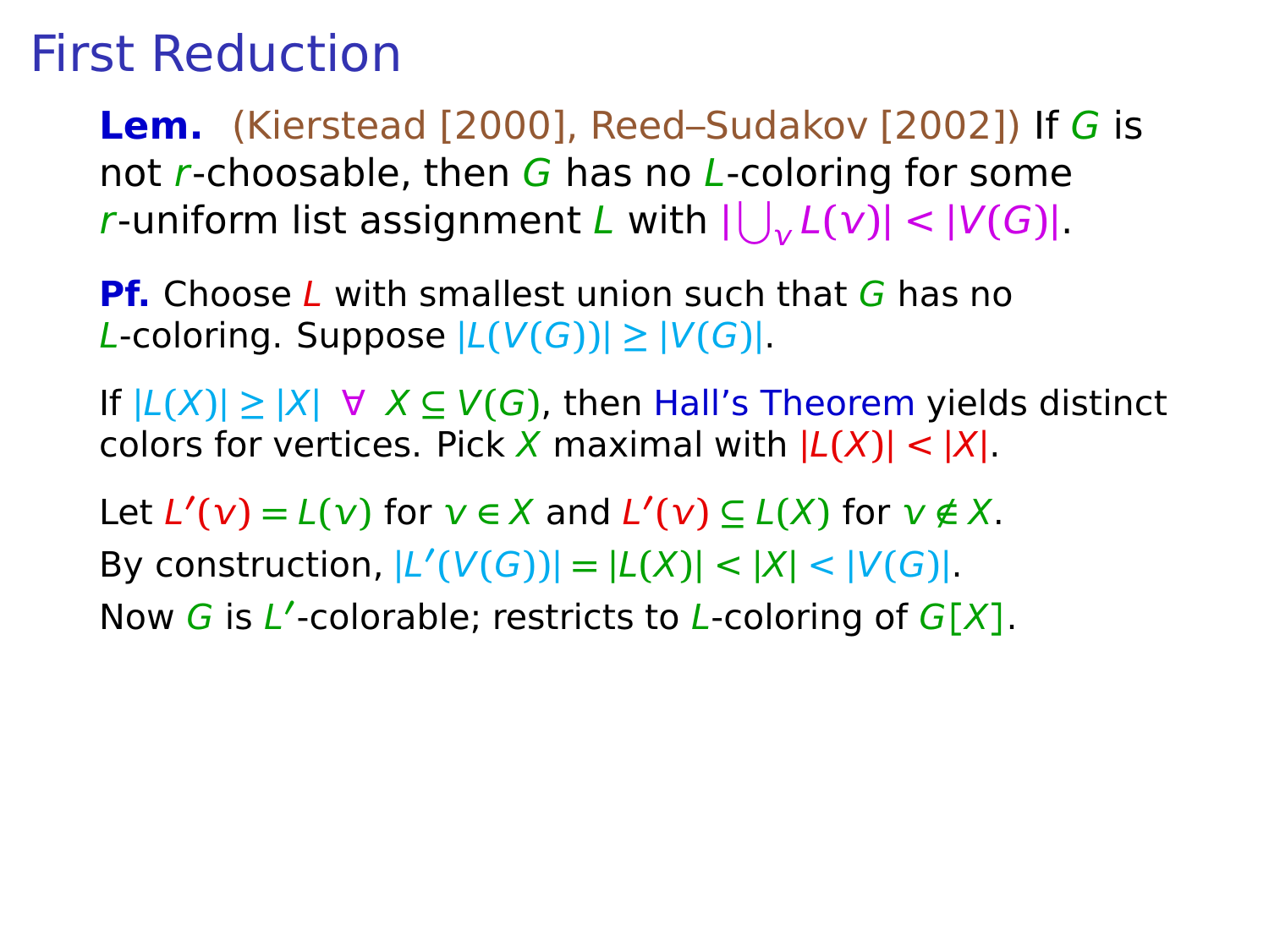# First Reduction

**Lem.** (Kierstead [2000], Reed–Sudakov [2002]) If $G$ is not $r$-choosable, then $G$ has no $L$-coloring for some $r$-uniform list assignment $L$ with $|\bigcup_v L(v)| < |V(G)|$.

**Pf.** Choose $L$ with smallest union such that $G$ has no $L$-coloring. Suppose $|L(V(G))| \geq |V(G)|$.

If $|L(X)| \geq |X| \;\; \forall \;\; X \subseteq V(G)$, then Hall's Theorem yields distinct colors for vertices. Pick $X$ maximal with $|L(X)| < |X|$.

Let $L'(v) = L(v)$ for $v \in X$ and $L'(v) \subseteq L(X)$ for $v \notin X$.

By construction, $|L'(V(G))| = |L(X)| < |X| < |V(G)|$.

Now $G$ is $L'$-colorable; restricts to $L$-coloring of $G[X]$.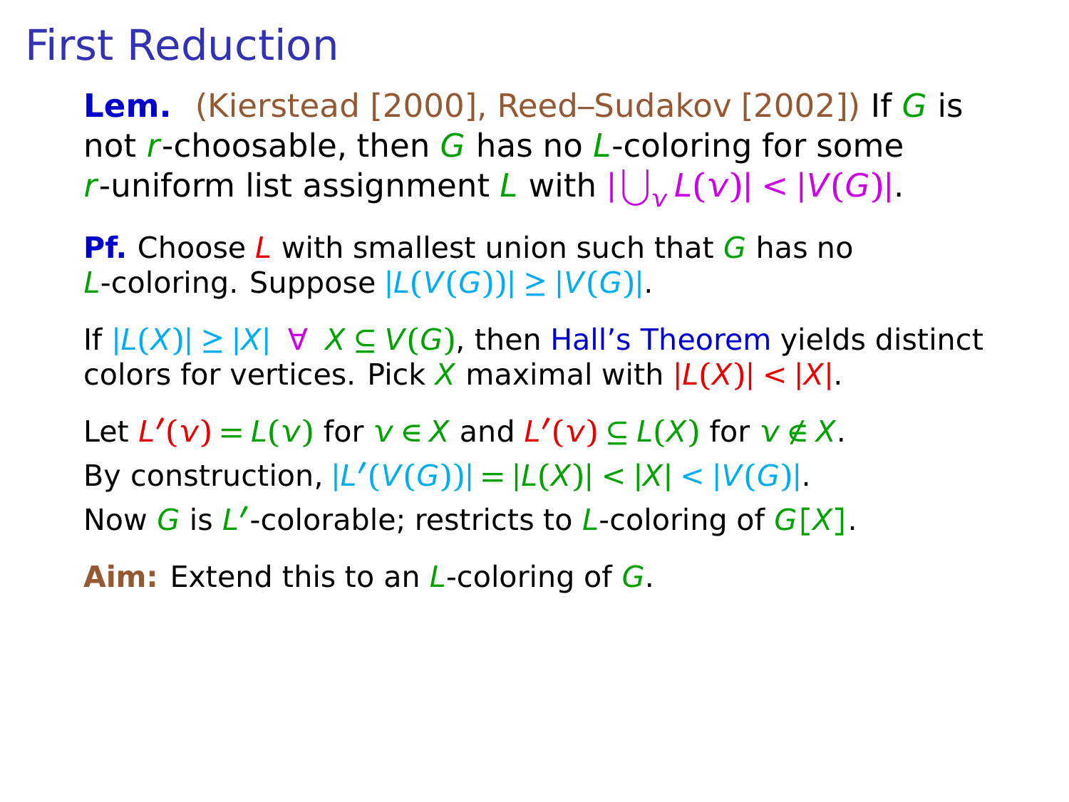# First Reduction

**Lem.** (Kierstead [2000], Reed–Sudakov [2002]) If $G$ is not $r$-choosable, then $G$ has no $L$-coloring for some $r$-uniform list assignment $L$ with $|\bigcup_v L(v)| < |V(G)|$.

**Pf.** Choose $L$ with smallest union such that $G$ has no $L$-coloring. Suppose $|L(V(G))| \geq |V(G)|$.

If $|L(X)| \geq |X| \;\; \forall \;\; X \subseteq V(G)$, then Hall's Theorem yields distinct colors for vertices. Pick $X$ maximal with $|L(X)| < |X|$.

Let $L'(v) = L(v)$ for $v \in X$ and $L'(v) \subseteq L(X)$ for $v \notin X$.

By construction, $|L'(V(G))| = |L(X)| < |X| < |V(G)|$.

Now $G$ is $L'$-colorable; restricts to $L$-coloring of $G[X]$.

**Aim:** Extend this to an $L$-coloring of $G$.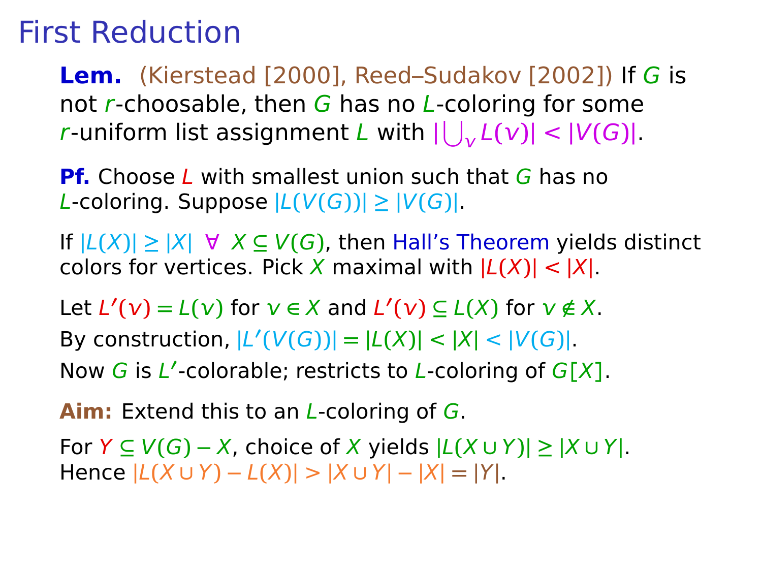# First Reduction

**Lem.** (Kierstead [2000], Reed–Sudakov [2002]) If $G$ is not $r$-choosable, then $G$ has no $L$-coloring for some $r$-uniform list assignment $L$ with $|\bigcup_v L(v)| < |V(G)|$.

**Pf.** Choose $L$ with smallest union such that $G$ has no $L$-coloring. Suppose $|L(V(G))| \geq |V(G)|$.

If $|L(X)| \geq |X| \;\; \forall \;\; X \subseteq V(G)$, then Hall's Theorem yields distinct colors for vertices. Pick $X$ maximal with $|L(X)| < |X|$.

Let $L'(v) = L(v)$ for $v \in X$ and $L'(v) \subseteq L(X)$ for $v \notin X$.

By construction, $|L'(V(G))| = |L(X)| < |X| < |V(G)|$.

Now $G$ is $L'$-colorable; restricts to $L$-coloring of $G[X]$.

**Aim:** Extend this to an $L$-coloring of $G$.

For $Y \subseteq V(G) - X$, choice of $X$ yields $|L(X \cup Y)| \geq |X \cup Y|$.
Hence $|L(X \cup Y) - L(X)| > |X \cup Y| - |X| = |Y|$.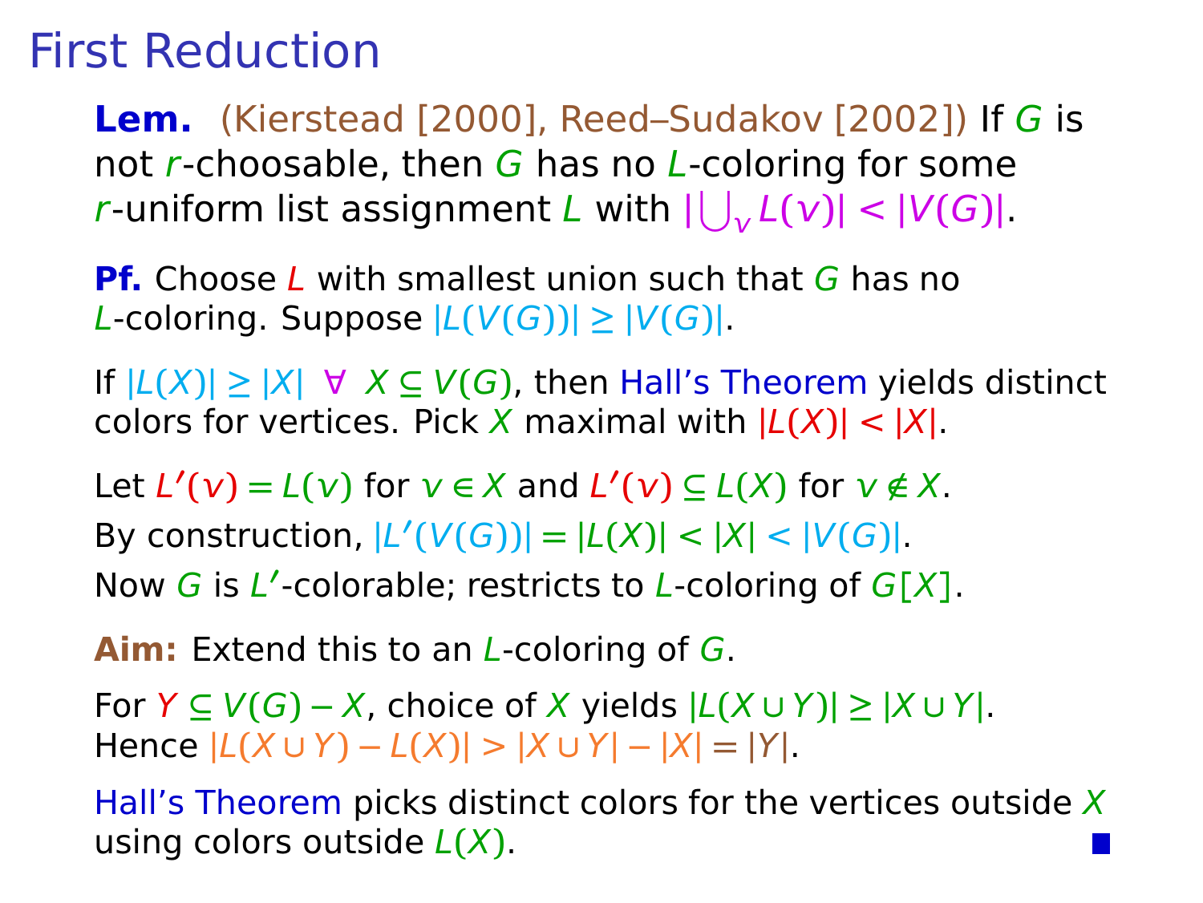# First Reduction

**Lem.** (Kierstead [2000], Reed–Sudakov [2002]) If $G$ is not $r$-choosable, then $G$ has no $L$-coloring for some $r$-uniform list assignment $L$ with $|\bigcup_v L(v)| < |V(G)|$.

**Pf.** Choose $L$ with smallest union such that $G$ has no $L$-coloring. Suppose $|L(V(G))| \geq |V(G)|$.

If $|L(X)| \geq |X| \;\; \forall \;\; X \subseteq V(G)$, then Hall's Theorem yields distinct colors for vertices. Pick $X$ maximal with $|L(X)| < |X|$.

Let $L'(v) = L(v)$ for $v \in X$ and $L'(v) \subseteq L(X)$ for $v \notin X$.
By construction, $|L'(V(G))| = |L(X)| < |X| < |V(G)|$.
Now $G$ is $L'$-colorable; restricts to $L$-coloring of $G[X]$.

**Aim:** Extend this to an $L$-coloring of $G$.

For $Y \subseteq V(G) - X$, choice of $X$ yields $|L(X \cup Y)| \geq |X \cup Y|$.
Hence $|L(X \cup Y) - L(X)| > |X \cup Y| - |X| = |Y|$.

Hall's Theorem picks distinct colors for the vertices outside $X$ using colors outside $L(X)$. ■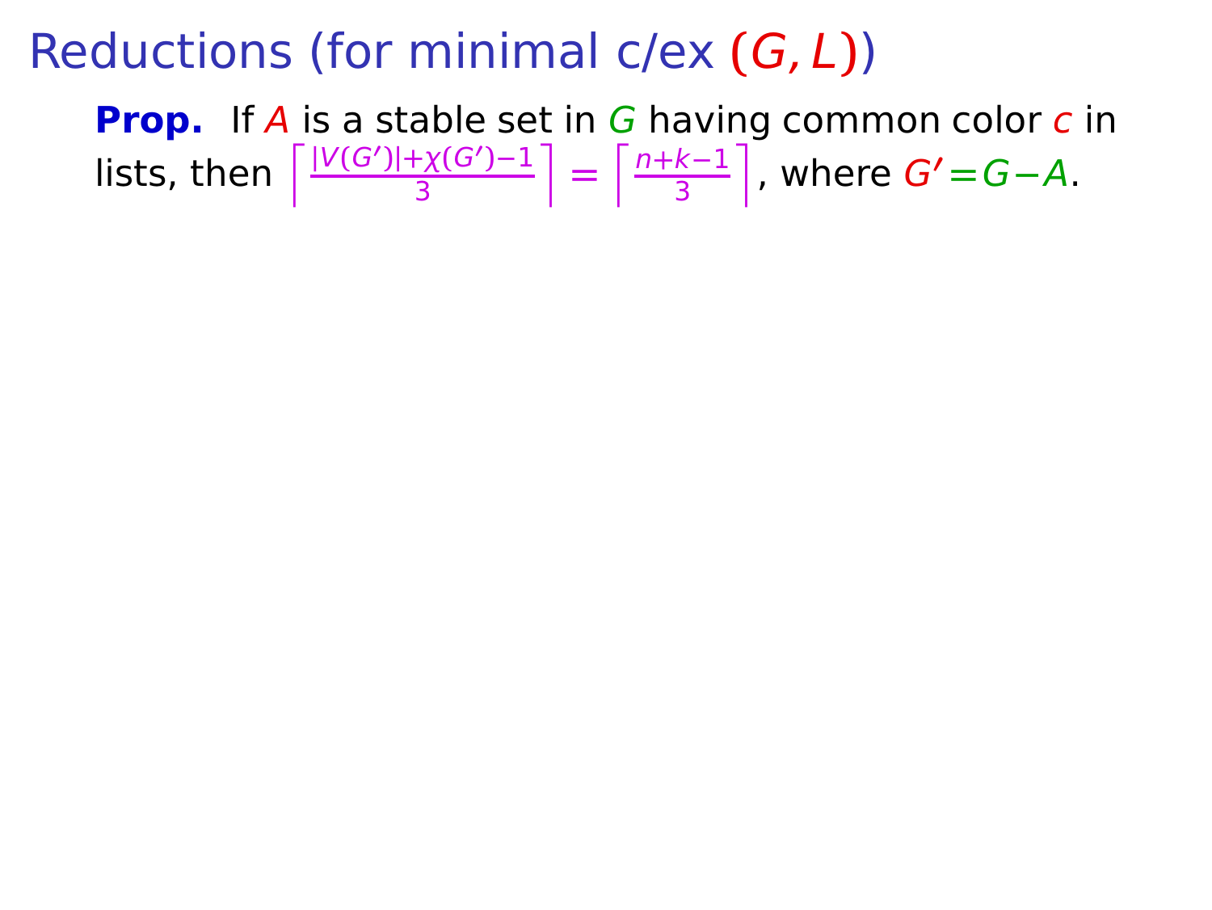# Reductions (for minimal c/ex $(G, L)$)

**Prop.** If $A$ is a stable set in $G$ having common color $c$ in lists, then $\left\lceil \frac{|V(G')|+\chi(G')-1}{3} \right\rceil = \left\lceil \frac{n+k-1}{3} \right\rceil$, where $G' = G - A$.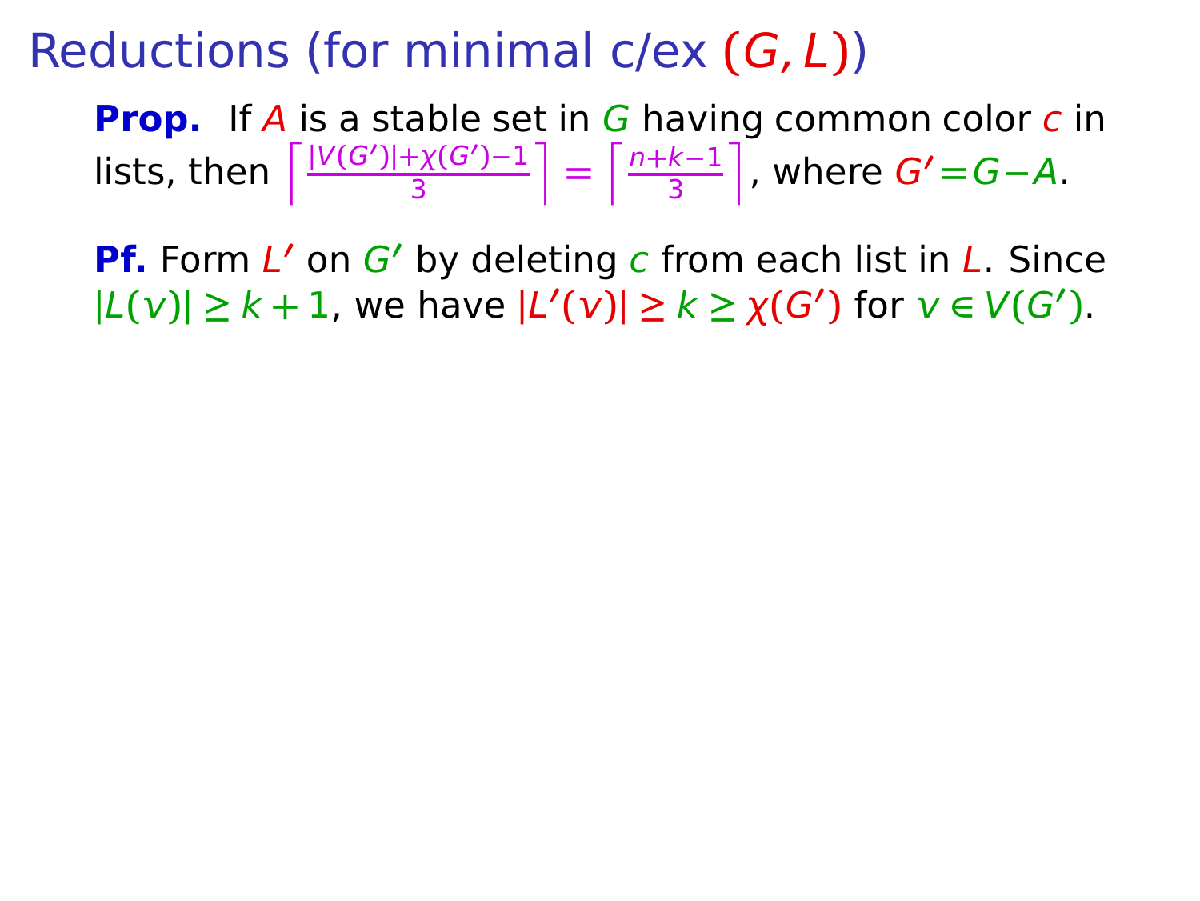# Reductions (for minimal c/ex $(G, L)$)

**Prop.** If $A$ is a stable set in $G$ having common color $c$ in lists, then $\left\lceil \frac{|V(G')|+\chi(G')-1}{3} \right\rceil = \left\lceil \frac{n+k-1}{3} \right\rceil$, where $G'=G-A$.

**Pf.** Form $L'$ on $G'$ by deleting $c$ from each list in $L$. Since $|L(v)| \geq k+1$, we have $|L'(v)| \geq k \geq \chi(G')$ for $v \in V(G')$.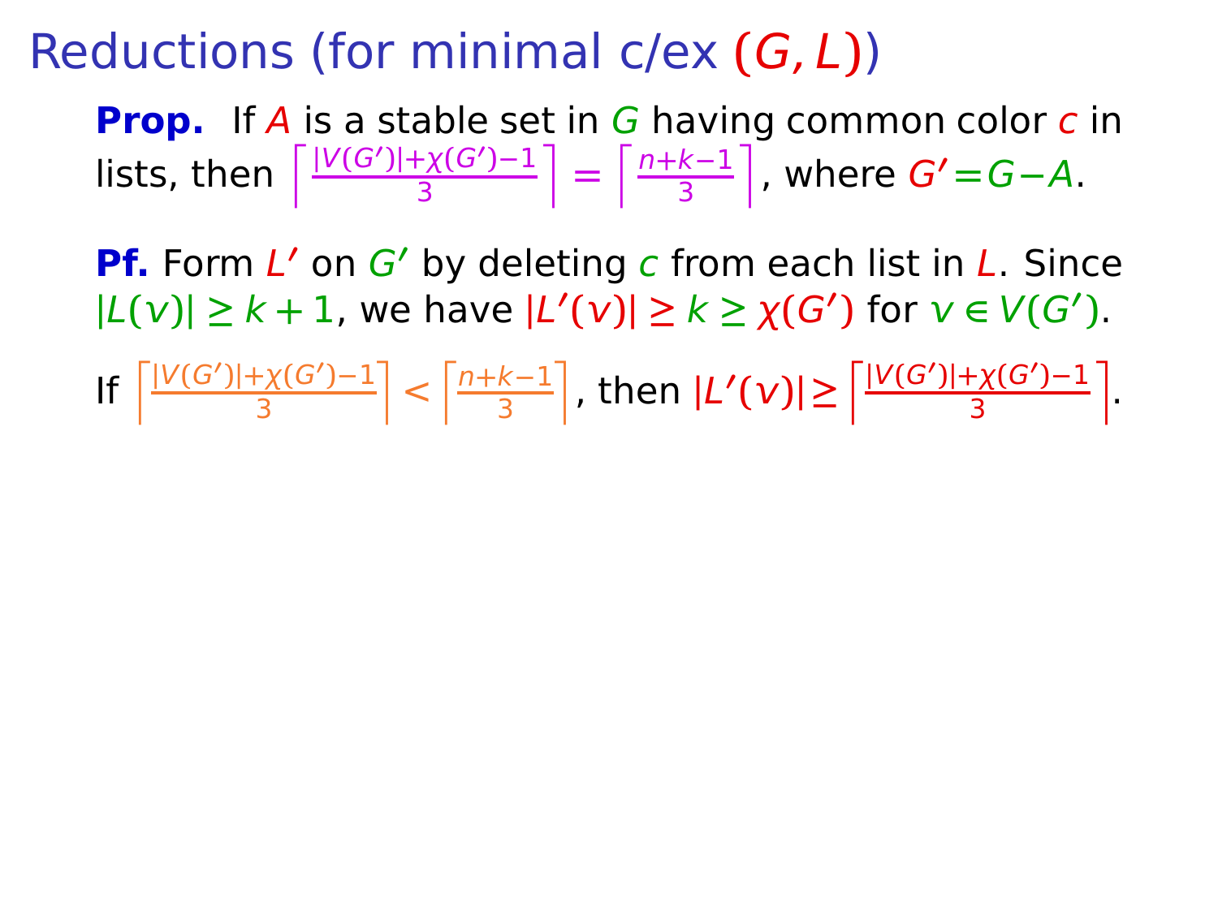# Reductions (for minimal c/ex $(G, L)$)

**Prop.** If $A$ is a stable set in $G$ having common color $c$ in lists, then $\left\lceil \frac{|V(G')|+\chi(G')-1}{3} \right\rceil = \left\lceil \frac{n+k-1}{3} \right\rceil$, where $G' = G - A$.

**Pf.** Form $L'$ on $G'$ by deleting $c$ from each list in $L$. Since $|L(v)| \geq k+1$, we have $|L'(v)| \geq k \geq \chi(G')$ for $v \in V(G')$.

If $\left\lceil \frac{|V(G')|+\chi(G')-1}{3} \right\rceil < \left\lceil \frac{n+k-1}{3} \right\rceil$, then $|L'(v)| \geq \left\lceil \frac{|V(G')|+\chi(G')-1}{3} \right\rceil$.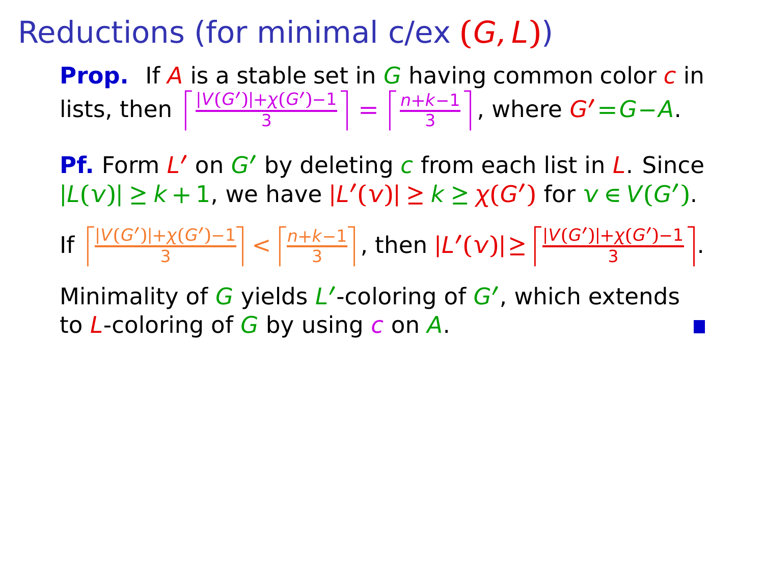# Reductions (for minimal c/ex $(G, L)$)

**Prop.** If $A$ is a stable set in $G$ having common color $c$ in lists, then $\left\lceil \frac{|V(G')|+\chi(G')-1}{3} \right\rceil = \left\lceil \frac{n+k-1}{3} \right\rceil$, where $G'=G-A$.

**Pf.** Form $L'$ on $G'$ by deleting $c$ from each list in $L$. Since $|L(v)| \geq k+1$, we have $|L'(v)| \geq k \geq \chi(G')$ for $v \in V(G')$.

If $\left\lceil \frac{|V(G')|+\chi(G')-1}{3} \right\rceil < \left\lceil \frac{n+k-1}{3} \right\rceil$, then $|L'(v)| \geq \left\lceil \frac{|V(G')|+\chi(G')-1}{3} \right\rceil$.

Minimality of $G$ yields $L'$-coloring of $G'$, which extends to $L$-coloring of $G$ by using $c$ on $A$. ∎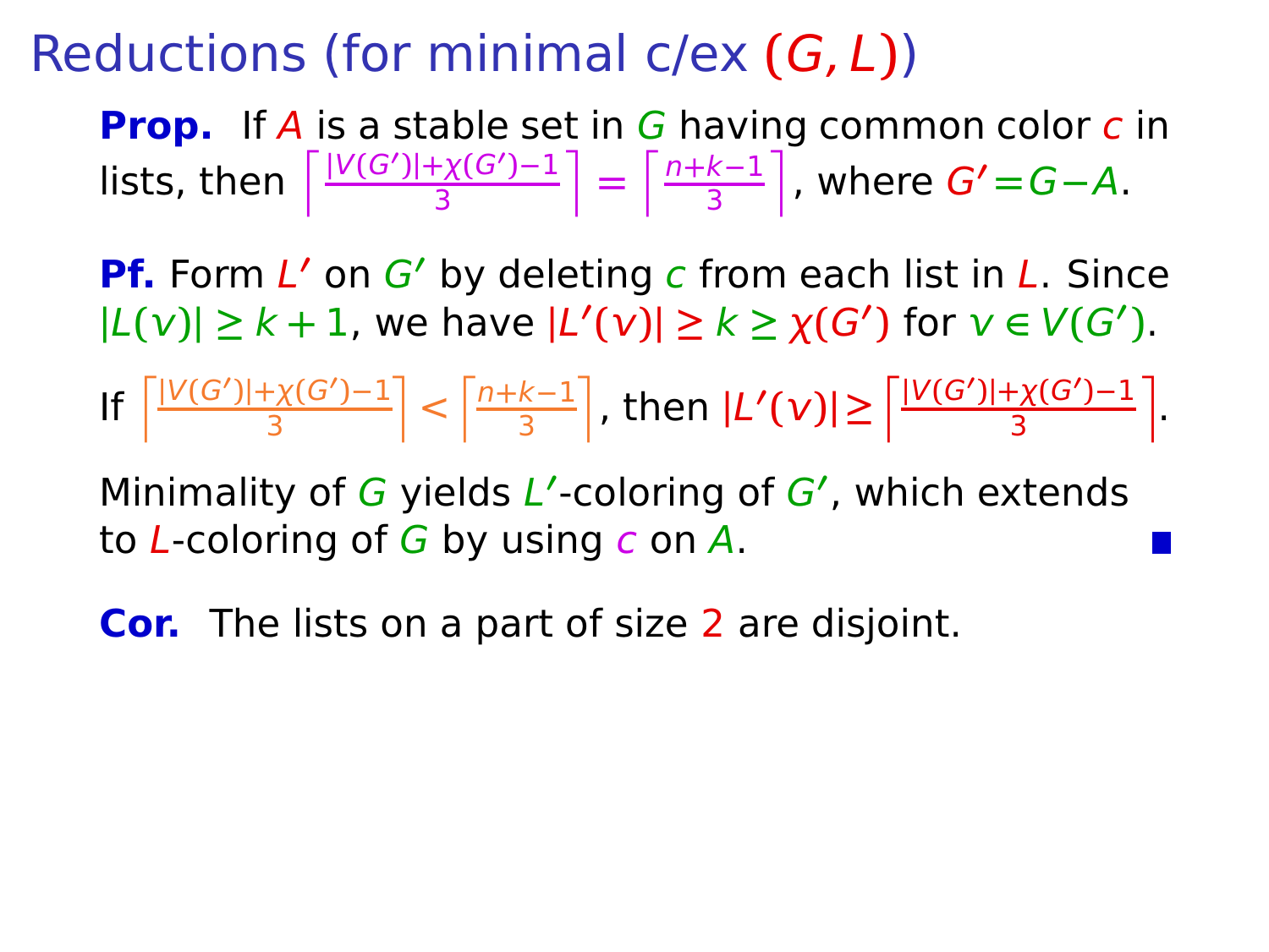# Reductions (for minimal c/ex $(G, L)$)

**Prop.** If $A$ is a stable set in $G$ having common color $c$ in lists, then $\left\lceil \frac{|V(G')|+\chi(G')-1}{3} \right\rceil = \left\lceil \frac{n+k-1}{3} \right\rceil$, where $G' = G - A$.

**Pf.** Form $L'$ on $G'$ by deleting $c$ from each list in $L$. Since $|L(v)| \geq k+1$, we have $|L'(v)| \geq k \geq \chi(G')$ for $v \in V(G')$.

If $\left\lceil \frac{|V(G')|+\chi(G')-1}{3} \right\rceil < \left\lceil \frac{n+k-1}{3} \right\rceil$, then $|L'(v)| \geq \left\lceil \frac{|V(G')|+\chi(G')-1}{3} \right\rceil$.

Minimality of $G$ yields $L'$-coloring of $G'$, which extends to $L$-coloring of $G$ by using $c$ on $A$. ∎

**Cor.** The lists on a part of size 2 are disjoint.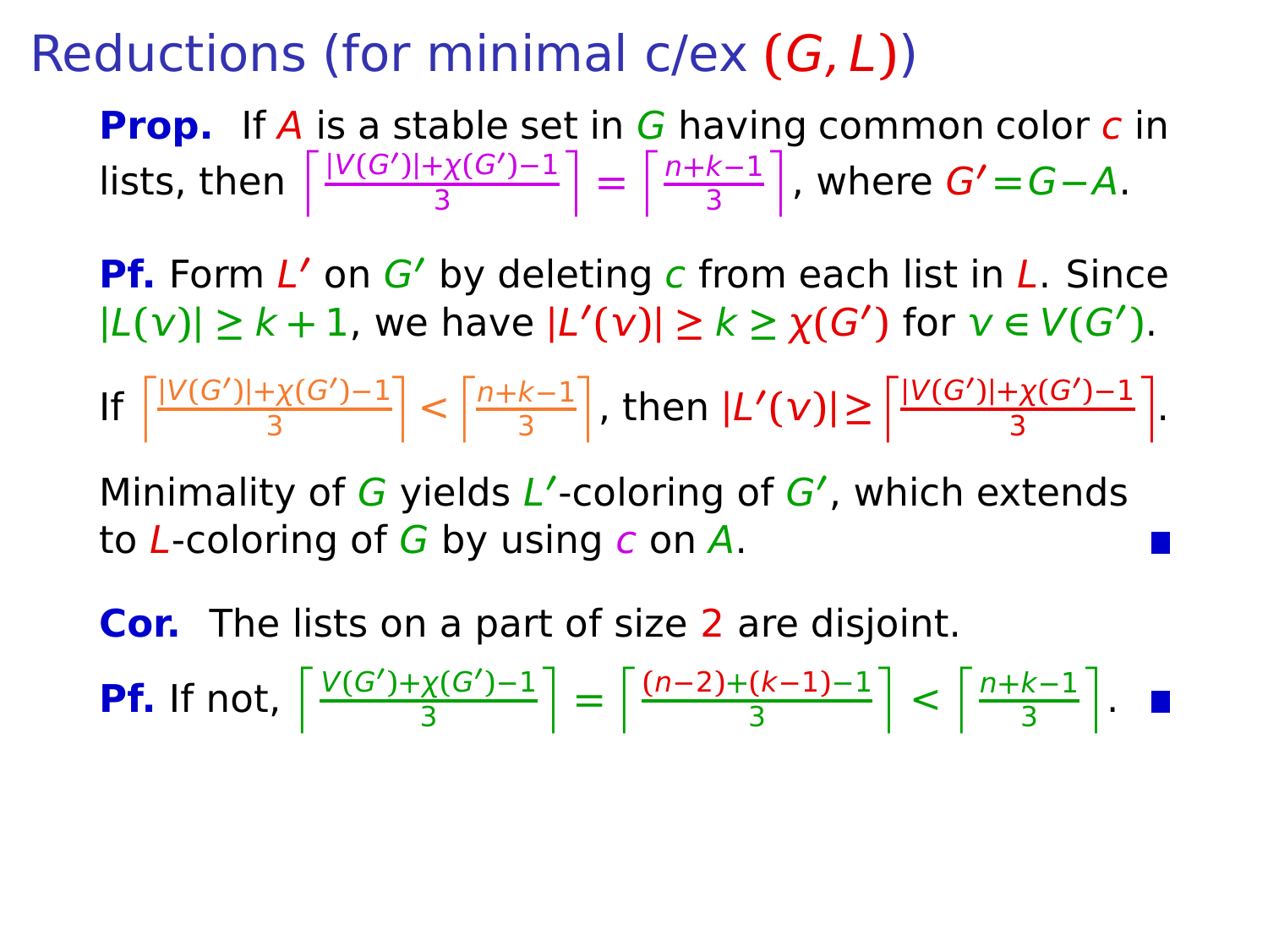# Reductions (for minimal c/ex $(G, L)$)

**Prop.** If $A$ is a stable set in $G$ having common color $c$ in lists, then $\left\lceil \frac{|V(G')|+\chi(G')-1}{3} \right\rceil = \left\lceil \frac{n+k-1}{3} \right\rceil$, where $G' = G - A$.

**Pf.** Form $L'$ on $G'$ by deleting $c$ from each list in $L$. Since $|L(v)| \geq k+1$, we have $|L'(v)| \geq k \geq \chi(G')$ for $v \in V(G')$.

If $\left\lceil \frac{|V(G')|+\chi(G')-1}{3} \right\rceil < \left\lceil \frac{n+k-1}{3} \right\rceil$, then $|L'(v)| \geq \left\lceil \frac{|V(G')|+\chi(G')-1}{3} \right\rceil$.

Minimality of $G$ yields $L'$-coloring of $G'$, which extends to $L$-coloring of $G$ by using $c$ on $A$. ■

**Cor.** The lists on a part of size 2 are disjoint.

**Pf.** If not, $\left\lceil \frac{V(G')+\chi(G')-1}{3} \right\rceil = \left\lceil \frac{(n-2)+(k-1)-1}{3} \right\rceil < \left\lceil \frac{n+k-1}{3} \right\rceil$. ■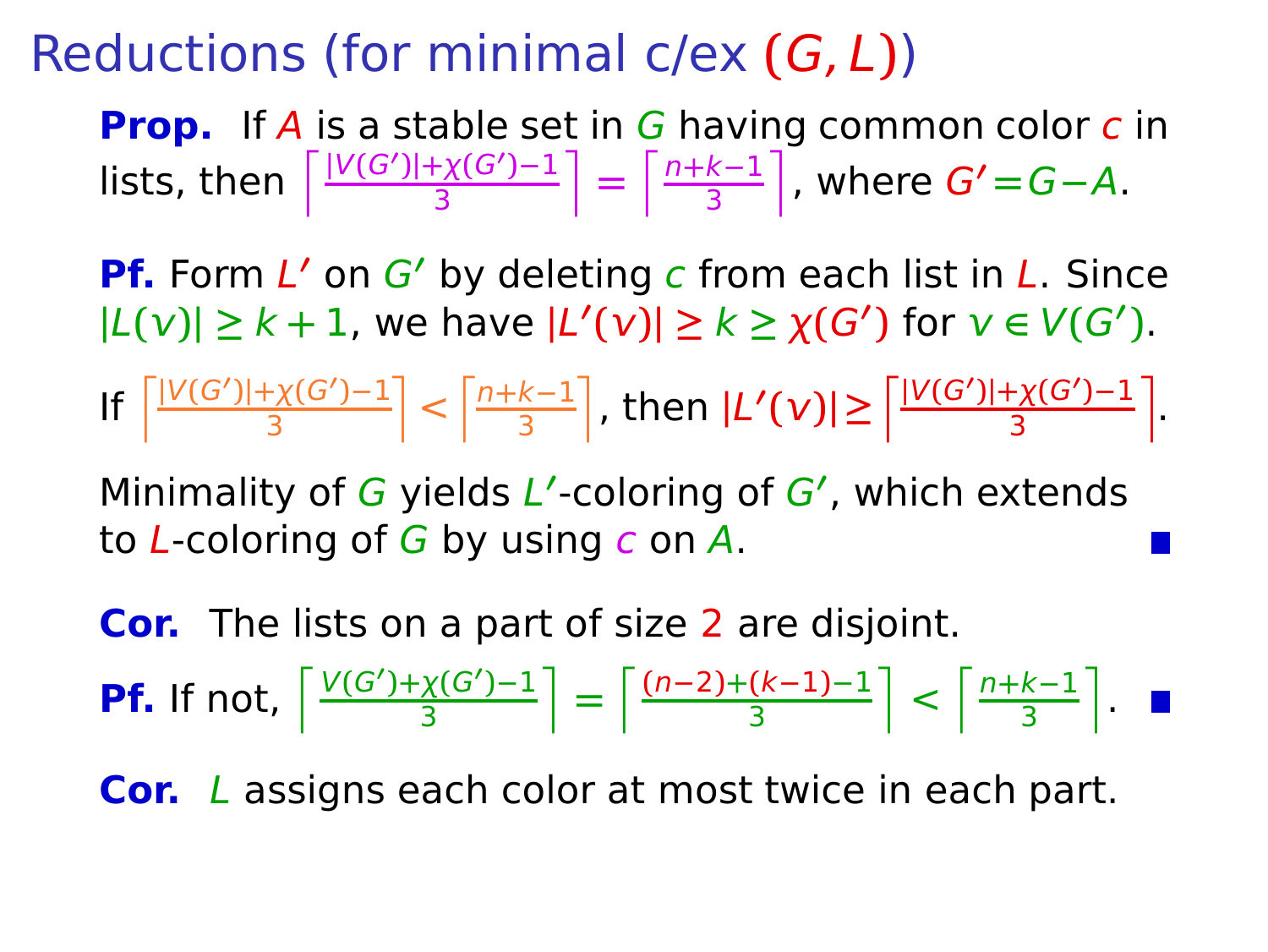# Reductions (for minimal c/ex $(G, L)$)

**Prop.** If $A$ is a stable set in $G$ having common color $c$ in lists, then $\left\lceil \frac{|V(G')|+\chi(G')-1}{3} \right\rceil = \left\lceil \frac{n+k-1}{3} \right\rceil$, where $G' = G - A$.

**Pf.** Form $L'$ on $G'$ by deleting $c$ from each list in $L$. Since $|L(v)| \geq k+1$, we have $|L'(v)| \geq k \geq \chi(G')$ for $v \in V(G')$.

If $\left\lceil \frac{|V(G')|+\chi(G')-1}{3} \right\rceil < \left\lceil \frac{n+k-1}{3} \right\rceil$, then $|L'(v)| \geq \left\lceil \frac{|V(G')|+\chi(G')-1}{3} \right\rceil$.

Minimality of $G$ yields $L'$-coloring of $G'$, which extends to $L$-coloring of $G$ by using $c$ on $A$. ■

**Cor.** The lists on a part of size 2 are disjoint.

**Pf.** If not, $\left\lceil \frac{V(G')+\chi(G')-1}{3} \right\rceil = \left\lceil \frac{(n-2)+(k-1)-1}{3} \right\rceil < \left\lceil \frac{n+k-1}{3} \right\rceil$. ■

**Cor.** $L$ assigns each color at most twice in each part.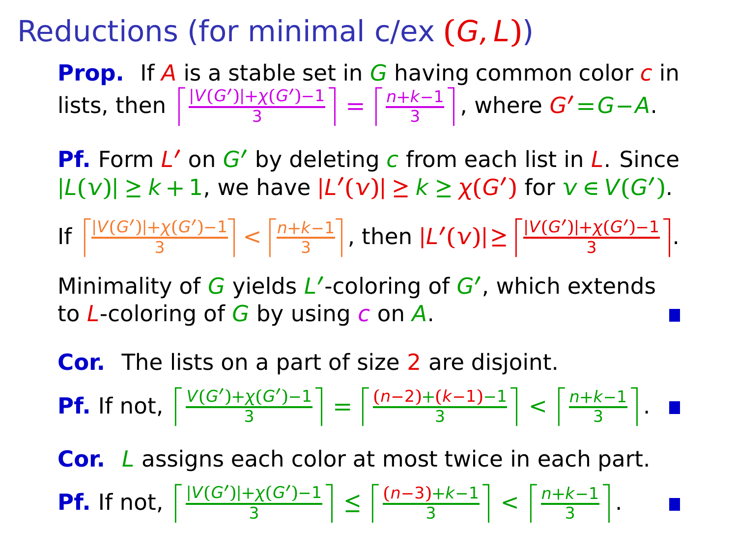# Reductions (for minimal c/ex $(G, L)$)

**Prop.** If $A$ is a stable set in $G$ having common color $c$ in lists, then $\left\lceil \frac{|V(G')|+\chi(G')-1}{3} \right\rceil = \left\lceil \frac{n+k-1}{3} \right\rceil$, where $G' = G - A$.

**Pf.** Form $L'$ on $G'$ by deleting $c$ from each list in $L$. Since $|L(v)| \geq k+1$, we have $|L'(v)| \geq k \geq \chi(G')$ for $v \in V(G')$.

If $\left\lceil \frac{|V(G')|+\chi(G')-1}{3} \right\rceil < \left\lceil \frac{n+k-1}{3} \right\rceil$, then $|L'(v)| \geq \left\lceil \frac{|V(G')|+\chi(G')-1}{3} \right\rceil$.

Minimality of $G$ yields $L'$-coloring of $G'$, which extends to $L$-coloring of $G$ by using $c$ on $A$. ■

**Cor.** The lists on a part of size 2 are disjoint.

**Pf.** If not, $\left\lceil \frac{V(G')+\chi(G')-1}{3} \right\rceil = \left\lceil \frac{(n-2)+(k-1)-1}{3} \right\rceil < \left\lceil \frac{n+k-1}{3} \right\rceil$. ■

**Cor.** $L$ assigns each color at most twice in each part.

**Pf.** If not, $\left\lceil \frac{|V(G')|+\chi(G')-1}{3} \right\rceil \leq \left\lceil \frac{(n-3)+k-1}{3} \right\rceil < \left\lceil \frac{n+k-1}{3} \right\rceil$. ■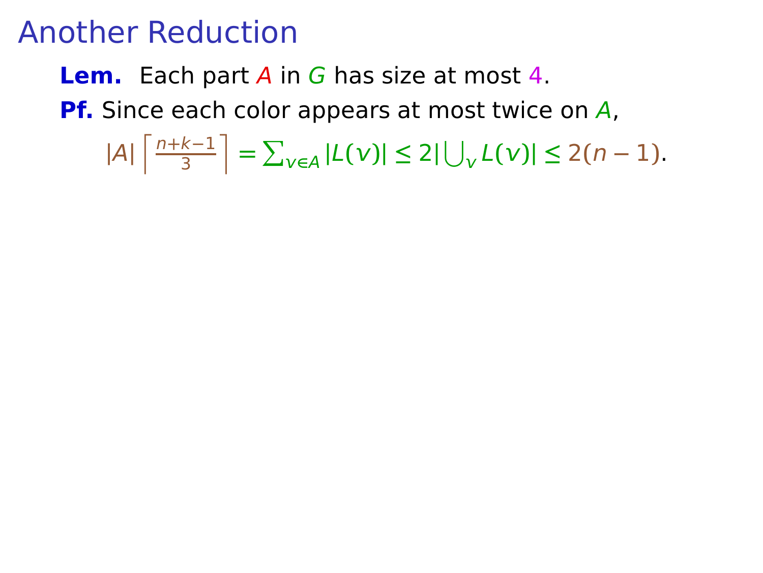# Another Reduction

**Lem.** Each part $A$ in $G$ has size at most $4$.

**Pf.** Since each color appears at most twice on $A$,

$$|A|\left\lceil \frac{n+k-1}{3} \right\rceil = \sum_{v\in A} |L(v)| \leq 2|\bigcup_v L(v)| \leq 2(n-1).$$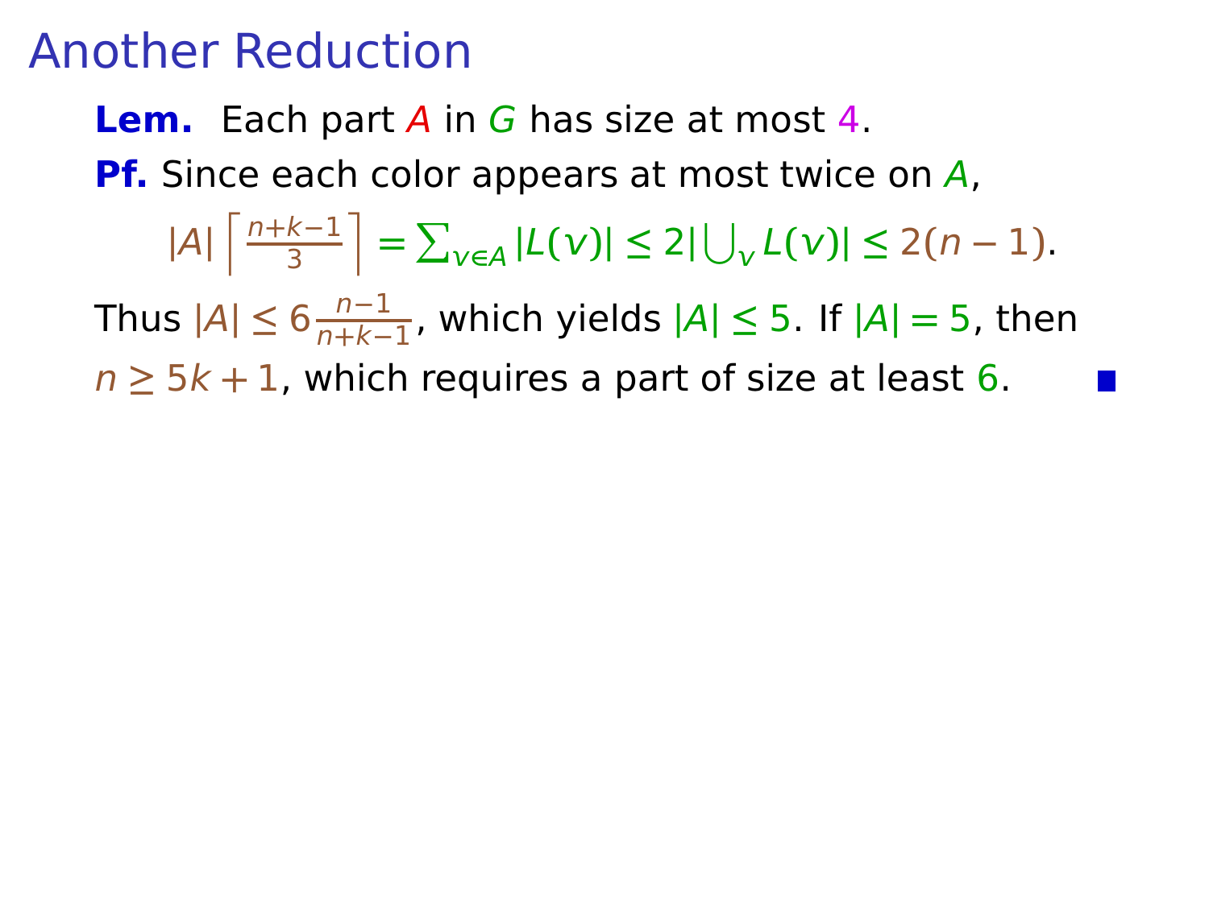# Another Reduction

**Lem.** Each part $A$ in $G$ has size at most $4$.

**Pf.** Since each color appears at most twice on $A$,

$$|A| \left\lceil \frac{n+k-1}{3} \right\rceil = \sum_{v \in A} |L(v)| \leq 2 |\bigcup_v L(v)| \leq 2(n-1).$$

Thus $|A| \leq 6 \frac{n-1}{n+k-1}$, which yields $|A| \leq 5$. If $|A| = 5$, then $n \geq 5k+1$, which requires a part of size at least $6$. ∎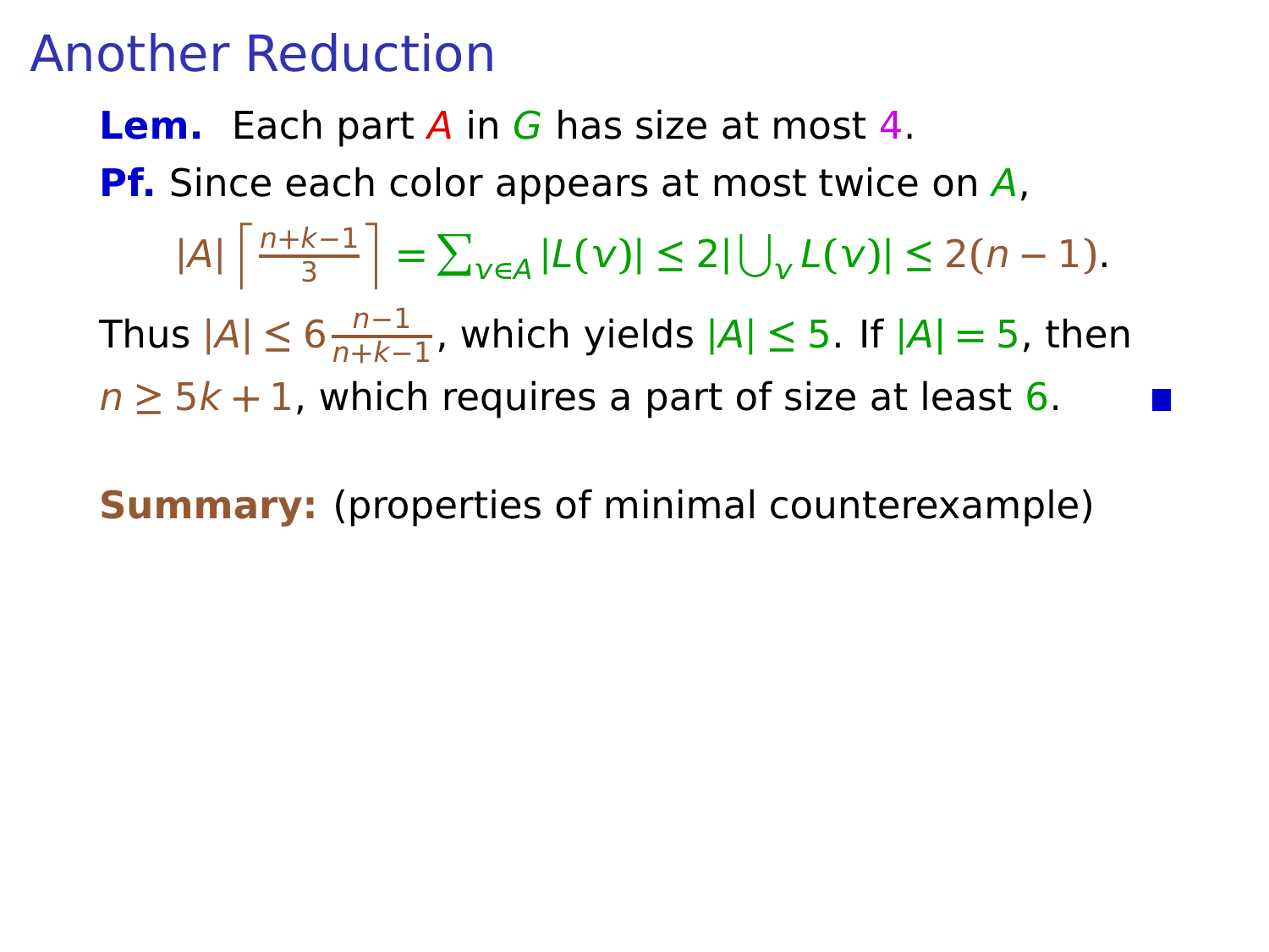# Another Reduction

**Lem.** Each part $A$ in $G$ has size at most $4$.

**Pf.** Since each color appears at most twice on $A$,

$$|A|\left\lceil \frac{n+k-1}{3} \right\rceil = \sum_{v \in A} |L(v)| \le 2|\bigcup_v L(v)| \le 2(n-1).$$

Thus $|A| \le 6\frac{n-1}{n+k-1}$, which yields $|A| \le 5$. If $|A| = 5$, then $n \ge 5k+1$, which requires a part of size at least $6$. ∎

**Summary:** (properties of minimal counterexample)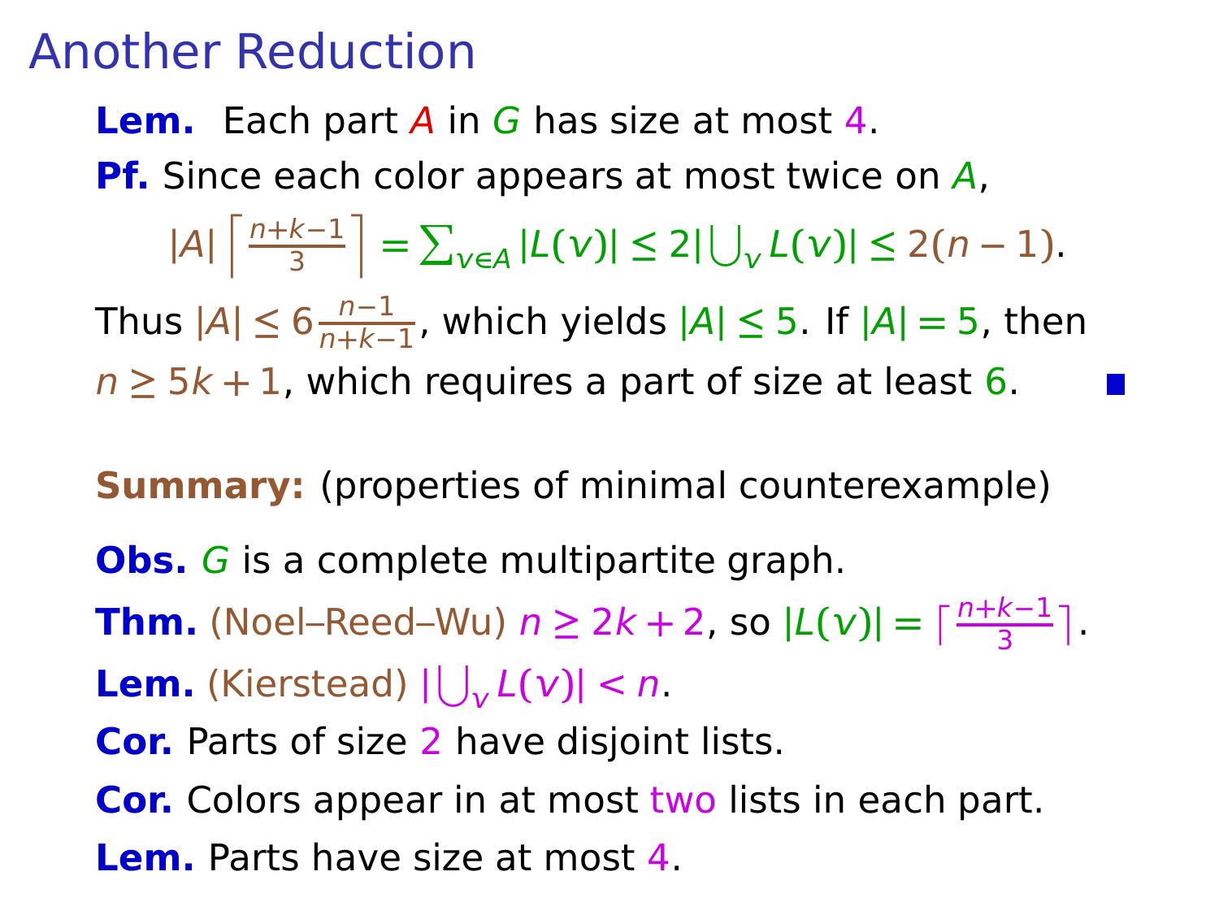# Another Reduction

**Lem.** Each part $A$ in $G$ has size at most $4$.

**Pf.** Since each color appears at most twice on $A$,

$$|A| \left\lceil \frac{n+k-1}{3} \right\rceil = \sum_{v \in A} |L(v)| \leq 2|\bigcup_v L(v)| \leq 2(n-1).$$

Thus $|A| \leq 6\frac{n-1}{n+k-1}$, which yields $|A| \leq 5$. If $|A| = 5$, then $n \geq 5k+1$, which requires a part of size at least $6$. ■

**Summary:** (properties of minimal counterexample)

**Obs.** $G$ is a complete multipartite graph.

**Thm.** (Noel–Reed–Wu) $n \geq 2k+2$, so $|L(v)| = \lceil \frac{n+k-1}{3} \rceil$.

**Lem.** (Kierstead) $|\bigcup_v L(v)| < n$.

**Cor.** Parts of size $2$ have disjoint lists.

**Cor.** Colors appear in at most two lists in each part.

**Lem.** Parts have size at most $4$.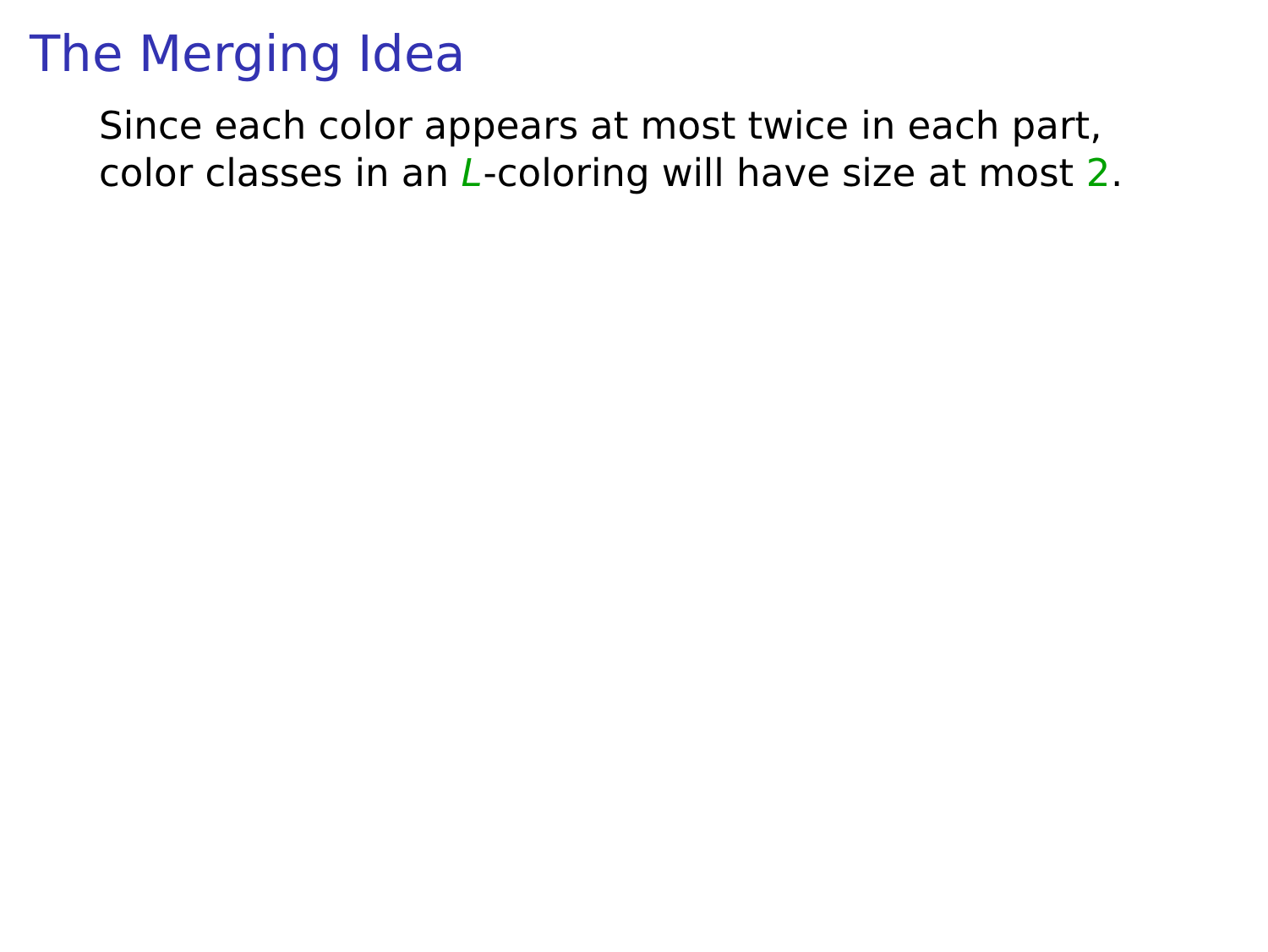# The Merging Idea

Since each color appears at most twice in each part, color classes in an $L$-coloring will have size at most $2$.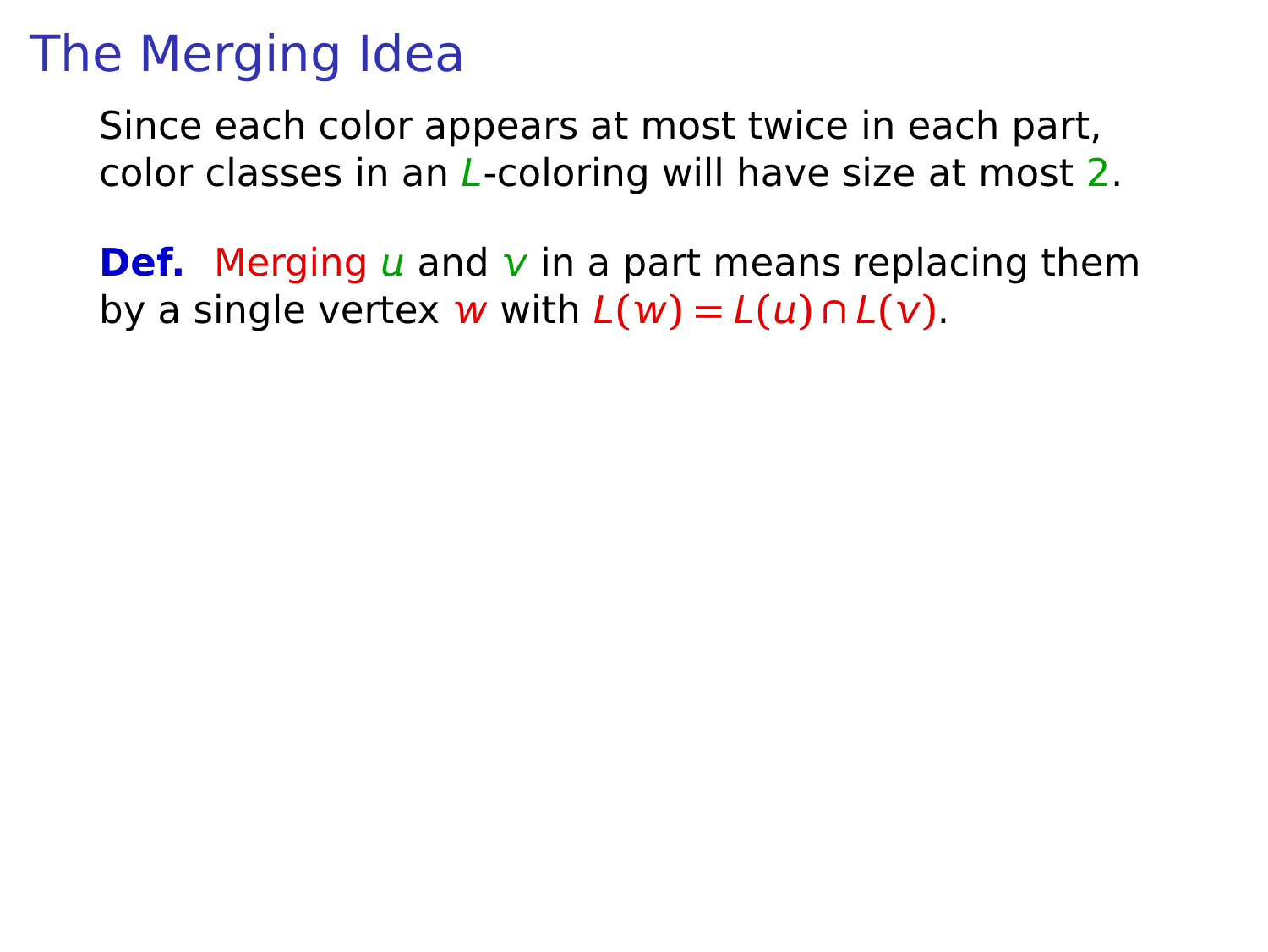# The Merging Idea

Since each color appears at most twice in each part, color classes in an $L$-coloring will have size at most $2$.

**Def.** Merging $u$ and $v$ in a part means replacing them by a single vertex $w$ with $L(w) = L(u) \cap L(v)$.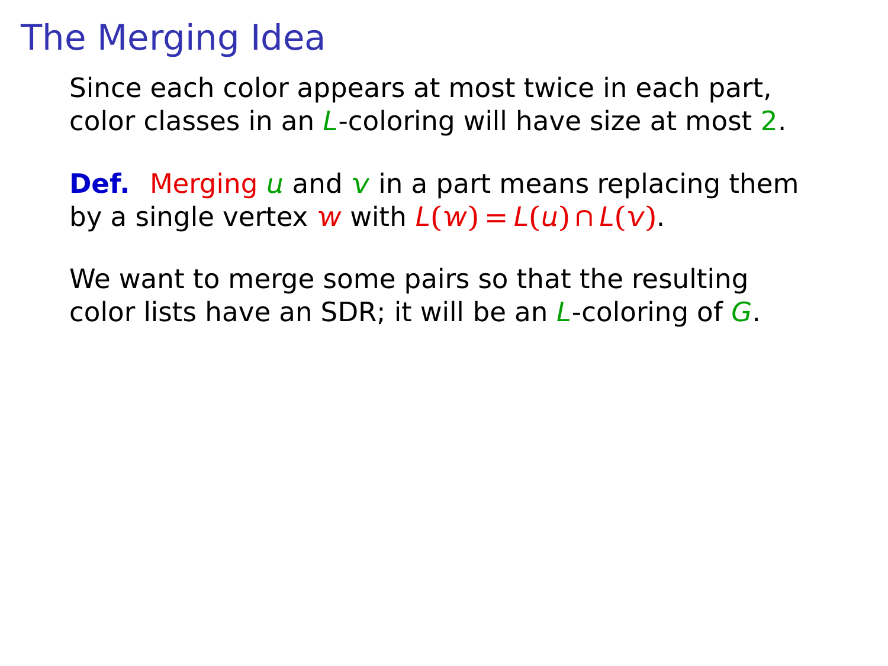# The Merging Idea

Since each color appears at most twice in each part, color classes in an $L$-coloring will have size at most $2$.

**Def.** Merging $u$ and $v$ in a part means replacing them by a single vertex $w$ with $L(w) = L(u) \cap L(v)$.

We want to merge some pairs so that the resulting color lists have an SDR; it will be an $L$-coloring of $G$.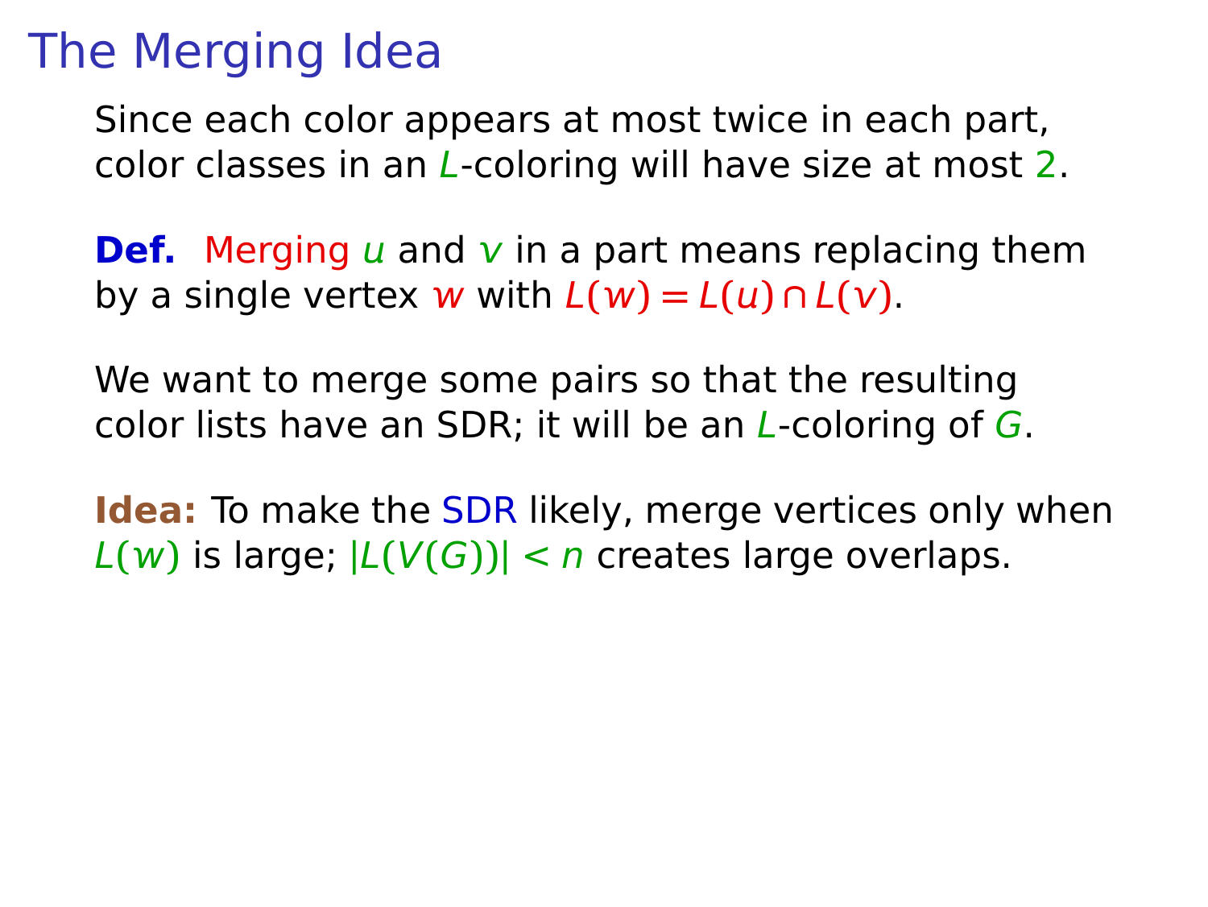# The Merging Idea

Since each color appears at most twice in each part, color classes in an $L$-coloring will have size at most $2$.

**Def.** Merging $u$ and $v$ in a part means replacing them by a single vertex $w$ with $L(w) = L(u) \cap L(v)$.

We want to merge some pairs so that the resulting color lists have an SDR; it will be an $L$-coloring of $G$.

**Idea:** To make the SDR likely, merge vertices only when $L(w)$ is large; $|L(V(G))| < n$ creates large overlaps.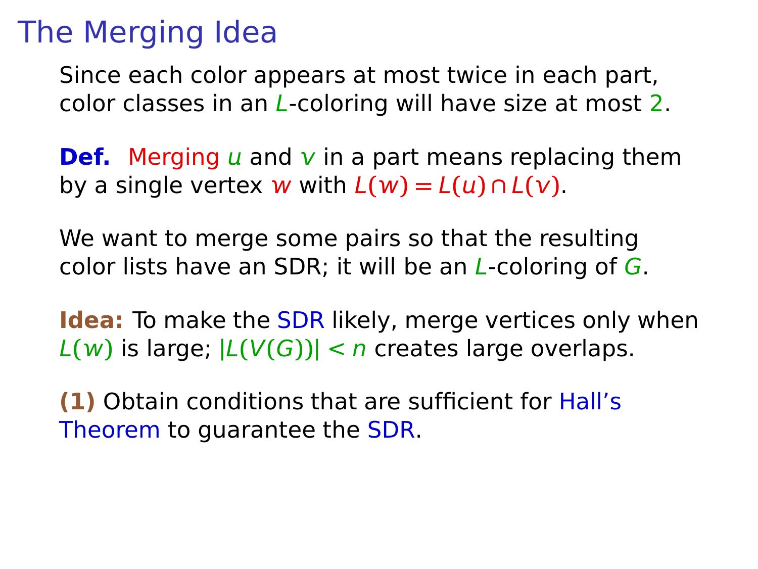# The Merging Idea

Since each color appears at most twice in each part, color classes in an $L$-coloring will have size at most $2$.

**Def.** Merging $u$ and $v$ in a part means replacing them by a single vertex $w$ with $L(w) = L(u) \cap L(v)$.

We want to merge some pairs so that the resulting color lists have an SDR; it will be an $L$-coloring of $G$.

**Idea:** To make the SDR likely, merge vertices only when $L(w)$ is large; $|L(V(G))| < n$ creates large overlaps.

**(1)** Obtain conditions that are sufficient for Hall's Theorem to guarantee the SDR.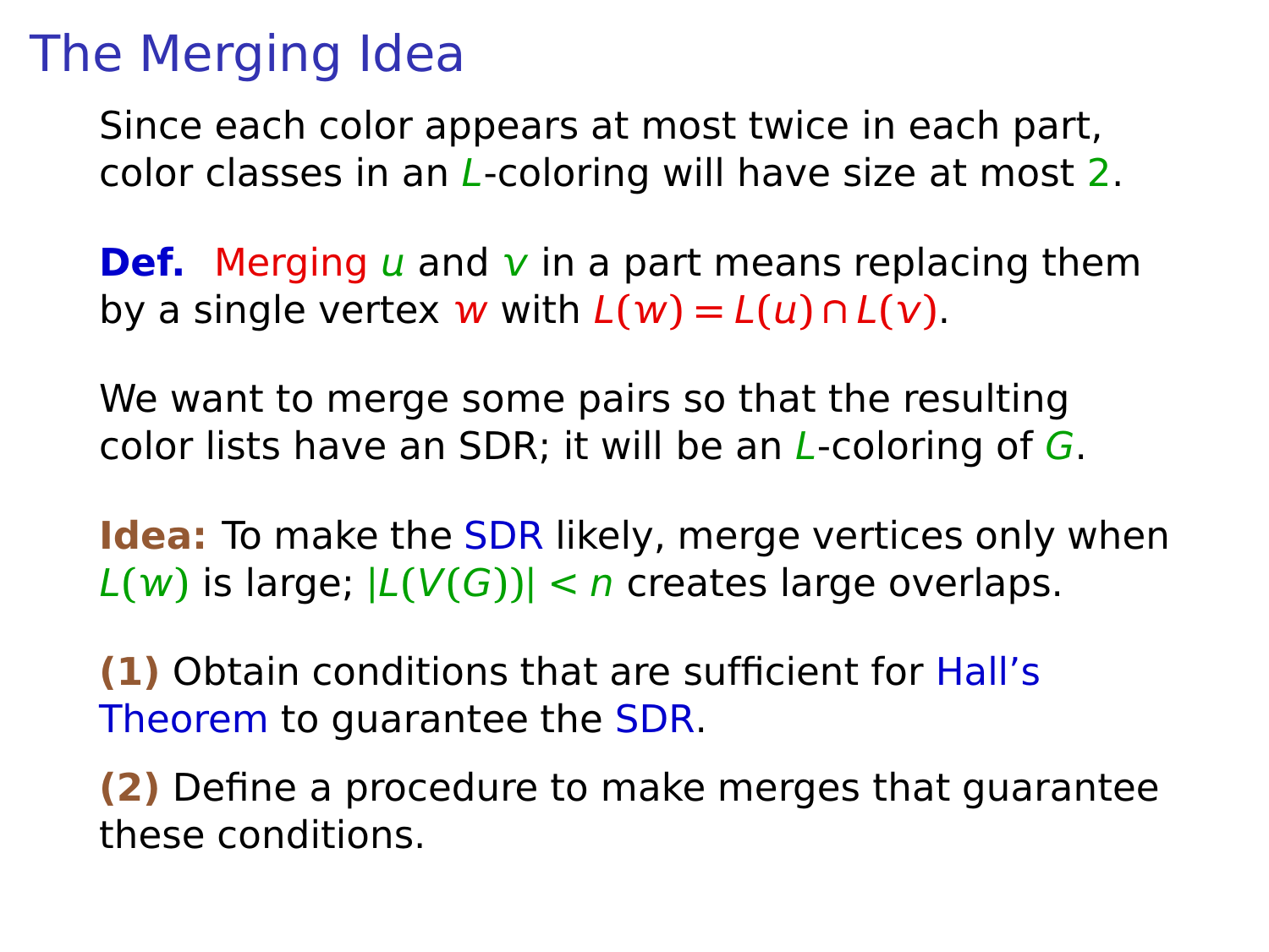# The Merging Idea

Since each color appears at most twice in each part, color classes in an $L$-coloring will have size at most $2$.

**Def.** Merging $u$ and $v$ in a part means replacing them by a single vertex $w$ with $L(w) = L(u) \cap L(v)$.

We want to merge some pairs so that the resulting color lists have an SDR; it will be an $L$-coloring of $G$.

**Idea:** To make the SDR likely, merge vertices only when $L(w)$ is large; $|L(V(G))| < n$ creates large overlaps.

**(1)** Obtain conditions that are sufficient for Hall's Theorem to guarantee the SDR.

**(2)** Define a procedure to make merges that guarantee these conditions.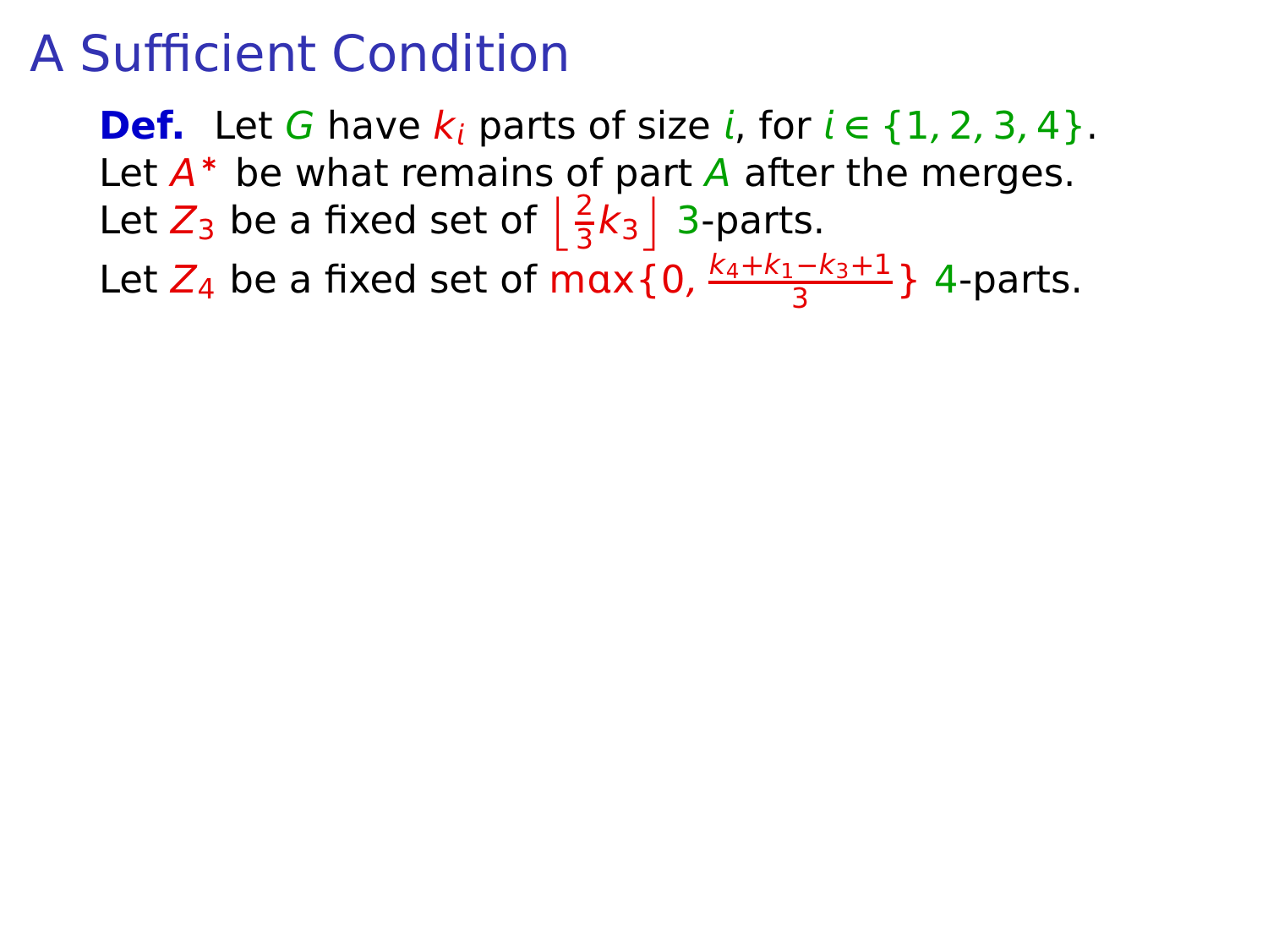# A Sufficient Condition

**Def.** Let $G$ have $k_i$ parts of size $i$, for $i \in \{1, 2, 3, 4\}$.
Let $A^*$ be what remains of part $A$ after the merges.
Let $Z_3$ be a fixed set of $\left\lfloor \frac{2}{3}k_3 \right\rfloor$ 3-parts.
Let $Z_4$ be a fixed set of $\max\{0, \frac{k_4+k_1-k_3+1}{3}\}$ 4-parts.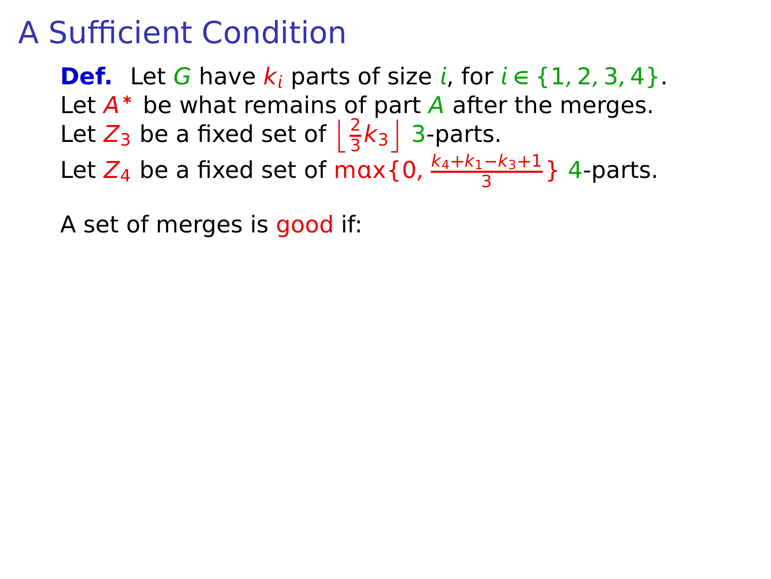# A Sufficient Condition

**Def.** Let $G$ have $k_i$ parts of size $i$, for $i \in \{1, 2, 3, 4\}$.
Let $A^*$ be what remains of part $A$ after the merges.
Let $Z_3$ be a fixed set of $\left\lfloor \frac{2}{3}k_3 \right\rfloor$ 3-parts.
Let $Z_4$ be a fixed set of $\max\{0, \frac{k_4+k_1-k_3+1}{3}\}$ 4-parts.

A set of merges is good if: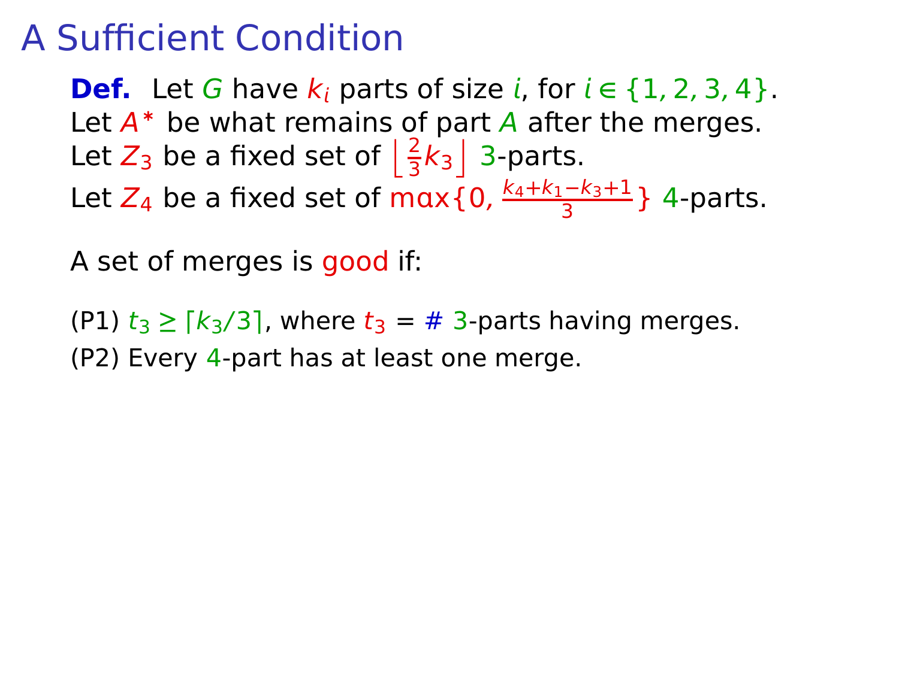# A Sufficient Condition

**Def.** Let $G$ have $k_i$ parts of size $i$, for $i \in \{1, 2, 3, 4\}$.
Let $A^*$ be what remains of part $A$ after the merges.
Let $Z_3$ be a fixed set of $\left\lfloor \frac{2}{3}k_3 \right\rfloor$ 3-parts.
Let $Z_4$ be a fixed set of $\max\{0, \frac{k_4+k_1-k_3+1}{3}\}$ 4-parts.

A set of merges is good if:

(P1) $t_3 \geq \lceil k_3/3 \rceil$, where $t_3$ = # 3-parts having merges.
(P2) Every 4-part has at least one merge.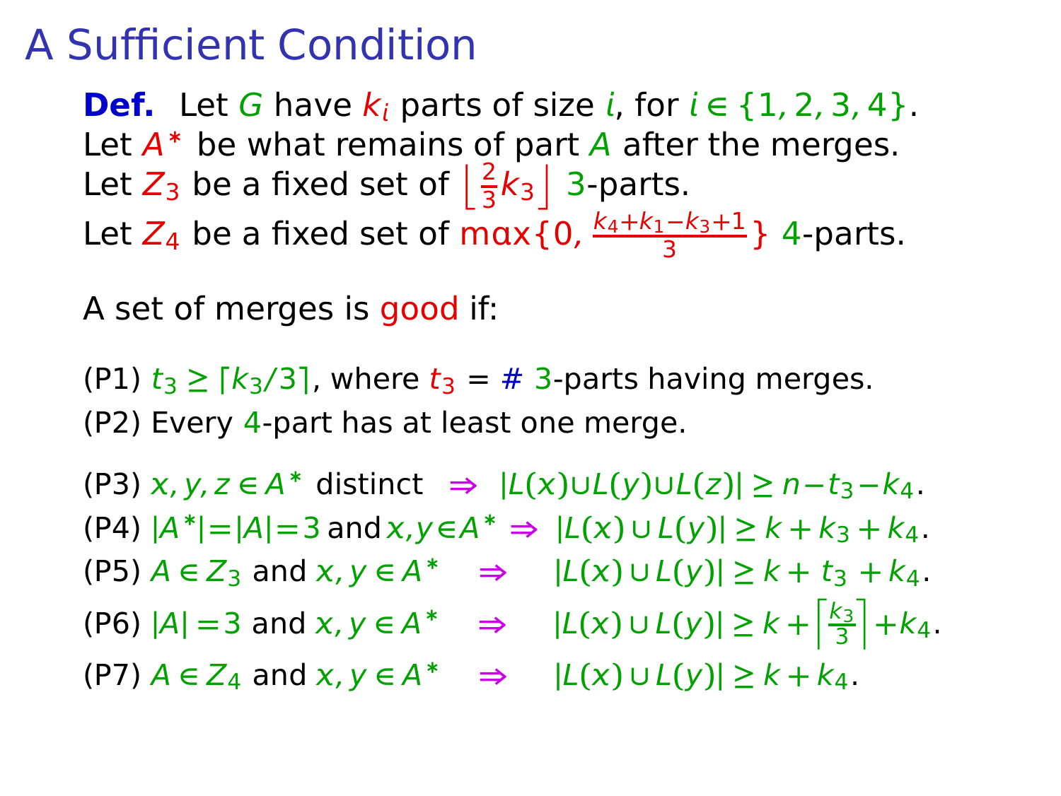# A Sufficient Condition

**Def.** Let $G$ have $k_i$ parts of size $i$, for $i \in \{1, 2, 3, 4\}$.
Let $A^*$ be what remains of part $A$ after the merges.
Let $Z_3$ be a fixed set of $\left\lfloor \frac{2}{3} k_3 \right\rfloor$ 3-parts.
Let $Z_4$ be a fixed set of $\max\{0, \frac{k_4+k_1-k_3+1}{3}\}$ 4-parts.

A set of merges is good if:

(P1) $t_3 \geq \lceil k_3/3 \rceil$, where $t_3$ = # 3-parts having merges.
(P2) Every 4-part has at least one merge.

(P3) $x, y, z \in A^*$ distinct $\Rightarrow$ $|L(x) \cup L(y) \cup L(z)| \geq n - t_3 - k_4$.
(P4) $|A^*| = |A| = 3$ and $x, y \in A^*$ $\Rightarrow$ $|L(x) \cup L(y)| \geq k + k_3 + k_4$.
(P5) $A \in Z_3$ and $x, y \in A^*$ $\Rightarrow$ $|L(x) \cup L(y)| \geq k + t_3 + k_4$.
(P6) $|A| = 3$ and $x, y \in A^*$ $\Rightarrow$ $|L(x) \cup L(y)| \geq k + \left\lceil \frac{k_3}{3} \right\rceil + k_4$.
(P7) $A \in Z_4$ and $x, y \in A^*$ $\Rightarrow$ $|L(x) \cup L(y)| \geq k + k_4$.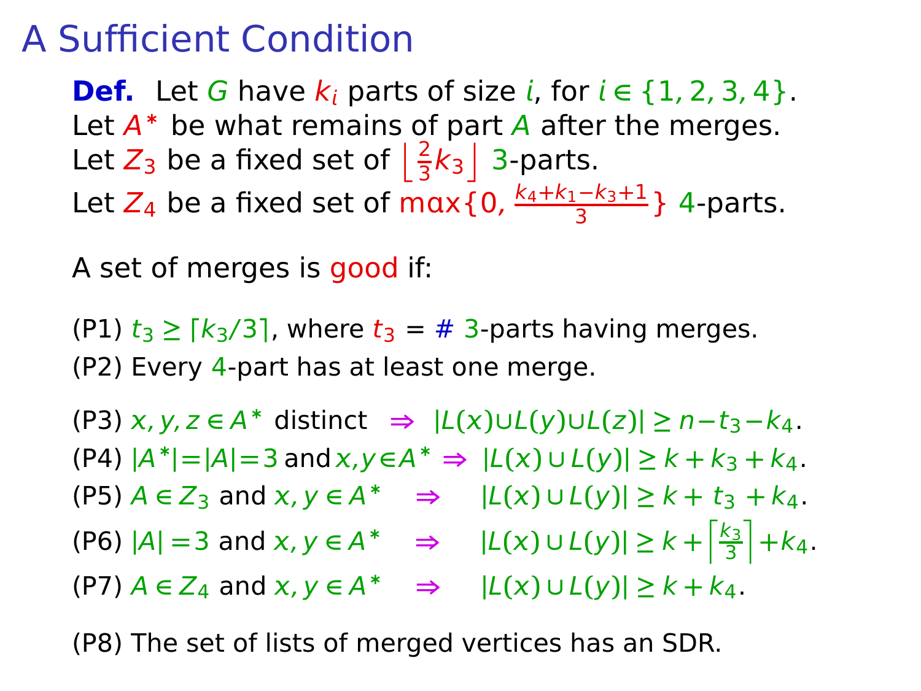# A Sufficient Condition

**Def.** Let $G$ have $k_i$ parts of size $i$, for $i \in \{1, 2, 3, 4\}$.
Let $A^*$ be what remains of part $A$ after the merges.
Let $Z_3$ be a fixed set of $\left\lfloor \frac{2}{3}k_3 \right\rfloor$ 3-parts.
Let $Z_4$ be a fixed set of $\max\{0, \frac{k_4+k_1-k_3+1}{3}\}$ 4-parts.

A set of merges is good if:

(P1) $t_3 \geq \lceil k_3/3 \rceil$, where $t_3$ = # 3-parts having merges.

(P2) Every 4-part has at least one merge.

(P3) $x, y, z \in A^*$ distinct $\Rightarrow$ $|L(x) \cup L(y) \cup L(z)| \geq n - t_3 - k_4$.

(P4) $|A^*| = |A| = 3$ and $x, y \in A^*$ $\Rightarrow$ $|L(x) \cup L(y)| \geq k + k_3 + k_4$.

(P5) $A \in Z_3$ and $x, y \in A^*$ $\Rightarrow$ $|L(x) \cup L(y)| \geq k + t_3 + k_4$.

(P6) $|A| = 3$ and $x, y \in A^*$ $\Rightarrow$ $|L(x) \cup L(y)| \geq k + \left\lceil \frac{k_3}{3} \right\rceil + k_4$.

(P7) $A \in Z_4$ and $x, y \in A^*$ $\Rightarrow$ $|L(x) \cup L(y)| \geq k + k_4$.

(P8) The set of lists of merged vertices has an SDR.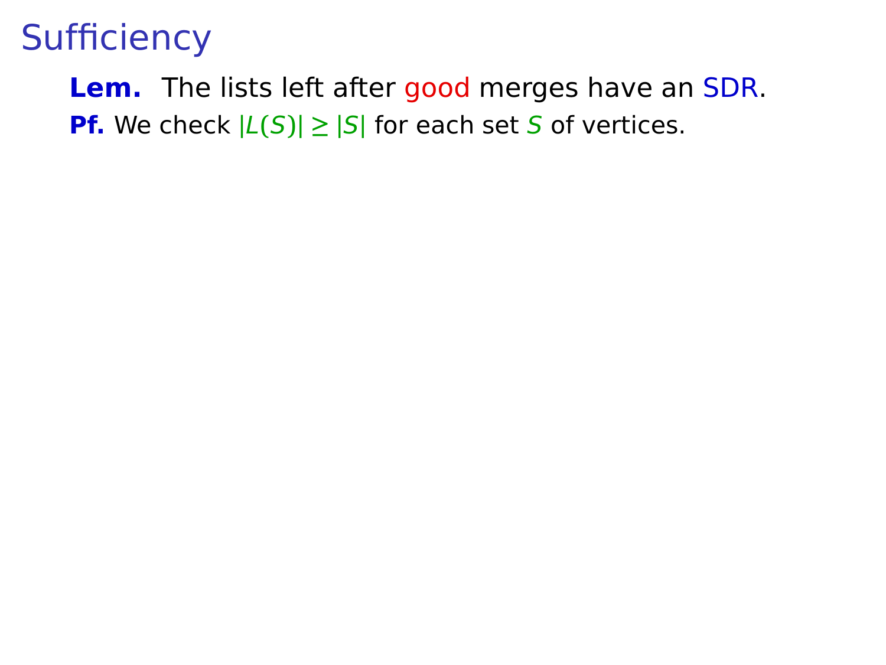# Sufficiency

**Lem.** The lists left after good merges have an SDR.

**Pf.** We check $|L(S)| \geq |S|$ for each set $S$ of vertices.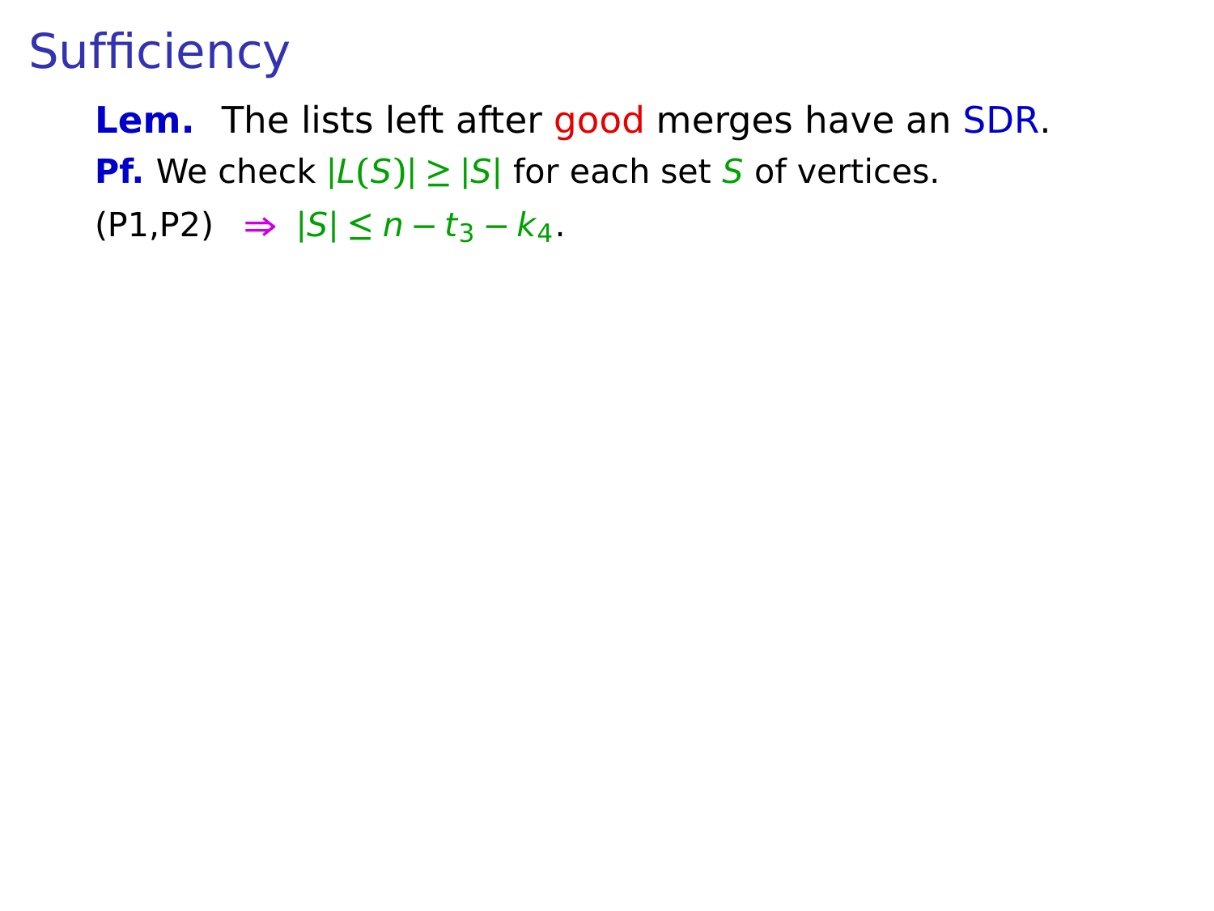# Sufficiency

**Lem.** The lists left after good merges have an SDR.

**Pf.** We check $|L(S)| \geq |S|$ for each set $S$ of vertices.

(P1,P2) $\Rightarrow$ $|S| \leq n - t_3 - k_4$.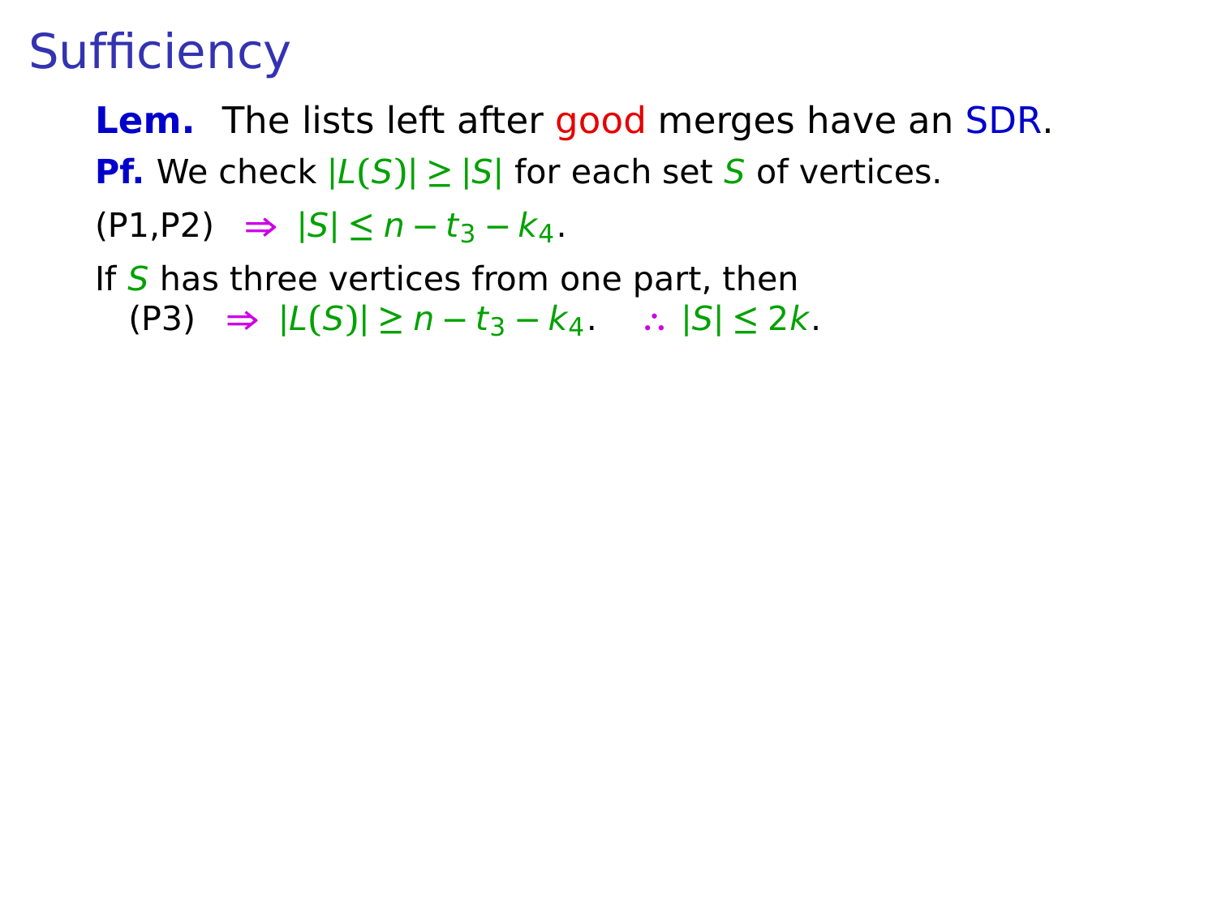# Sufficiency

**Lem.** The lists left after good merges have an SDR.

**Pf.** We check $|L(S)| \geq |S|$ for each set $S$ of vertices.

(P1,P2) $\Rightarrow$ $|S| \leq n - t_3 - k_4$.

If $S$ has three vertices from one part, then
(P3) $\Rightarrow$ $|L(S)| \geq n - t_3 - k_4$. $\therefore$ $|S| \leq 2k$.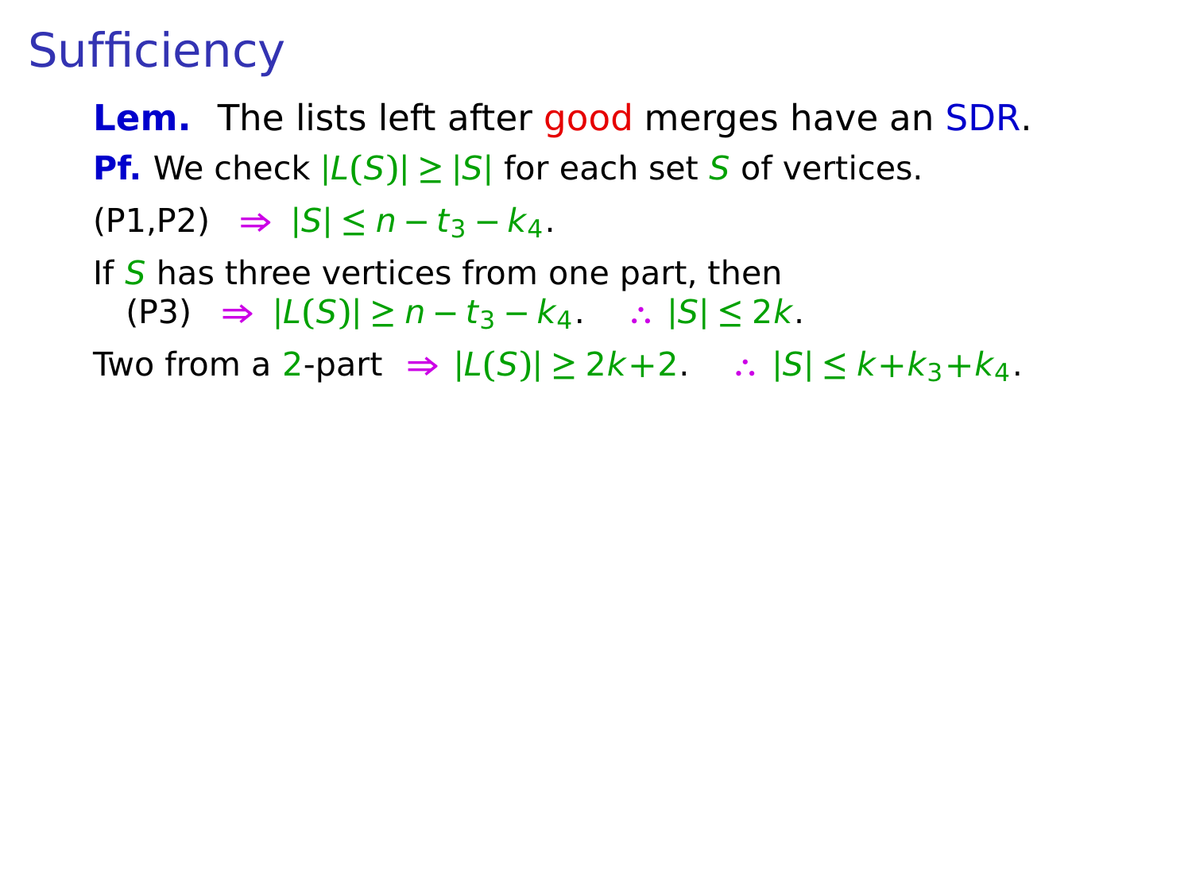# Sufficiency

**Lem.** The lists left after good merges have an SDR.

**Pf.** We check $|L(S)| \geq |S|$ for each set $S$ of vertices.

(P1,P2) $\Rightarrow$ $|S| \leq n - t_3 - k_4$.

If $S$ has three vertices from one part, then
(P3) $\Rightarrow$ $|L(S)| \geq n - t_3 - k_4$. $\therefore$ $|S| \leq 2k$.

Two from a 2-part $\Rightarrow$ $|L(S)| \geq 2k+2$. $\therefore$ $|S| \leq k+k_3+k_4$.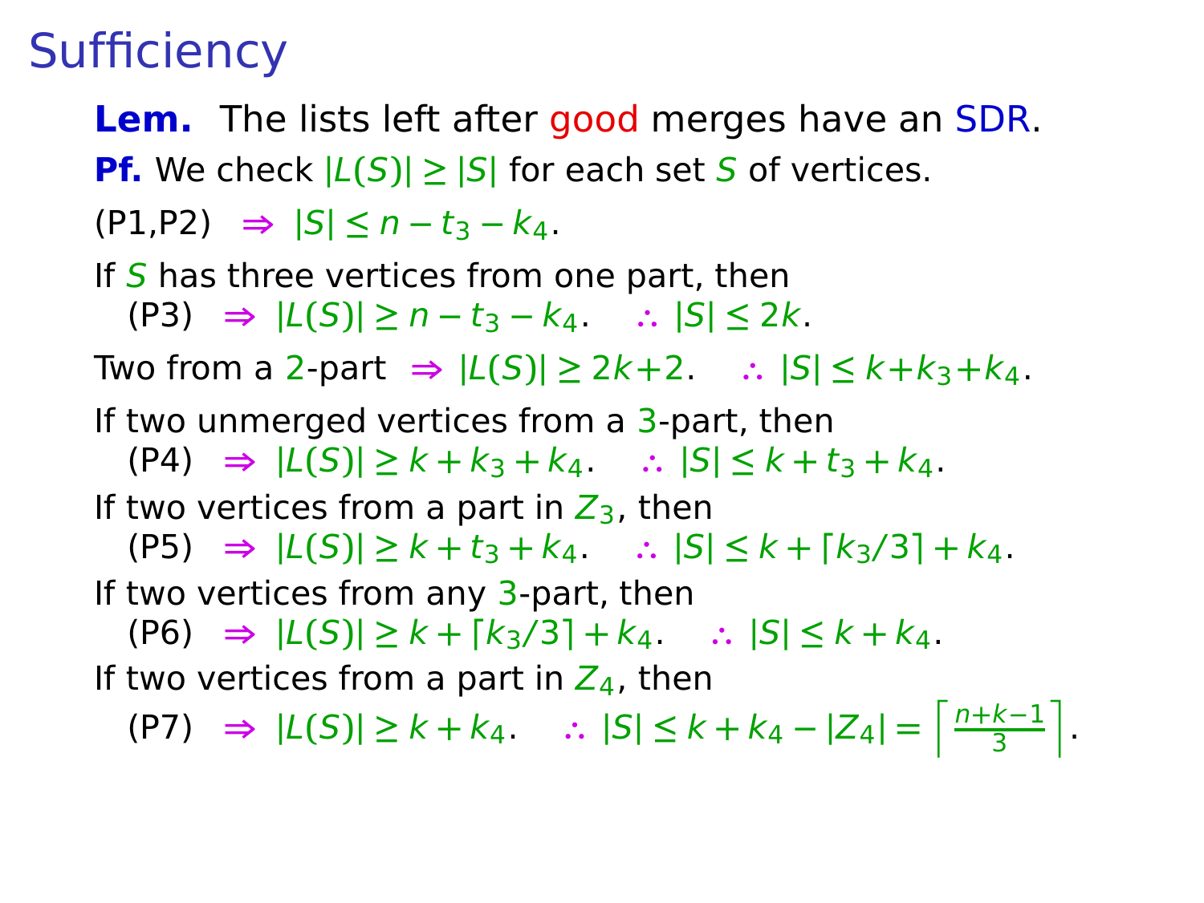# Sufficiency

**Lem.** The lists left after good merges have an SDR.

**Pf.** We check $|L(S)| \geq |S|$ for each set $S$ of vertices.

(P1,P2) $\Rightarrow$ $|S| \leq n - t_3 - k_4$.

If $S$ has three vertices from one part, then
(P3) $\Rightarrow$ $|L(S)| \geq n - t_3 - k_4$. $\therefore$ $|S| \leq 2k$.

Two from a 2-part $\Rightarrow$ $|L(S)| \geq 2k+2$. $\therefore$ $|S| \leq k + k_3 + k_4$.

If two unmerged vertices from a 3-part, then
(P4) $\Rightarrow$ $|L(S)| \geq k + k_3 + k_4$. $\therefore$ $|S| \leq k + t_3 + k_4$.

If two vertices from a part in $Z_3$, then
(P5) $\Rightarrow$ $|L(S)| \geq k + t_3 + k_4$. $\therefore$ $|S| \leq k + \lceil k_3/3 \rceil + k_4$.

If two vertices from any 3-part, then
(P6) $\Rightarrow$ $|L(S)| \geq k + \lceil k_3/3 \rceil + k_4$. $\therefore$ $|S| \leq k + k_4$.

If two vertices from a part in $Z_4$, then
(P7) $\Rightarrow$ $|L(S)| \geq k + k_4$. $\therefore$ $|S| \leq k + k_4 - |Z_4| = \left\lceil \frac{n+k-1}{3} \right\rceil$.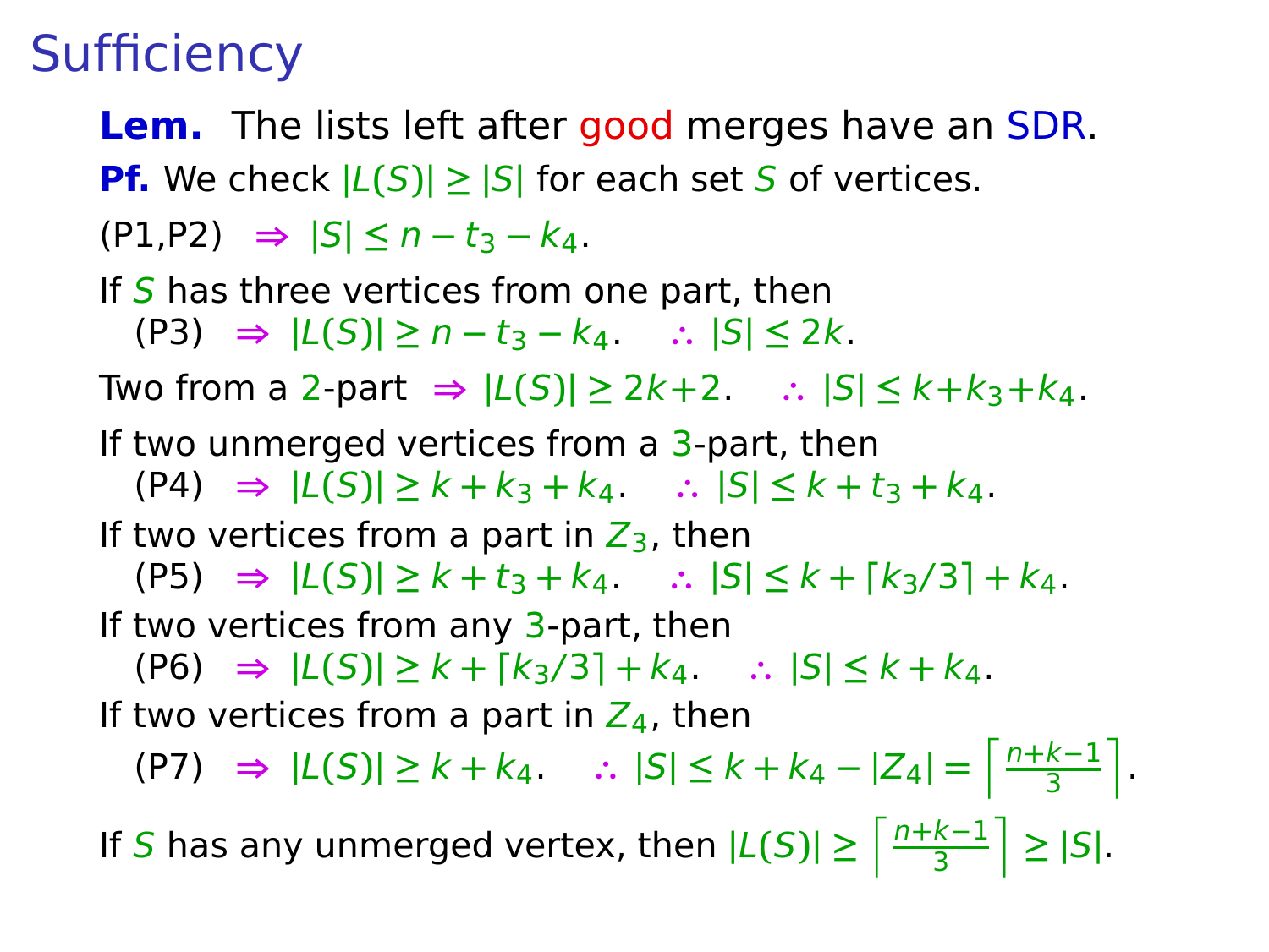# Sufficiency

**Lem.** The lists left after good merges have an SDR.

**Pf.** We check $|L(S)| \geq |S|$ for each set $S$ of vertices.

(P1,P2) $\Rightarrow$ $|S| \leq n - t_3 - k_4$.

If $S$ has three vertices from one part, then
(P3) $\Rightarrow$ $|L(S)| \geq n - t_3 - k_4$. $\quad \therefore$ $|S| \leq 2k$.

Two from a 2-part $\Rightarrow$ $|L(S)| \geq 2k+2$. $\quad \therefore$ $|S| \leq k+k_3+k_4$.

If two unmerged vertices from a 3-part, then
(P4) $\Rightarrow$ $|L(S)| \geq k + k_3 + k_4$. $\quad \therefore$ $|S| \leq k + t_3 + k_4$.

If two vertices from a part in $Z_3$, then
(P5) $\Rightarrow$ $|L(S)| \geq k + t_3 + k_4$. $\quad \therefore$ $|S| \leq k + \lceil k_3/3 \rceil + k_4$.

If two vertices from any 3-part, then
(P6) $\Rightarrow$ $|L(S)| \geq k + \lceil k_3/3 \rceil + k_4$. $\quad \therefore$ $|S| \leq k + k_4$.

If two vertices from a part in $Z_4$, then
(P7) $\Rightarrow$ $|L(S)| \geq k + k_4$. $\quad \therefore$ $|S| \leq k + k_4 - |Z_4| = \left\lceil \frac{n+k-1}{3} \right\rceil$.

If $S$ has any unmerged vertex, then $|L(S)| \geq \left\lceil \frac{n+k-1}{3} \right\rceil \geq |S|$.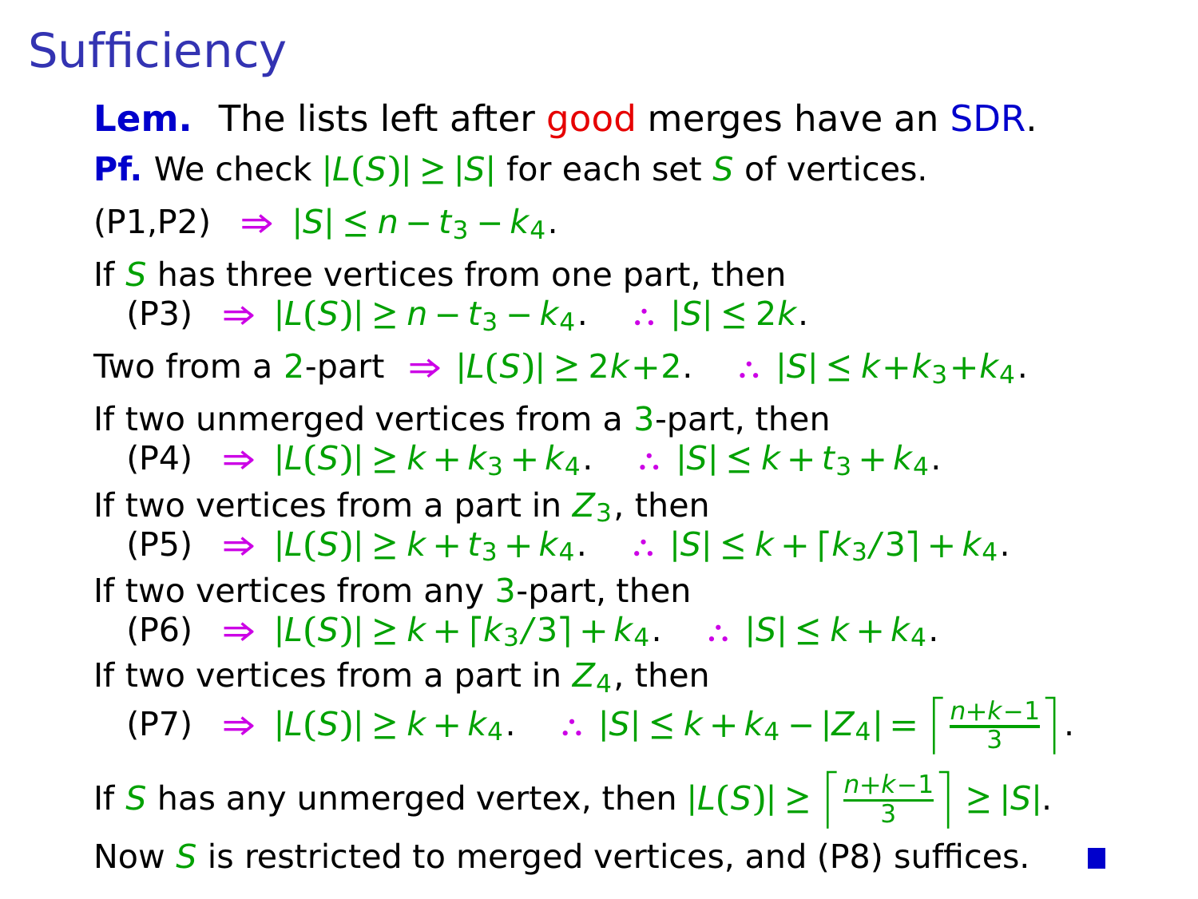# Sufficiency

**Lem.** The lists left after good merges have an SDR.

**Pf.** We check $|L(S)| \geq |S|$ for each set $S$ of vertices.

(P1,P2) $\Rightarrow$ $|S| \leq n - t_3 - k_4$.

If $S$ has three vertices from one part, then
(P3) $\Rightarrow$ $|L(S)| \geq n - t_3 - k_4$. $\therefore$ $|S| \leq 2k$.

Two from a 2-part $\Rightarrow$ $|L(S)| \geq 2k+2$. $\therefore$ $|S| \leq k+k_3+k_4$.

If two unmerged vertices from a 3-part, then
(P4) $\Rightarrow$ $|L(S)| \geq k + k_3 + k_4$. $\therefore$ $|S| \leq k + t_3 + k_4$.

If two vertices from a part in $Z_3$, then
(P5) $\Rightarrow$ $|L(S)| \geq k + t_3 + k_4$. $\therefore$ $|S| \leq k + \lceil k_3/3 \rceil + k_4$.

If two vertices from any 3-part, then
(P6) $\Rightarrow$ $|L(S)| \geq k + \lceil k_3/3 \rceil + k_4$. $\therefore$ $|S| \leq k + k_4$.

If two vertices from a part in $Z_4$, then
(P7) $\Rightarrow$ $|L(S)| \geq k + k_4$. $\therefore$ $|S| \leq k + k_4 - |Z_4| = \left\lceil \frac{n+k-1}{3} \right\rceil$.

If $S$ has any unmerged vertex, then $|L(S)| \geq \left\lceil \frac{n+k-1}{3} \right\rceil \geq |S|$.

Now $S$ is restricted to merged vertices, and (P8) suffices. ■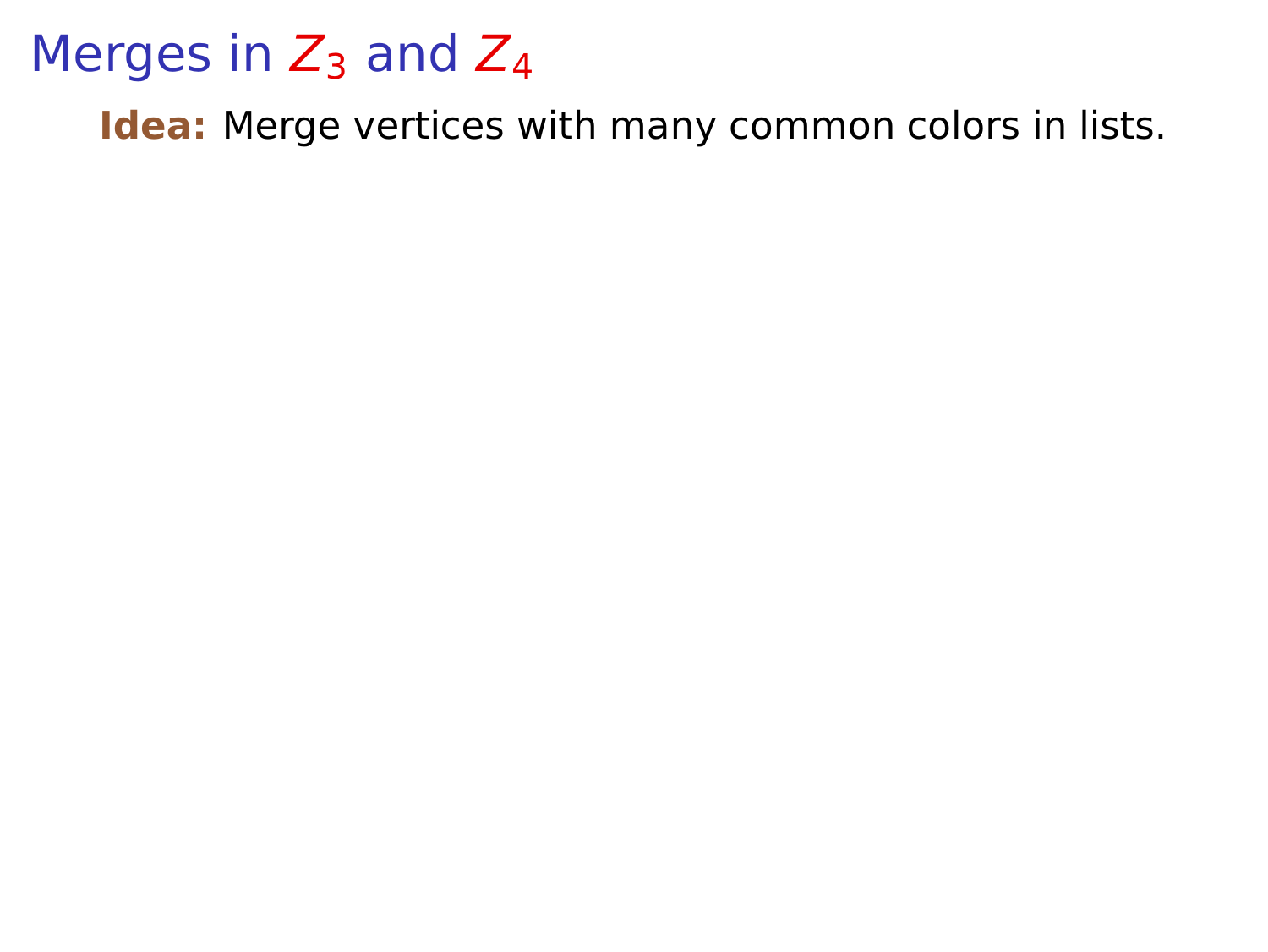# Merges in $Z_3$ and $Z_4$

**Idea:** Merge vertices with many common colors in lists.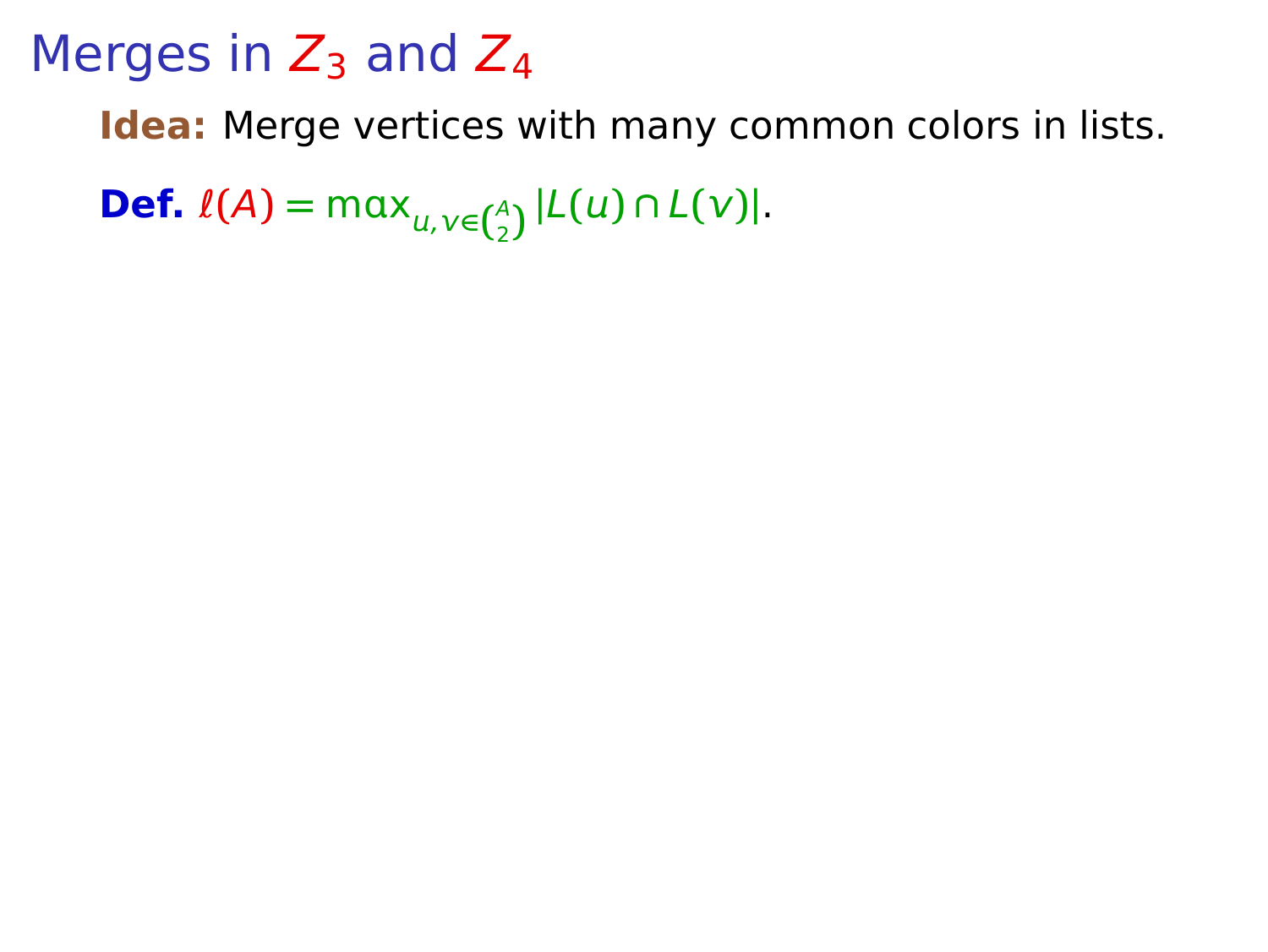# Merges in $Z_3$ and $Z_4$

**Idea:** Merge vertices with many common colors in lists.

**Def.** $\ell(A) = \max_{u,v \in \binom{A}{2}} |L(u) \cap L(v)|$.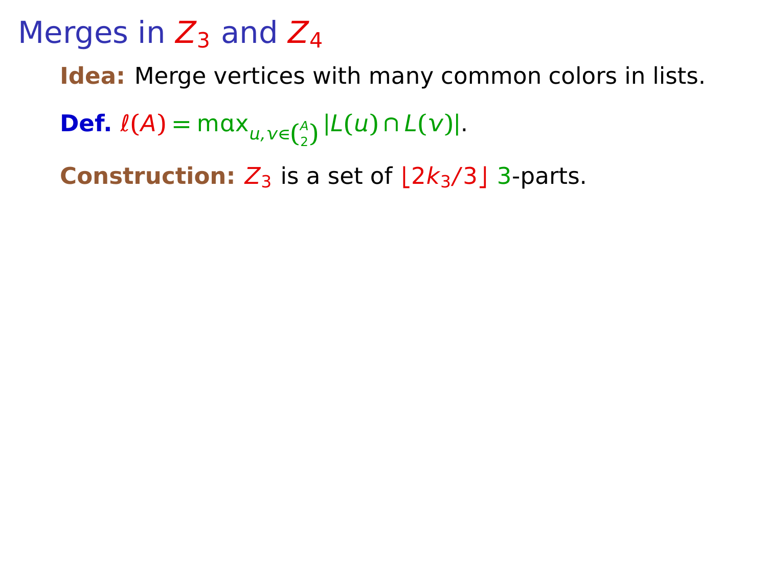# Merges in $Z_3$ and $Z_4$

**Idea:** Merge vertices with many common colors in lists.

**Def.** $\ell(A) = \max_{u,v \in \binom{A}{2}} |L(u) \cap L(v)|$.

**Construction:** $Z_3$ is a set of $\lfloor 2k_3/3 \rfloor$ 3-parts.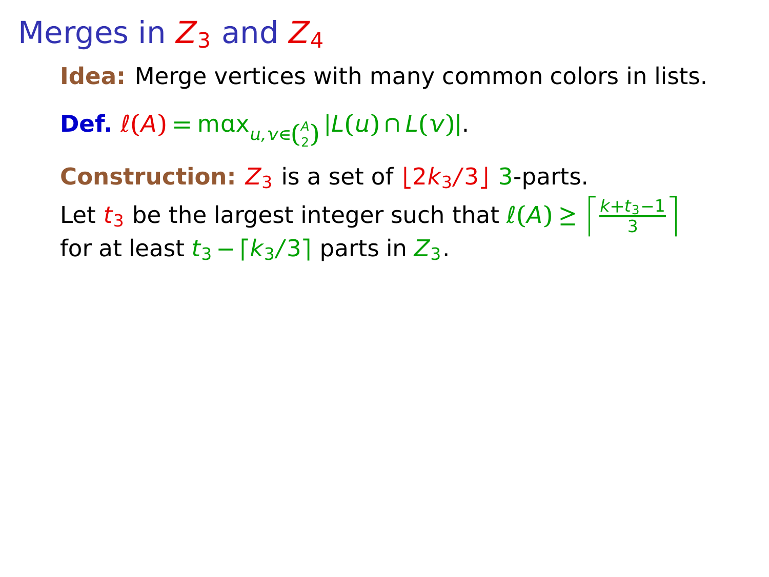# Merges in $Z_3$ and $Z_4$

**Idea:** Merge vertices with many common colors in lists.

**Def.** $\ell(A) = \max_{u,v \in \binom{A}{2}} |L(u) \cap L(v)|$.

**Construction:** $Z_3$ is a set of $\lfloor 2k_3/3 \rfloor$ 3-parts.

Let $t_3$ be the largest integer such that $\ell(A) \geq \left\lceil \frac{k+t_3-1}{3} \right\rceil$ for at least $t_3 - \lceil k_3/3 \rceil$ parts in $Z_3$.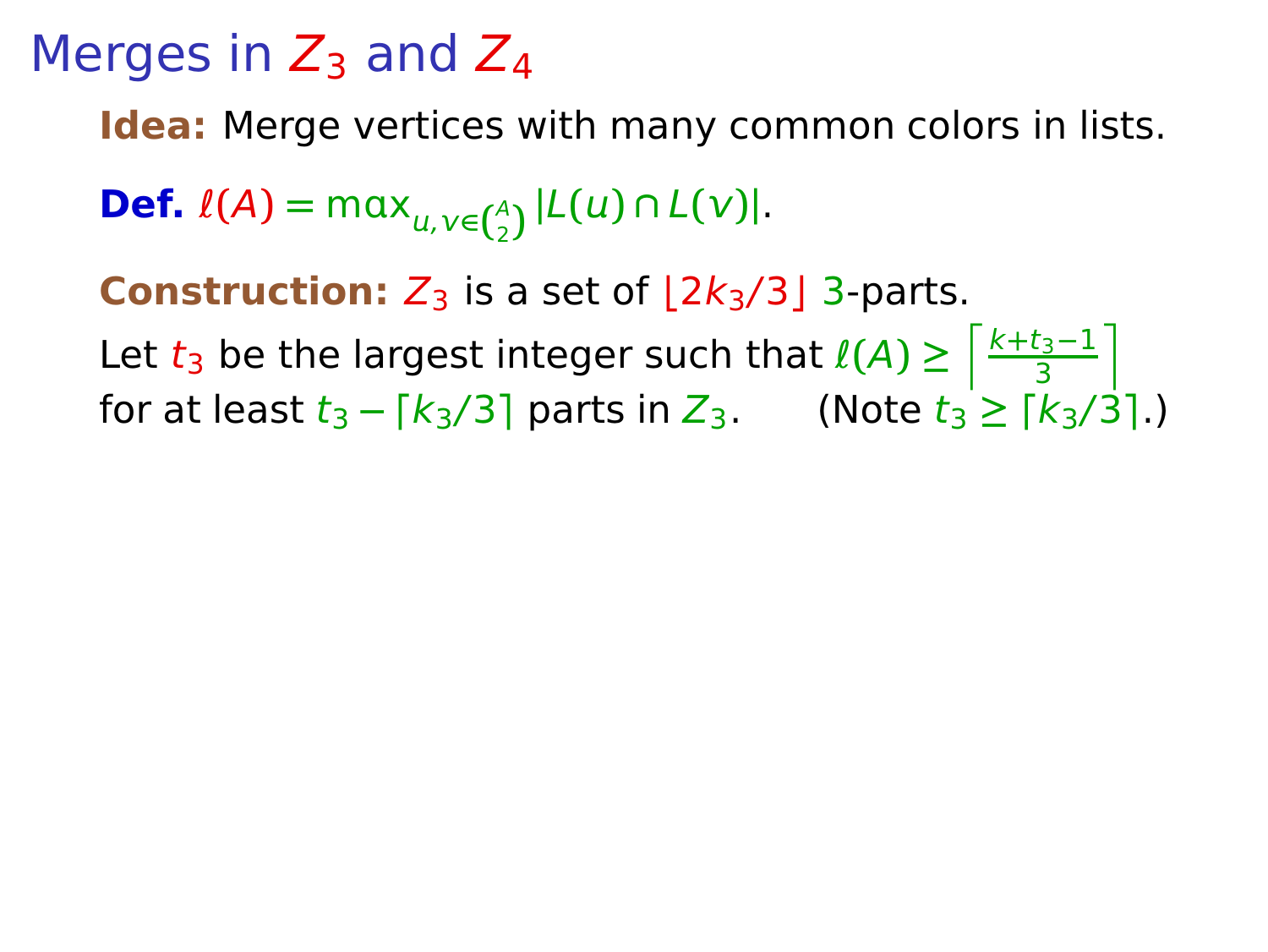# Merges in $Z_3$ and $Z_4$

**Idea:** Merge vertices with many common colors in lists.

**Def.** $\ell(A) = \max_{u,v \in \binom{A}{2}} |L(u) \cap L(v)|$.

**Construction:** $Z_3$ is a set of $\lfloor 2k_3/3 \rfloor$ 3-parts.

Let $t_3$ be the largest integer such that $\ell(A) \geq \left\lceil \frac{k+t_3-1}{3} \right\rceil$ for at least $t_3 - \lceil k_3/3 \rceil$ parts in $Z_3$. (Note $t_3 \geq \lceil k_3/3 \rceil$.)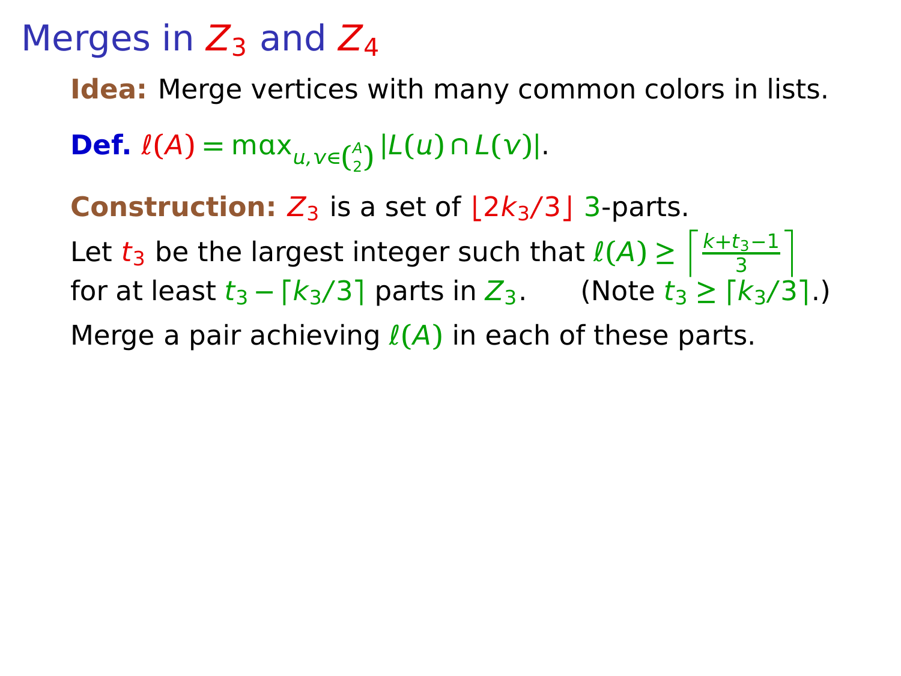# Merges in $Z_3$ and $Z_4$

**Idea:** Merge vertices with many common colors in lists.

**Def.** $\ell(A) = \max_{u,v \in \binom{A}{2}} |L(u) \cap L(v)|$.

**Construction:** $Z_3$ is a set of $\lfloor 2k_3/3 \rfloor$ 3-parts.

Let $t_3$ be the largest integer such that $\ell(A) \geq \left\lceil \frac{k+t_3-1}{3} \right\rceil$ for at least $t_3 - \lceil k_3/3 \rceil$ parts in $Z_3$. (Note $t_3 \geq \lceil k_3/3 \rceil$.)

Merge a pair achieving $\ell(A)$ in each of these parts.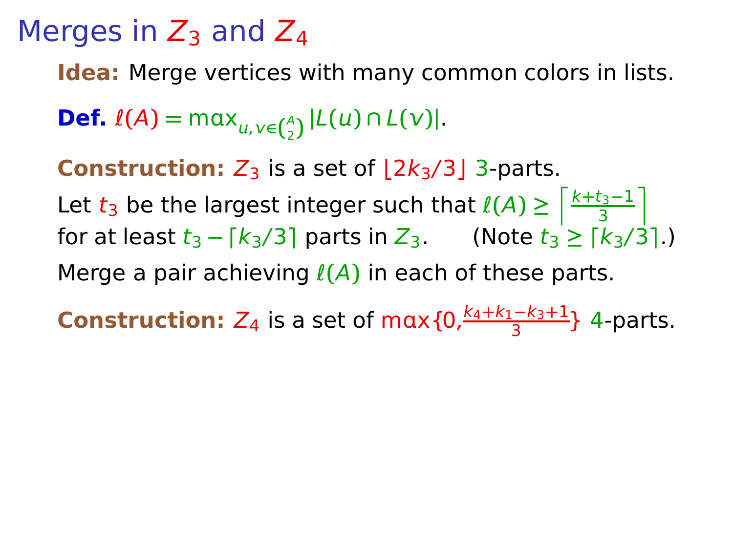# Merges in $Z_3$ and $Z_4$

**Idea:** Merge vertices with many common colors in lists.

**Def.** $\ell(A) = \max_{u,v \in \binom{A}{2}} |L(u) \cap L(v)|$.

**Construction:** $Z_3$ is a set of $\lfloor 2k_3/3 \rfloor$ 3-parts.

Let $t_3$ be the largest integer such that $\ell(A) \geq \left\lceil \frac{k+t_3-1}{3} \right\rceil$ for at least $t_3 - \lceil k_3/3 \rceil$ parts in $Z_3$. (Note $t_3 \geq \lceil k_3/3 \rceil$.)

Merge a pair achieving $\ell(A)$ in each of these parts.

**Construction:** $Z_4$ is a set of $\max\{0, \frac{k_4+k_1-k_3+1}{3}\}$ 4-parts.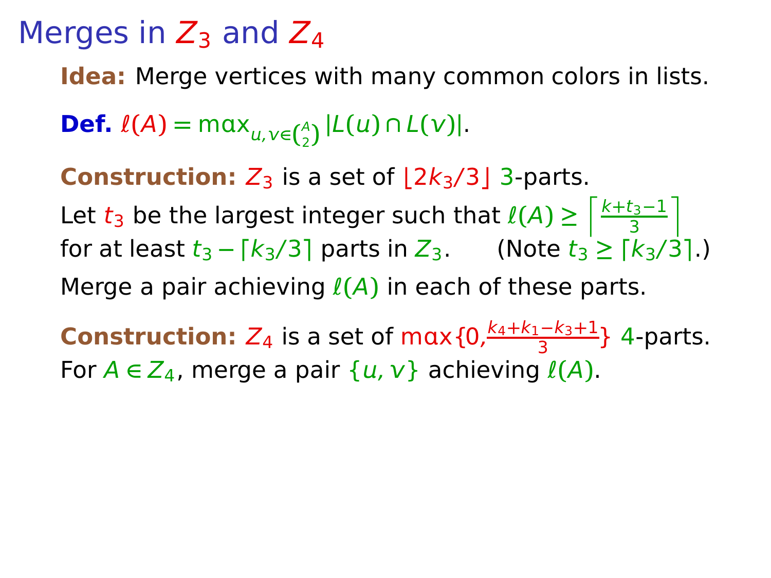# Merges in $Z_3$ and $Z_4$

**Idea:** Merge vertices with many common colors in lists.

**Def.** $\ell(A) = \max_{u,v \in \binom{A}{2}} |L(u) \cap L(v)|$.

**Construction:** $Z_3$ is a set of $\lfloor 2k_3/3 \rfloor$ 3-parts.

Let $t_3$ be the largest integer such that $\ell(A) \geq \left\lceil \frac{k+t_3-1}{3} \right\rceil$ for at least $t_3 - \lceil k_3/3 \rceil$ parts in $Z_3$. (Note $t_3 \geq \lceil k_3/3 \rceil$.)

Merge a pair achieving $\ell(A)$ in each of these parts.

**Construction:** $Z_4$ is a set of $\max\{0, \frac{k_4+k_1-k_3+1}{3}\}$ 4-parts.

For $A \in Z_4$, merge a pair $\{u, v\}$ achieving $\ell(A)$.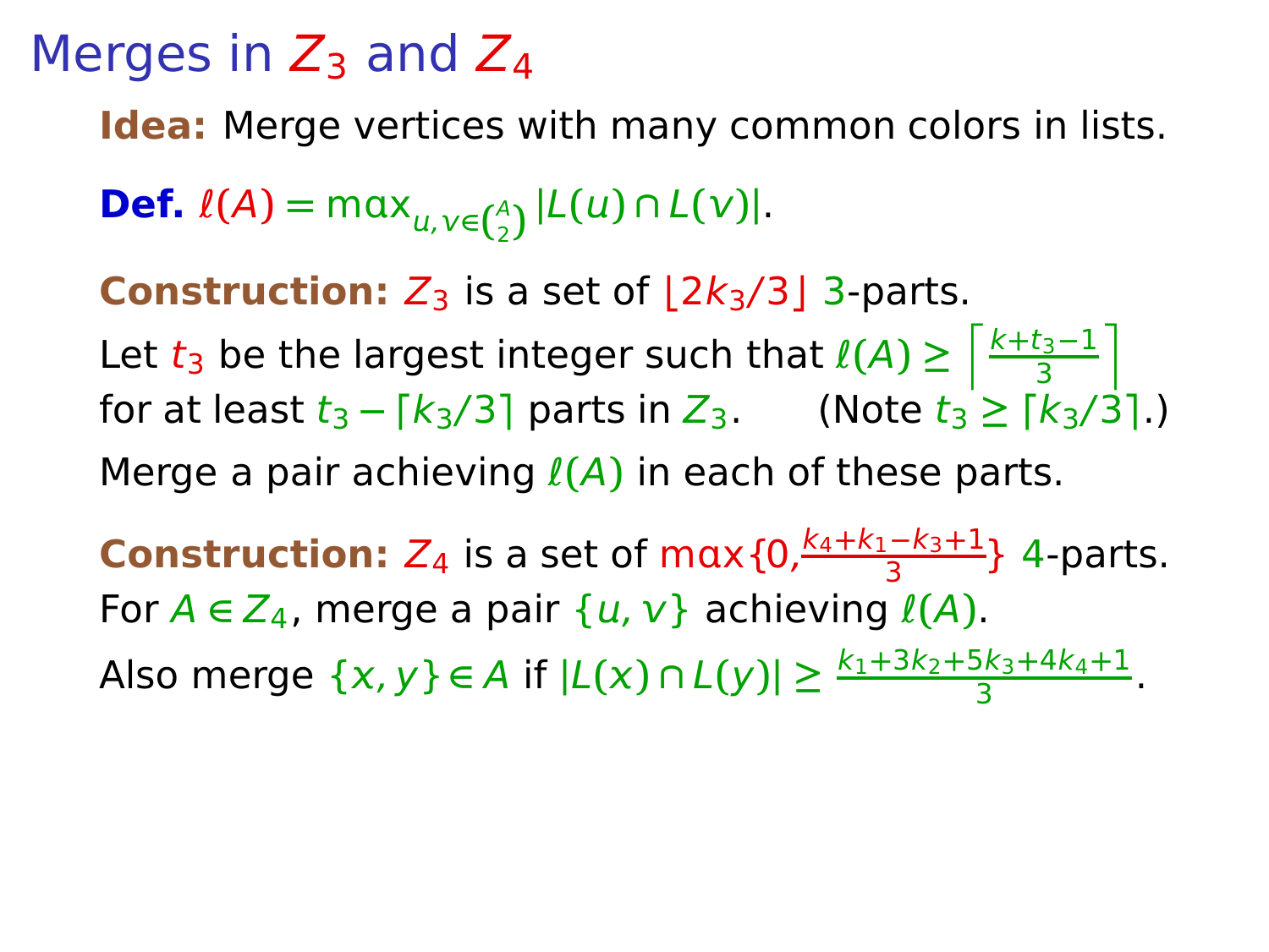# Merges in $Z_3$ and $Z_4$

**Idea:** Merge vertices with many common colors in lists.

**Def.** $\ell(A) = \max_{u,v \in \binom{A}{2}} |L(u) \cap L(v)|$.

**Construction:** $Z_3$ is a set of $\lfloor 2k_3/3 \rfloor$ 3-parts.

Let $t_3$ be the largest integer such that $\ell(A) \geq \left\lceil \frac{k+t_3-1}{3} \right\rceil$ for at least $t_3 - \lceil k_3/3 \rceil$ parts in $Z_3$. (Note $t_3 \geq \lceil k_3/3 \rceil$.)

Merge a pair achieving $\ell(A)$ in each of these parts.

**Construction:** $Z_4$ is a set of $\max\{0, \frac{k_4+k_1-k_3+1}{3}\}$ 4-parts.

For $A \in Z_4$, merge a pair $\{u, v\}$ achieving $\ell(A)$.

Also merge $\{x, y\} \in A$ if $|L(x) \cap L(y)| \geq \frac{k_1+3k_2+5k_3+4k_4+1}{3}$.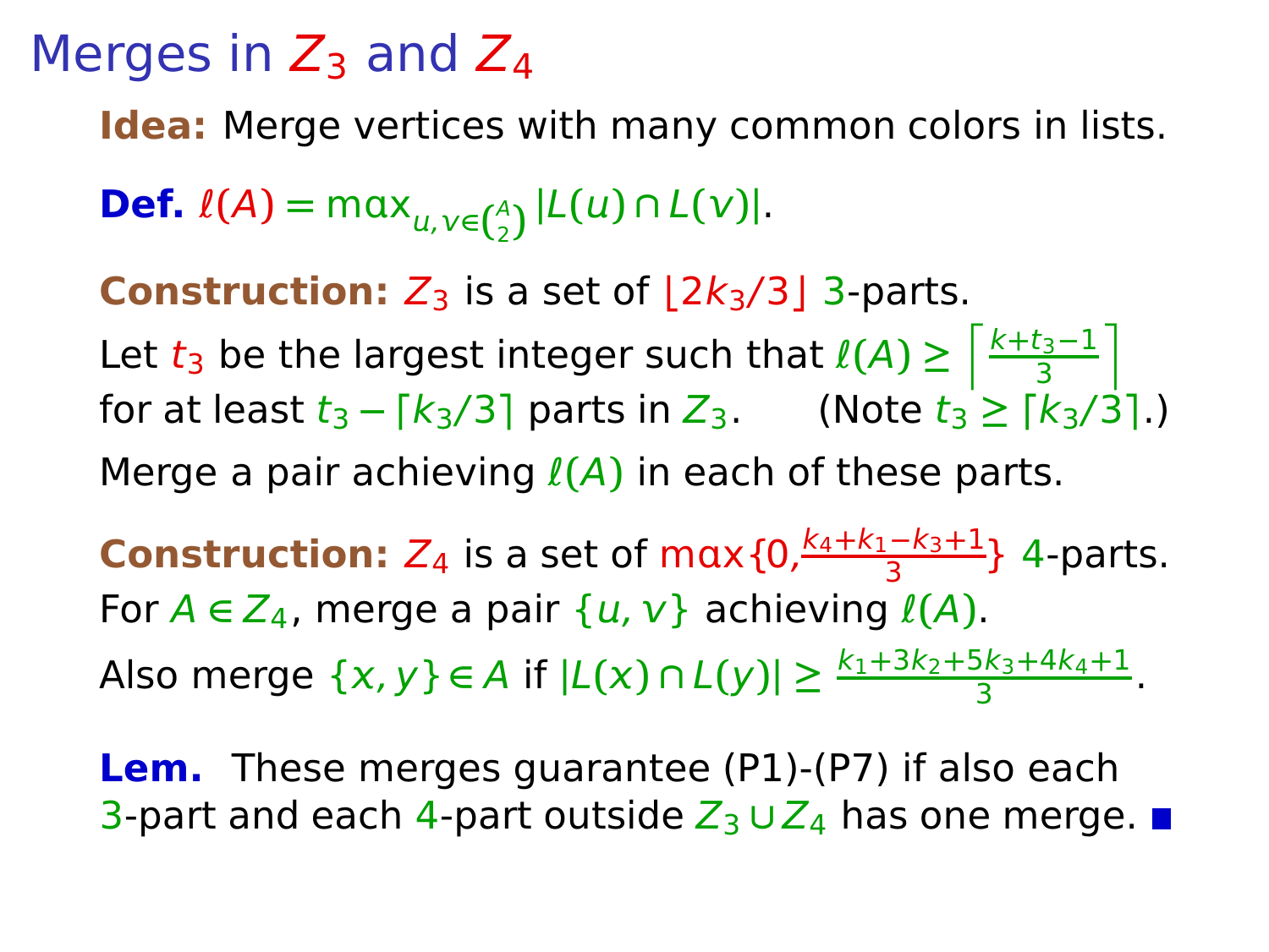# Merges in $Z_3$ and $Z_4$

**Idea:** Merge vertices with many common colors in lists.

**Def.** $\ell(A) = \max_{u,v \in \binom{A}{2}} |L(u) \cap L(v)|$.

**Construction:** $Z_3$ is a set of $\lfloor 2k_3/3 \rfloor$ 3-parts.
Let $t_3$ be the largest integer such that $\ell(A) \geq \left\lceil \frac{k+t_3-1}{3} \right\rceil$ for at least $t_3 - \lceil k_3/3 \rceil$ parts in $Z_3$. (Note $t_3 \geq \lceil k_3/3 \rceil$.)
Merge a pair achieving $\ell(A)$ in each of these parts.

**Construction:** $Z_4$ is a set of $\max\{0, \frac{k_4+k_1-k_3+1}{3}\}$ 4-parts.
For $A \in Z_4$, merge a pair $\{u, v\}$ achieving $\ell(A)$.
Also merge $\{x, y\} \in A$ if $|L(x) \cap L(y)| \geq \frac{k_1+3k_2+5k_3+4k_4+1}{3}$.

**Lem.** These merges guarantee (P1)-(P7) if also each 3-part and each 4-part outside $Z_3 \cup Z_4$ has one merge. ■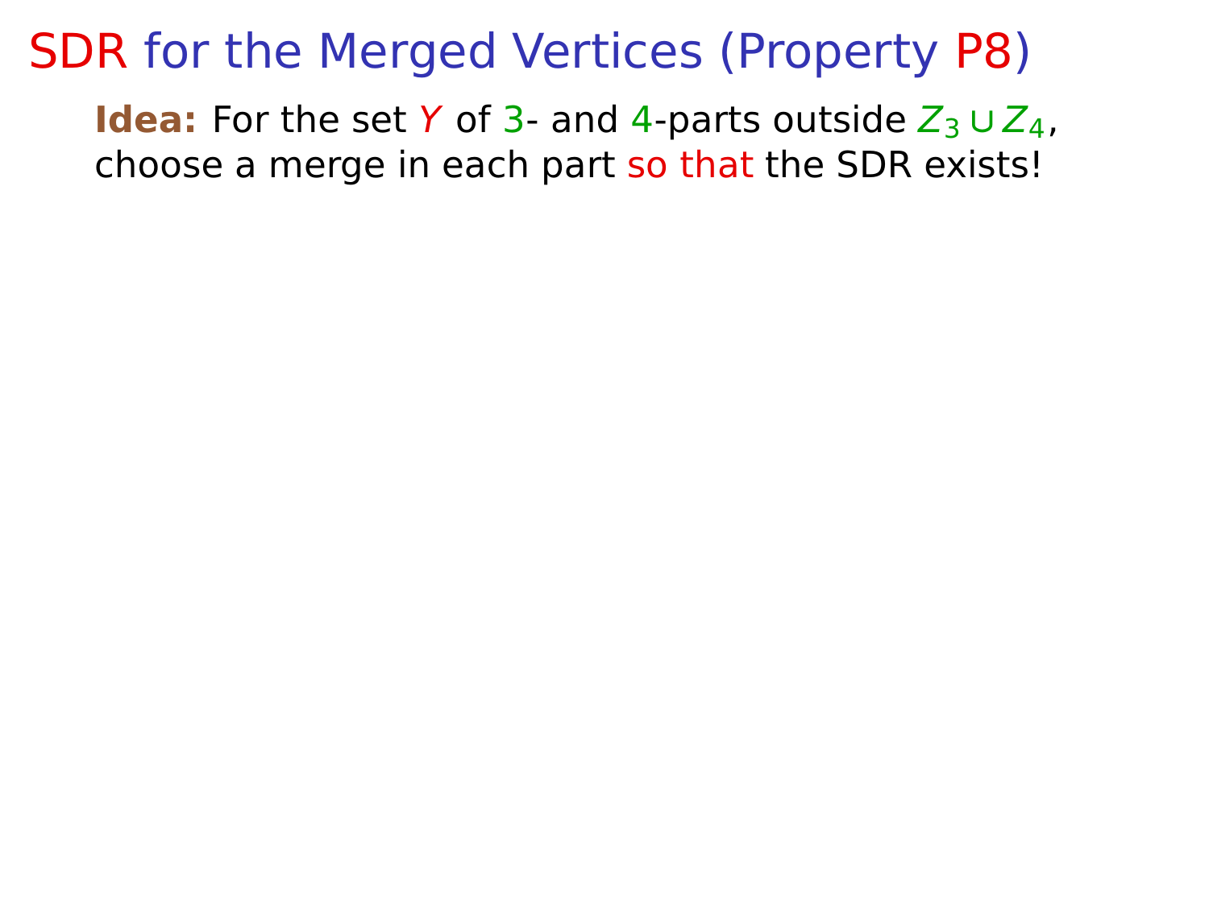# SDR for the Merged Vertices (Property P8)

**Idea:** For the set $Y$ of 3- and 4-parts outside $Z_3 \cup Z_4$, choose a merge in each part so that the SDR exists!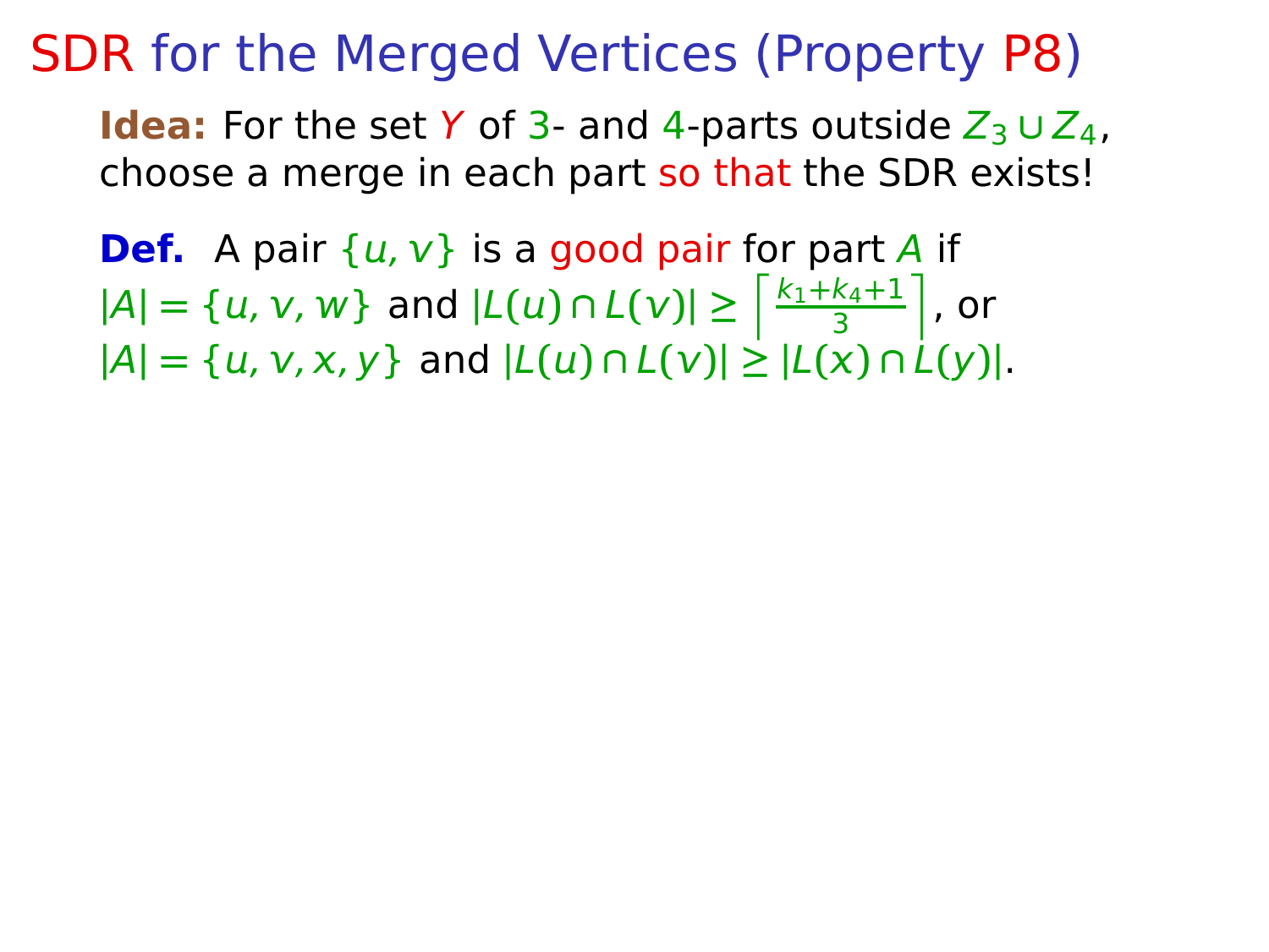# SDR for the Merged Vertices (Property P8)

**Idea:** For the set $Y$ of 3- and 4-parts outside $Z_3 \cup Z_4$, choose a merge in each part so that the SDR exists!

**Def.** A pair $\{u, v\}$ is a good pair for part $A$ if
$|A| = \{u, v, w\}$ and $|L(u) \cap L(v)| \geq \left\lceil \frac{k_1 + k_4 + 1}{3} \right\rceil$, or
$|A| = \{u, v, x, y\}$ and $|L(u) \cap L(v)| \geq |L(x) \cap L(y)|$.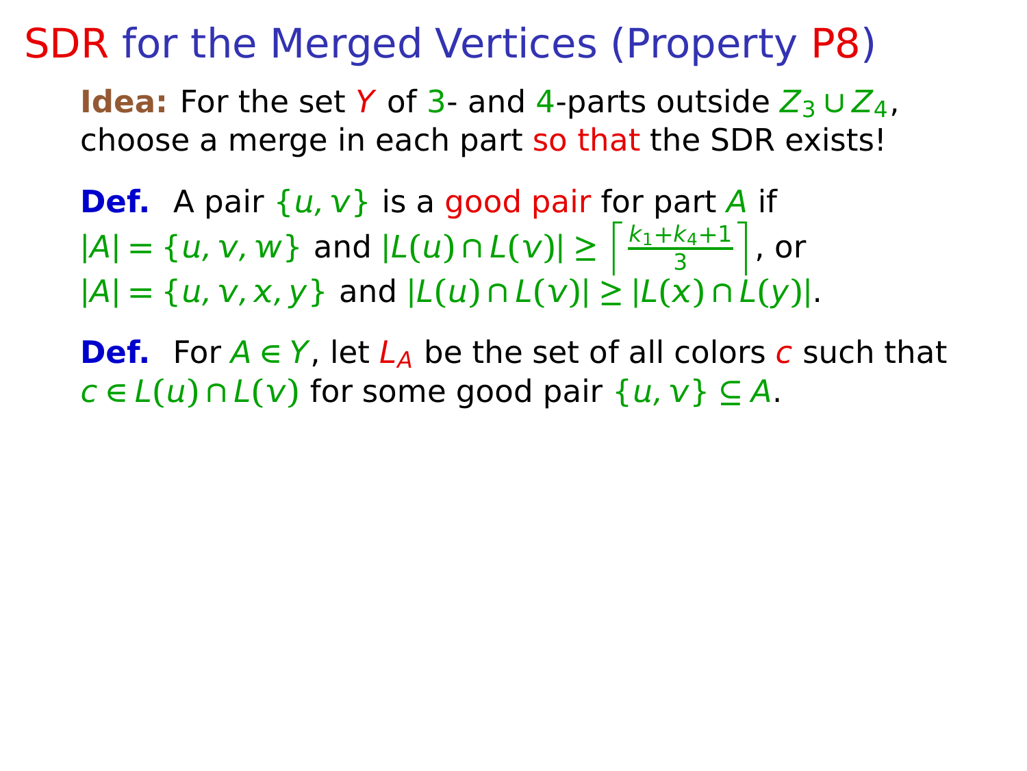# SDR for the Merged Vertices (Property P8)

**Idea:** For the set $Y$ of 3- and 4-parts outside $Z_3 \cup Z_4$, choose a merge in each part so that the SDR exists!

**Def.** A pair $\{u, v\}$ is a good pair for part $A$ if $|A| = \{u, v, w\}$ and $|L(u) \cap L(v)| \geq \left\lceil \frac{k_1+k_4+1}{3} \right\rceil$, or $|A| = \{u, v, x, y\}$ and $|L(u) \cap L(v)| \geq |L(x) \cap L(y)|$.

**Def.** For $A \in Y$, let $L_A$ be the set of all colors $c$ such that $c \in L(u) \cap L(v)$ for some good pair $\{u, v\} \subseteq A$.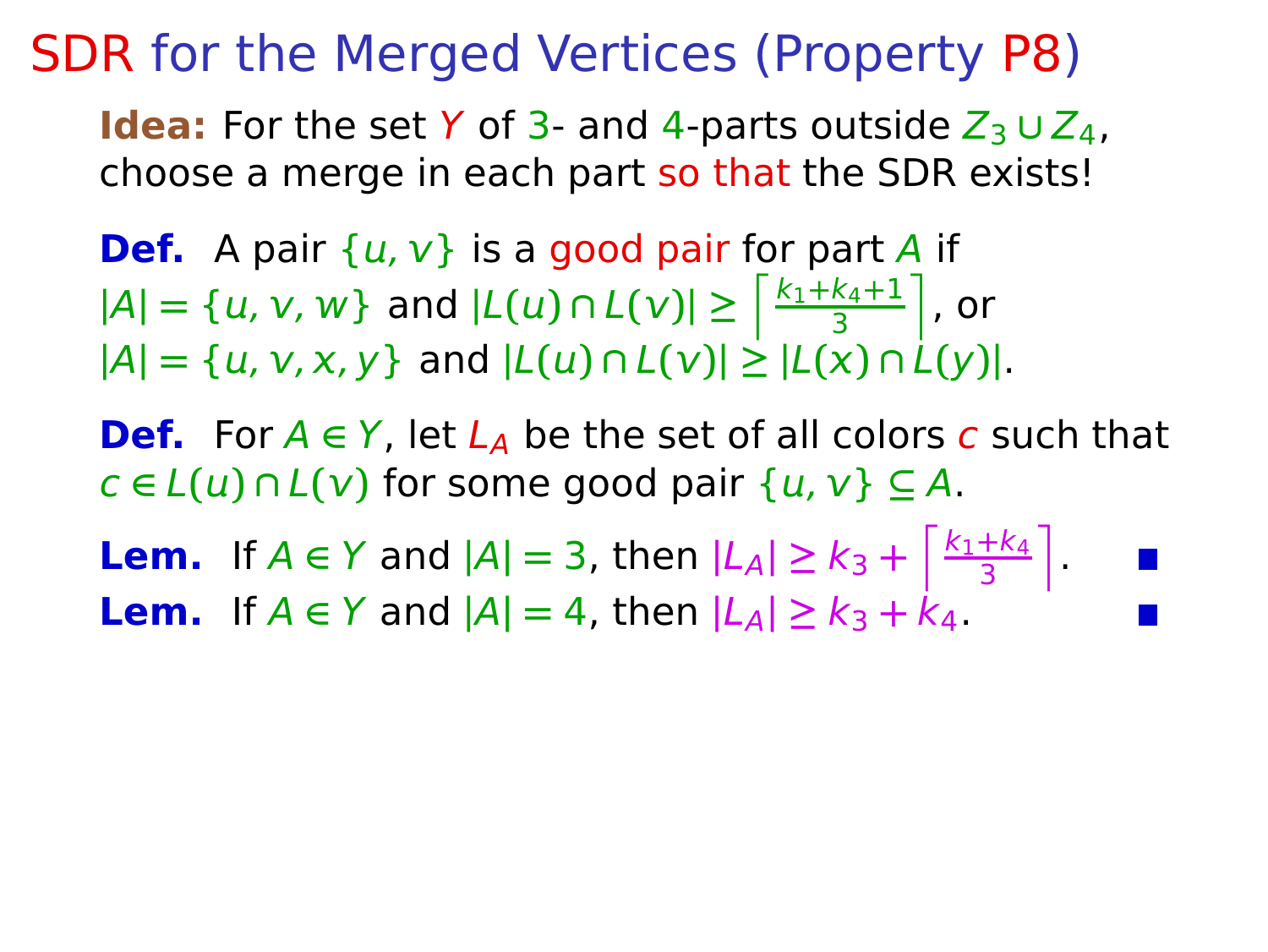# SDR for the Merged Vertices (Property P8)

**Idea:** For the set $Y$ of 3- and 4-parts outside $Z_3 \cup Z_4$, choose a merge in each part so that the SDR exists!

**Def.** A pair $\{u, v\}$ is a good pair for part $A$ if
$|A| = \{u, v, w\}$ and $|L(u) \cap L(v)| \geq \left\lceil \frac{k_1+k_4+1}{3} \right\rceil$, or
$|A| = \{u, v, x, y\}$ and $|L(u) \cap L(v)| \geq |L(x) \cap L(y)|$.

**Def.** For $A \in Y$, let $L_A$ be the set of all colors $c$ such that $c \in L(u) \cap L(v)$ for some good pair $\{u, v\} \subseteq A$.

**Lem.** If $A \in Y$ and $|A| = 3$, then $|L_A| \geq k_3 + \left\lceil \frac{k_1+k_4}{3} \right\rceil$. ■

**Lem.** If $A \in Y$ and $|A| = 4$, then $|L_A| \geq k_3 + k_4$. ■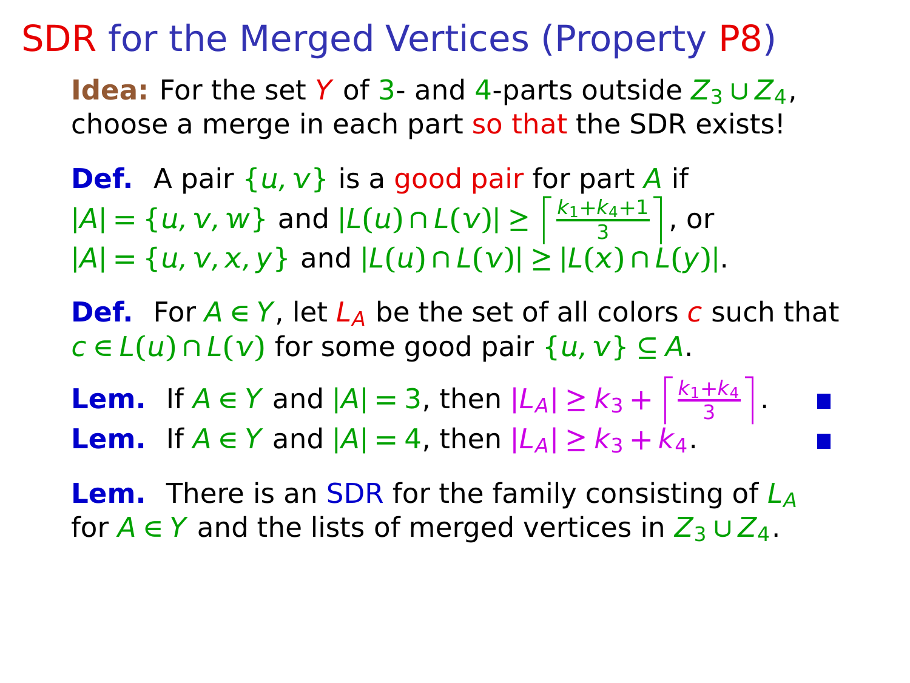# SDR for the Merged Vertices (Property P8)

**Idea:** For the set $Y$ of 3- and 4-parts outside $Z_3 \cup Z_4$, choose a merge in each part so that the SDR exists!

**Def.** A pair $\{u, v\}$ is a good pair for part $A$ if $|A| = \{u, v, w\}$ and $|L(u) \cap L(v)| \geq \left\lceil \frac{k_1+k_4+1}{3} \right\rceil$, or $|A| = \{u, v, x, y\}$ and $|L(u) \cap L(v)| \geq |L(x) \cap L(y)|$.

**Def.** For $A \in Y$, let $L_A$ be the set of all colors $c$ such that $c \in L(u) \cap L(v)$ for some good pair $\{u, v\} \subseteq A$.

**Lem.** If $A \in Y$ and $|A| = 3$, then $|L_A| \geq k_3 + \left\lceil \frac{k_1+k_4}{3} \right\rceil$. ∎

**Lem.** If $A \in Y$ and $|A| = 4$, then $|L_A| \geq k_3 + k_4$. ∎

**Lem.** There is an SDR for the family consisting of $L_A$ for $A \in Y$ and the lists of merged vertices in $Z_3 \cup Z_4$.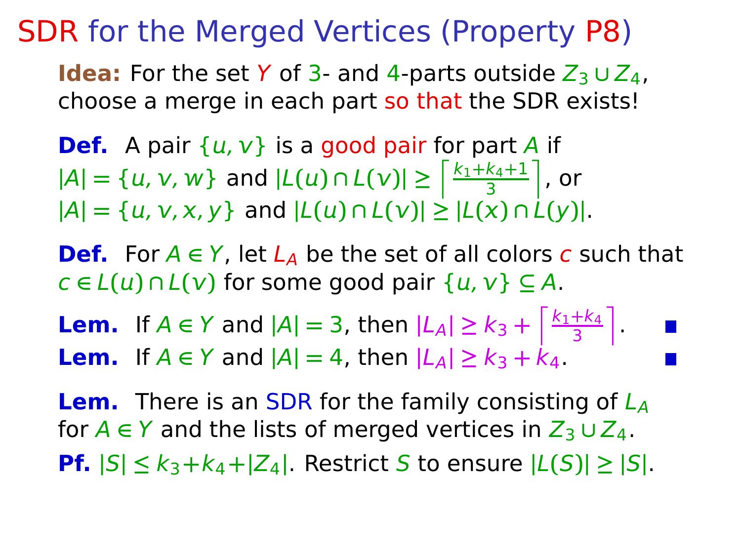# SDR for the Merged Vertices (Property P8)

**Idea:** For the set $Y$ of 3- and 4-parts outside $Z_3 \cup Z_4$, choose a merge in each part so that the SDR exists!

**Def.** A pair $\{u, v\}$ is a good pair for part $A$ if $|A| = \{u, v, w\}$ and $|L(u) \cap L(v)| \geq \left\lceil \frac{k_1+k_4+1}{3} \right\rceil$, or $|A| = \{u, v, x, y\}$ and $|L(u) \cap L(v)| \geq |L(x) \cap L(y)|$.

**Def.** For $A \in Y$, let $L_A$ be the set of all colors $c$ such that $c \in L(u) \cap L(v)$ for some good pair $\{u, v\} \subseteq A$.

**Lem.** If $A \in Y$ and $|A| = 3$, then $|L_A| \geq k_3 + \left\lceil \frac{k_1+k_4}{3} \right\rceil$. ■

**Lem.** If $A \in Y$ and $|A| = 4$, then $|L_A| \geq k_3 + k_4$. ■

**Lem.** There is an SDR for the family consisting of $L_A$ for $A \in Y$ and the lists of merged vertices in $Z_3 \cup Z_4$.

**Pf.** $|S| \leq k_3 + k_4 + |Z_4|$. Restrict $S$ to ensure $|L(S)| \geq |S|$.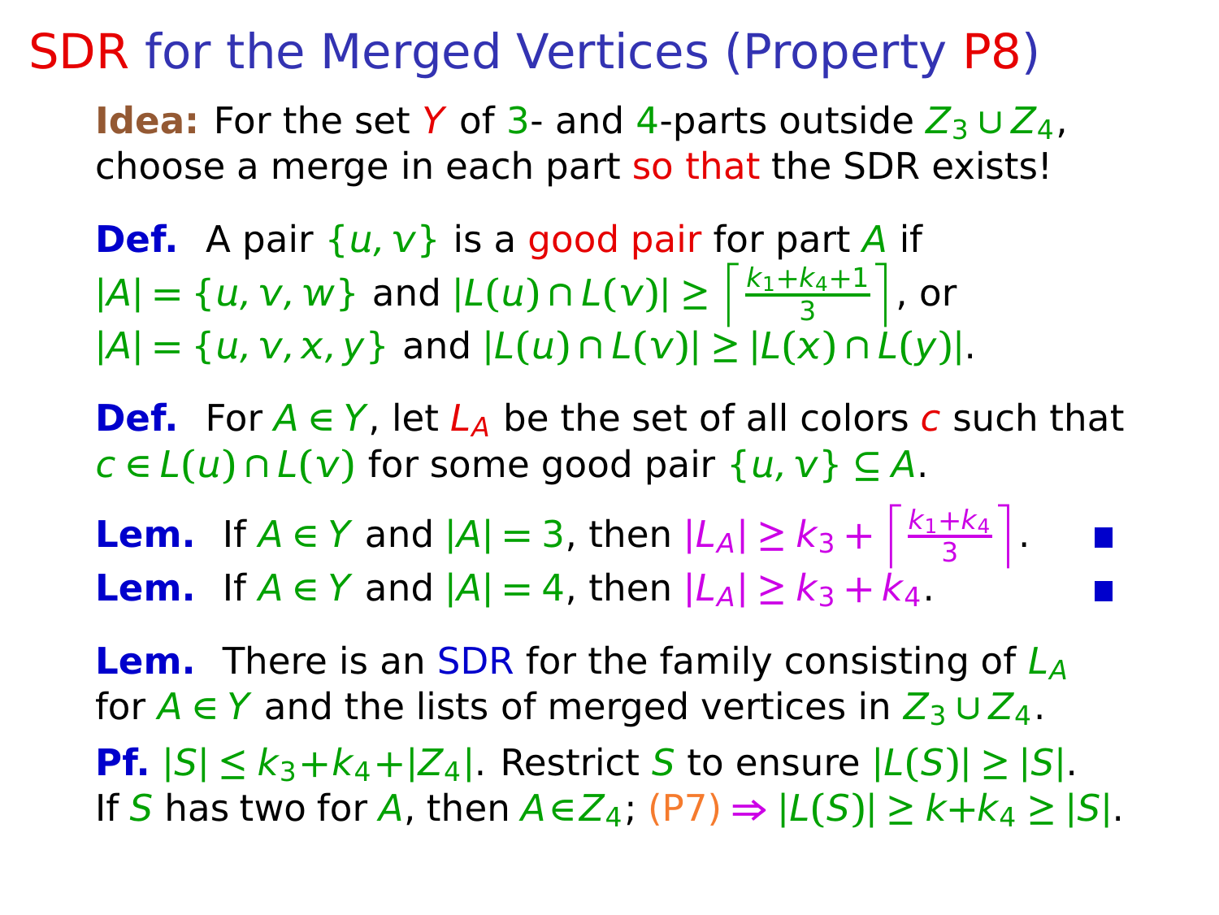# SDR for the Merged Vertices (Property P8)

**Idea:** For the set $Y$ of 3- and 4-parts outside $Z_3 \cup Z_4$, choose a merge in each part so that the SDR exists!

**Def.** A pair $\{u, v\}$ is a good pair for part $A$ if $|A| = \{u, v, w\}$ and $|L(u) \cap L(v)| \geq \left\lceil \frac{k_1+k_4+1}{3} \right\rceil$, or $|A| = \{u, v, x, y\}$ and $|L(u) \cap L(v)| \geq |L(x) \cap L(y)|$.

**Def.** For $A \in Y$, let $L_A$ be the set of all colors $c$ such that $c \in L(u) \cap L(v)$ for some good pair $\{u, v\} \subseteq A$.

**Lem.** If $A \in Y$ and $|A| = 3$, then $|L_A| \geq k_3 + \left\lceil \frac{k_1+k_4}{3} \right\rceil$. ■

**Lem.** If $A \in Y$ and $|A| = 4$, then $|L_A| \geq k_3 + k_4$. ■

**Lem.** There is an SDR for the family consisting of $L_A$ for $A \in Y$ and the lists of merged vertices in $Z_3 \cup Z_4$.

**Pf.** $|S| \leq k_3 + k_4 + |Z_4|$. Restrict $S$ to ensure $|L(S)| \geq |S|$. If $S$ has two for $A$, then $A \in Z_4$; (P7) $\Rightarrow |L(S)| \geq k + k_4 \geq |S|$.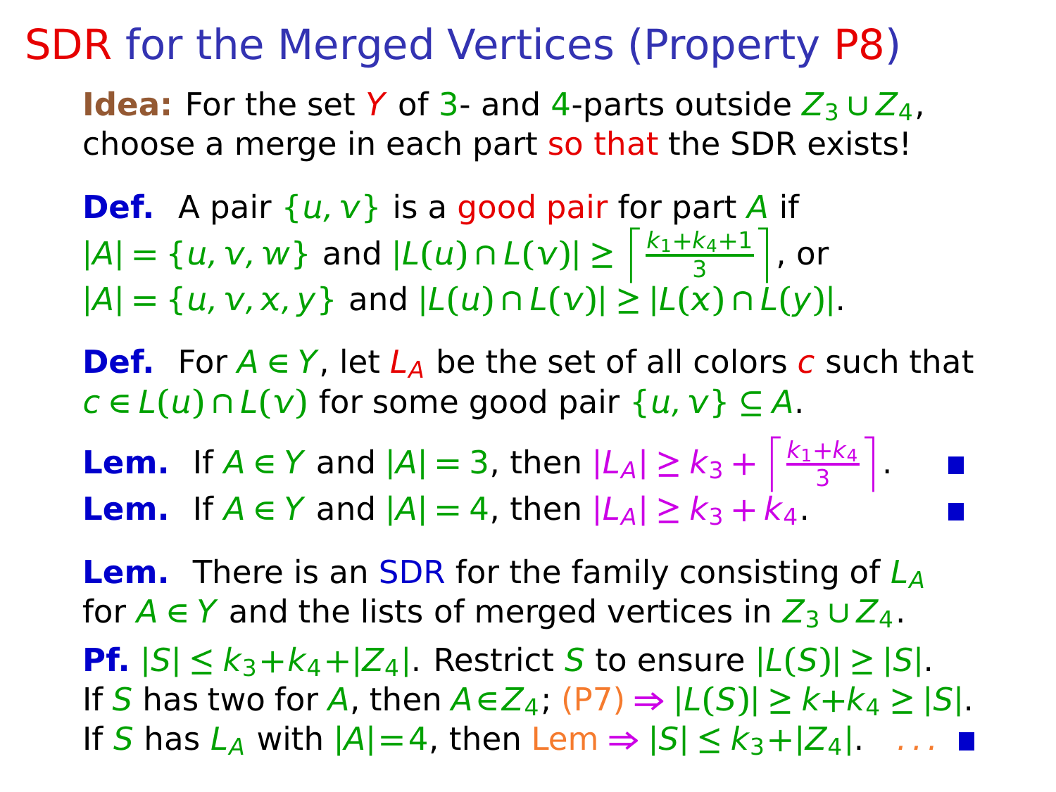# SDR for the Merged Vertices (Property P8)

**Idea:** For the set $Y$ of 3- and 4-parts outside $Z_3 \cup Z_4$, choose a merge in each part so that the SDR exists!

**Def.** A pair $\{u, v\}$ is a good pair for part $A$ if $|A| = \{u, v, w\}$ and $|L(u) \cap L(v)| \geq \left\lceil \frac{k_1+k_4+1}{3} \right\rceil$, or $|A| = \{u, v, x, y\}$ and $|L(u) \cap L(v)| \geq |L(x) \cap L(y)|$.

**Def.** For $A \in Y$, let $L_A$ be the set of all colors $c$ such that $c \in L(u) \cap L(v)$ for some good pair $\{u, v\} \subseteq A$.

**Lem.** If $A \in Y$ and $|A| = 3$, then $|L_A| \geq k_3 + \left\lceil \frac{k_1+k_4}{3} \right\rceil$. ■

**Lem.** If $A \in Y$ and $|A| = 4$, then $|L_A| \geq k_3 + k_4$. ■

**Lem.** There is an SDR for the family consisting of $L_A$ for $A \in Y$ and the lists of merged vertices in $Z_3 \cup Z_4$.

**Pf.** $|S| \leq k_3 + k_4 + |Z_4|$. Restrict $S$ to ensure $|L(S)| \geq |S|$.
If $S$ has two for $A$, then $A \in Z_4$; (P7) $\Rightarrow |L(S)| \geq k + k_4 \geq |S|$.
If $S$ has $L_A$ with $|A| = 4$, then Lem $\Rightarrow |S| \leq k_3 + |Z_4|$. . . . ■